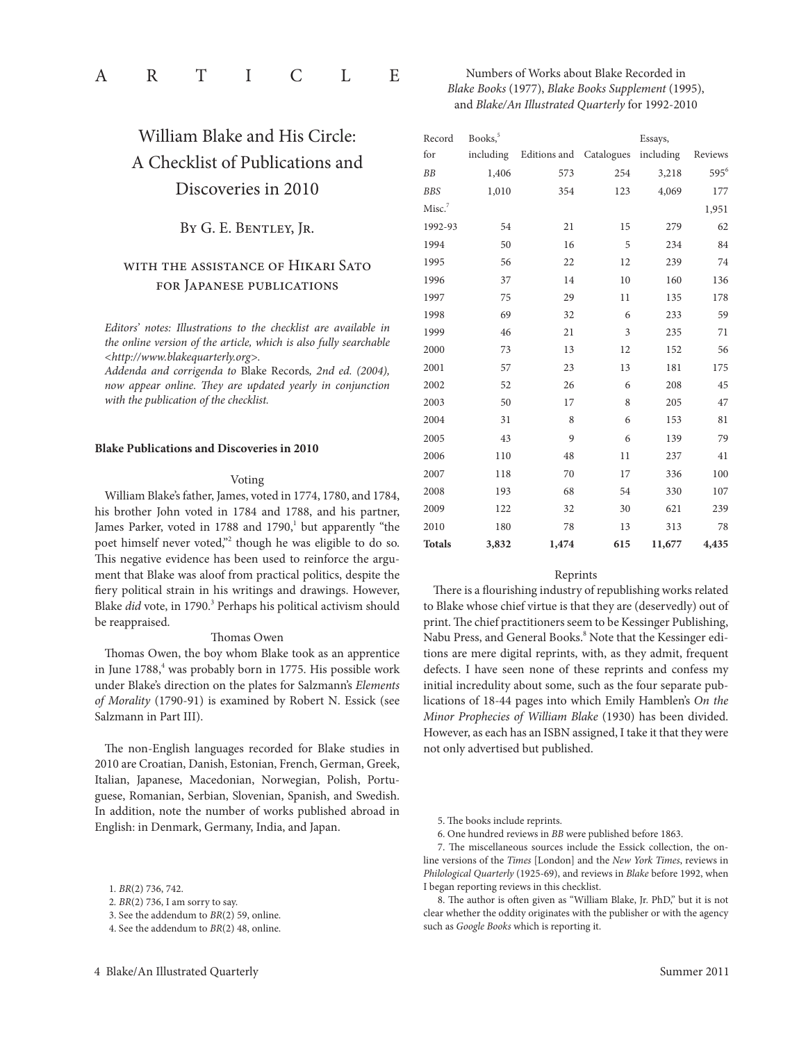ARTICLE

# William Blake and His Circle: A Checklist of Publications and Discoveries in 2010

By G. E. Bentley, Jr.

with the assistance of Hikari Sato for Japanese publications

*Editors' notes: Illustrations to the checklist are available in the online version of the article, which is also fully searchable <http://www.blakequarterly.org>.*

*Addenda and corrigenda to* Blake Records*, 2nd ed. (2004), now appear online. They are updated yearly in conjunction with the publication of the checklist.*

## Blake Publications and Discoveries in 2010

### Voting

William Blake's father, James, voted in 1774, 1780, and 1784, his brother John voted in 1784 and 1788, and his partner, James Parker, voted in 1788 and 1790,[1] but apparently "the poet himself never voted,"[2] though he was eligible to do so. This negative evidence has been used to reinforce the argument that Blake was aloof from practical politics, despite the fiery political strain in his writings and drawings. However, Blake *did* vote, in 1790.[3] Perhaps his political activism should be reappraised.

### Thomas Owen

Thomas Owen, the boy whom Blake took as an apprentice in June 1788,[4] was probably born in 1775. His possible work under Blake's direction on the plates for Salzmann's *Elements of Morality* (1790-91) is examined by Robert N. Essick (see Salzmann in Part III).

The non-English languages recorded for Blake studies in 2010 are Croatian, Danish, Estonian, French, German, Greek, Italian, Japanese, Macedonian, Norwegian, Polish, Portuguese, Romanian, Serbian, Slovenian, Spanish, and Swedish. In addition, note the number of works published abroad in English: in Denmark, Germany, India, and Japan.

1. *BR*(2) 736, 742.

2. *BR*(2) 736, I am sorry to say.

3. See the addendum to *BR*(2) 59, online.

4. See the addendum to *BR*(2) 48, online.

Numbers of Works about Blake Recorded in *Blake Books* (1977), *Blake Books Supplement* (1995), and *Blake/An Illustrated Quarterly* for 1992-2010

| Record for | Books,[5] including | Editions and | Catalogues | Essays, including | Reviews |
|---|---|---|---|---|---|
| *BB* | 1,406 | 573 | 254 | 3,218 | 595[6] |
| *BBS* | 1,010 | 354 | 123 | 4,069 | 177 |
| Misc.[7] | | | | | 1,951 |
| 1992-93 | 54 | 21 | 15 | 279 | 62 |
| 1994 | 50 | 16 | 5 | 234 | 84 |
| 1995 | 56 | 22 | 12 | 239 | 74 |
| 1996 | 37 | 14 | 10 | 160 | 136 |
| 1997 | 75 | 29 | 11 | 135 | 178 |
| 1998 | 69 | 32 | 6 | 233 | 59 |
| 1999 | 46 | 21 | 3 | 235 | 71 |
| 2000 | 73 | 13 | 12 | 152 | 56 |
| 2001 | 57 | 23 | 13 | 181 | 175 |
| 2002 | 52 | 26 | 6 | 208 | 45 |
| 2003 | 50 | 17 | 8 | 205 | 47 |
| 2004 | 31 | 8 | 6 | 153 | 81 |
| 2005 | 43 | 9 | 6 | 139 | 79 |
| 2006 | 110 | 48 | 11 | 237 | 41 |
| 2007 | 118 | 70 | 17 | 336 | 100 |
| 2008 | 193 | 68 | 54 | 330 | 107 |
| 2009 | 122 | 32 | 30 | 621 | 239 |
| 2010 | 180 | 78 | 13 | 313 | 78 |
| **Totals** | **3,832** | **1,474** | **615** | **11,677** | **4,435** |

### Reprints

There is a flourishing industry of republishing works related to Blake whose chief virtue is that they are (deservedly) out of print. The chief practitioners seem to be Kessinger Publishing, Nabu Press, and General Books.[8] Note that the Kessinger editions are mere digital reprints, with, as they admit, frequent defects. I have seen none of these reprints and confess my initial incredulity about some, such as the four separate publications of 18-44 pages into which Emily Hamblen's *On the Minor Prophecies of William Blake* (1930) has been divided. However, as each has an ISBN assigned, I take it that they were not only advertised but published.

5. The books include reprints.

6. One hundred reviews in *BB* were published before 1863.

7. The miscellaneous sources include the Essick collection, the online versions of the *Times* [London] and the *New York Times*, reviews in *Philological Quarterly* (1925-69), and reviews in *Blake* before 1992, when I began reporting reviews in this checklist.

8. The author is often given as "William Blake, Jr. PhD," but it is not clear whether the oddity originates with the publisher or with the agency such as *Google Books* which is reporting it.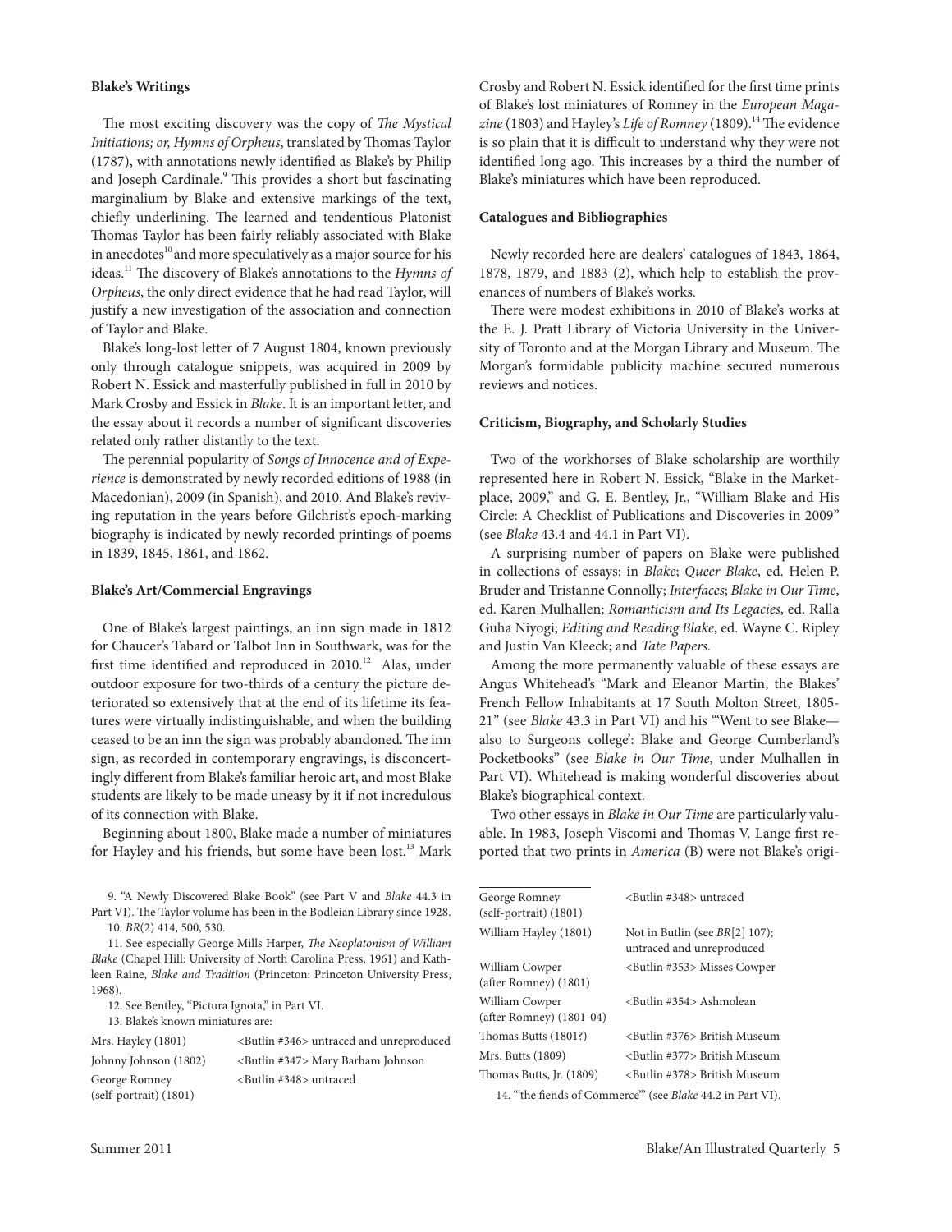**Blake's Writings**

The most exciting discovery was the copy of *The Mystical Initiations; or, Hymns of Orpheus*, translated by Thomas Taylor (1787), with annotations newly identified as Blake's by Philip and Joseph Cardinale.[9] This provides a short but fascinating marginalium by Blake and extensive markings of the text, chiefly underlining. The learned and tendentious Platonist Thomas Taylor has been fairly reliably associated with Blake in anecdotes[10] and more speculatively as a major source for his ideas.[11] The discovery of Blake's annotations to the *Hymns of Orpheus*, the only direct evidence that he had read Taylor, will justify a new investigation of the association and connection of Taylor and Blake.

Blake's long-lost letter of 7 August 1804, known previously only through catalogue snippets, was acquired in 2009 by Robert N. Essick and masterfully published in full in 2010 by Mark Crosby and Essick in *Blake*. It is an important letter, and the essay about it records a number of significant discoveries related only rather distantly to the text.

The perennial popularity of *Songs of Innocence and of Experience* is demonstrated by newly recorded editions of 1988 (in Macedonian), 2009 (in Spanish), and 2010. And Blake's reviving reputation in the years before Gilchrist's epoch-marking biography is indicated by newly recorded printings of poems in 1839, 1845, 1861, and 1862.

**Blake's Art/Commercial Engravings**

One of Blake's largest paintings, an inn sign made in 1812 for Chaucer's Tabard or Talbot Inn in Southwark, was for the first time identified and reproduced in 2010.[12] Alas, under outdoor exposure for two-thirds of a century the picture deteriorated so extensively that at the end of its lifetime its features were virtually indistinguishable, and when the building ceased to be an inn the sign was probably abandoned. The inn sign, as recorded in contemporary engravings, is disconcertingly different from Blake's familiar heroic art, and most Blake students are likely to be made uneasy by it if not incredulous of its connection with Blake.

Beginning about 1800, Blake made a number of miniatures for Hayley and his friends, but some have been lost.[13] Mark Crosby and Robert N. Essick identified for the first time prints of Blake's lost miniatures of Romney in the *European Magazine* (1803) and Hayley's *Life of Romney* (1809).[14] The evidence is so plain that it is difficult to understand why they were not identified long ago. This increases by a third the number of Blake's miniatures which have been reproduced.

**Catalogues and Bibliographies**

Newly recorded here are dealers' catalogues of 1843, 1864, 1878, 1879, and 1883 (2), which help to establish the provenances of numbers of Blake's works.

There were modest exhibitions in 2010 of Blake's works at the E. J. Pratt Library of Victoria University in the University of Toronto and at the Morgan Library and Museum. The Morgan's formidable publicity machine secured numerous reviews and notices.

**Criticism, Biography, and Scholarly Studies**

Two of the workhorses of Blake scholarship are worthily represented here in Robert N. Essick, "Blake in the Marketplace, 2009," and G. E. Bentley, Jr., "William Blake and His Circle: A Checklist of Publications and Discoveries in 2009" (see *Blake* 43.4 and 44.1 in Part VI).

A surprising number of papers on Blake were published in collections of essays: in *Blake*; *Queer Blake*, ed. Helen P. Bruder and Tristanne Connolly; *Interfaces*; *Blake in Our Time*, ed. Karen Mulhallen; *Romanticism and Its Legacies*, ed. Ralla Guha Niyogi; *Editing and Reading Blake*, ed. Wayne C. Ripley and Justin Van Kleeck; and *Tate Papers*.

Among the more permanently valuable of these essays are Angus Whitehead's "Mark and Eleanor Martin, the Blakes' French Fellow Inhabitants at 17 South Molton Street, 1805-21" (see *Blake* 43.3 in Part VI) and his "'Went to see Blake—also to Surgeons college': Blake and George Cumberland's Pocketbooks" (see *Blake in Our Time*, under Mulhallen in Part VI). Whitehead is making wonderful discoveries about Blake's biographical context.

Two other essays in *Blake in Our Time* are particularly valuable. In 1983, Joseph Viscomi and Thomas V. Lange first reported that two prints in *America* (B) were not Blake's origi-

9. "A Newly Discovered Blake Book" (see Part V and *Blake* 44.3 in Part VI). The Taylor volume has been in the Bodleian Library since 1928.

10. *BR*(2) 414, 500, 530.

11. See especially George Mills Harper, *The Neoplatonism of William Blake* (Chapel Hill: University of North Carolina Press, 1961) and Kathleen Raine, *Blake and Tradition* (Princeton: Princeton University Press, 1968).

12. See Bentley, "Pictura Ignota," in Part VI.

13. Blake's known miniatures are:

| | |
|---|---|
| Mrs. Hayley (1801) | <Butlin #346> untraced and unreproduced |
| Johnny Johnson (1802) | <Butlin #347> Mary Barham Johnson |
| George Romney (self-portrait) (1801) | <Butlin #348> untraced |
| William Hayley (1801) | Not in Butlin (see *BR*[2] 107); untraced and unreproduced |
| William Cowper (after Romney) (1801) | <Butlin #353> Misses Cowper |
| William Cowper (after Romney) (1801-04) | <Butlin #354> Ashmolean |
| Thomas Butts (1801?) | <Butlin #376> British Museum |
| Mrs. Butts (1809) | <Butlin #377> British Museum |
| Thomas Butts, Jr. (1809) | <Butlin #378> British Museum |

14. "'the fiends of Commerce'" (see *Blake* 44.2 in Part VI).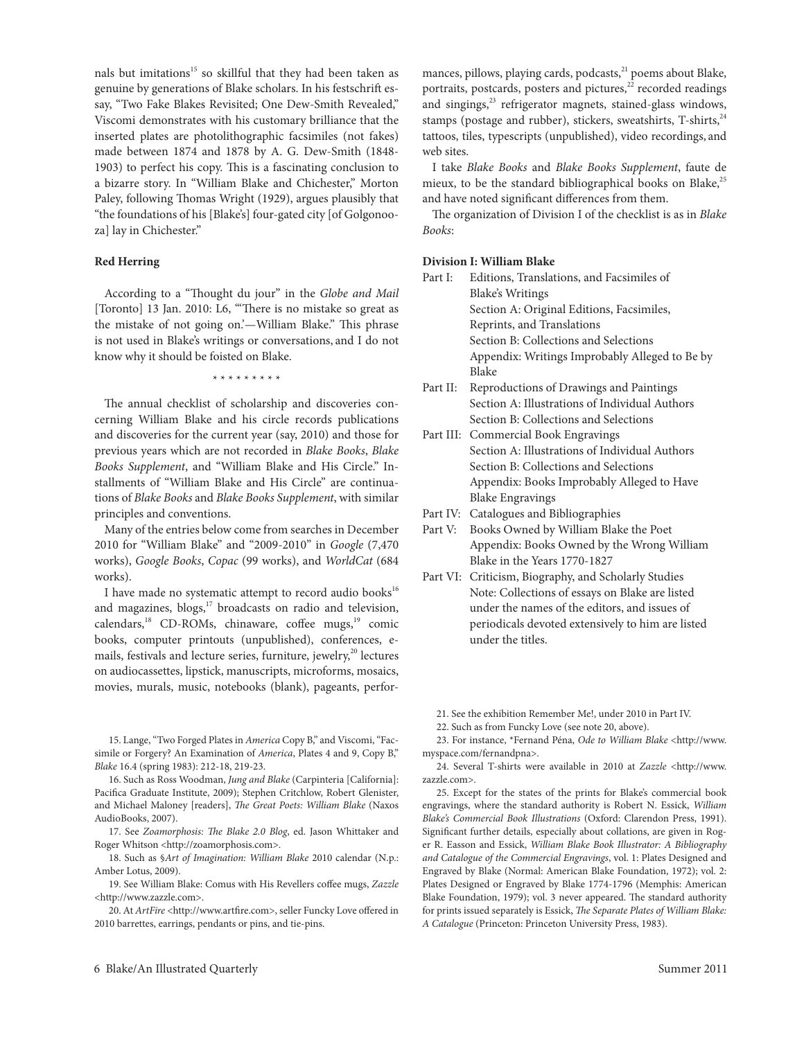nals but imitations[15] so skillful that they had been taken as genuine by generations of Blake scholars. In his festschrift essay, "Two Fake Blakes Revisited; One Dew-Smith Revealed," Viscomi demonstrates with his customary brilliance that the inserted plates are photolithographic facsimiles (not fakes) made between 1874 and 1878 by A. G. Dew-Smith (1848-1903) to perfect his copy. This is a fascinating conclusion to a bizarre story. In "William Blake and Chichester," Morton Paley, following Thomas Wright (1929), argues plausibly that "the foundations of his [Blake's] four-gated city [of Golgonooza] lay in Chichester."

**Red Herring**

According to a "Thought du jour" in the *Globe and Mail* [Toronto] 13 Jan. 2010: L6, "'There is no mistake so great as the mistake of not going on.'—William Blake." This phrase is not used in Blake's writings or conversations, and I do not know why it should be foisted on Blake.

\* \* \* \* \* \* \* \* \*

The annual checklist of scholarship and discoveries concerning William Blake and his circle records publications and discoveries for the current year (say, 2010) and those for previous years which are not recorded in *Blake Books*, *Blake Books Supplement*, and "William Blake and His Circle." Installments of "William Blake and His Circle" are continuations of *Blake Books* and *Blake Books Supplement*, with similar principles and conventions.

Many of the entries below come from searches in December 2010 for "William Blake" and "2009-2010" in *Google* (7,470 works), *Google Books*, *Copac* (99 works), and *WorldCat* (684 works).

I have made no systematic attempt to record audio books[16] and magazines, blogs,[17] broadcasts on radio and television, calendars,[18] CD-ROMs, chinaware, coffee mugs,[19] comic books, computer printouts (unpublished), conferences, e-mails, festivals and lecture series, furniture, jewelry,[20] lectures on audiocassettes, lipstick, manuscripts, microforms, mosaics, movies, murals, music, notebooks (blank), pageants, performances, pillows, playing cards, podcasts,[21] poems about Blake, portraits, postcards, posters and pictures,[22] recorded readings and singings,[23] refrigerator magnets, stained-glass windows, stamps (postage and rubber), stickers, sweatshirts, T-shirts,[24] tattoos, tiles, typescripts (unpublished), video recordings, and web sites.

I take *Blake Books* and *Blake Books Supplement*, faute de mieux, to be the standard bibliographical books on Blake,[25] and have noted significant differences from them.

The organization of Division I of the checklist is as in *Blake Books*:

**Division I: William Blake**

- Part I: Editions, Translations, and Facsimiles of Blake's Writings
  - Section A: Original Editions, Facsimiles, Reprints, and Translations
  - Section B: Collections and Selections
  - Appendix: Writings Improbably Alleged to Be by Blake
- Part II: Reproductions of Drawings and Paintings
  - Section A: Illustrations of Individual Authors
  - Section B: Collections and Selections
- Part III: Commercial Book Engravings
  - Section A: Illustrations of Individual Authors
  - Section B: Collections and Selections
  - Appendix: Books Improbably Alleged to Have Blake Engravings
- Part IV: Catalogues and Bibliographies
- Part V: Books Owned by William Blake the Poet
  - Appendix: Books Owned by the Wrong William Blake in the Years 1770-1827
- Part VI: Criticism, Biography, and Scholarly Studies
  - Note: Collections of essays on Blake are listed under the names of the editors, and issues of periodicals devoted extensively to him are listed under the titles.

---

15. Lange, "Two Forged Plates in *America* Copy B," and Viscomi, "Facsimile or Forgery? An Examination of *America*, Plates 4 and 9, Copy B," *Blake* 16.4 (spring 1983): 212-18, 219-23.

16. Such as Ross Woodman, *Jung and Blake* (Carpinteria [California]: Pacifica Graduate Institute, 2009); Stephen Critchlow, Robert Glenister, and Michael Maloney [readers], *The Great Poets: William Blake* (Naxos AudioBooks, 2007).

17. See *Zoamorphosis: The Blake 2.0 Blog*, ed. Jason Whittaker and Roger Whitson <http://zoamorphosis.com>.

18. Such as §*Art of Imagination: William Blake* 2010 calendar (N.p.: Amber Lotus, 2009).

19. See William Blake: Comus with His Revellers coffee mugs, *Zazzle* <http://www.zazzle.com>.

20. At *ArtFire* <http://www.artfire.com>, seller Funcky Love offered in 2010 barrettes, earrings, pendants or pins, and tie-pins.

21. See the exhibition Remember Me!, under 2010 in Part IV.

22. Such as from Funcky Love (see note 20, above).

23. For instance, \*Fernand Péna, *Ode to William Blake* <http://www.myspace.com/fernandpna>.

24. Several T-shirts were available in 2010 at *Zazzle* <http://www.zazzle.com>.

25. Except for the states of the prints for Blake's commercial book engravings, where the standard authority is Robert N. Essick, *William Blake's Commercial Book Illustrations* (Oxford: Clarendon Press, 1991). Significant further details, especially about collations, are given in Roger R. Easson and Essick, *William Blake Book Illustrator: A Bibliography and Catalogue of the Commercial Engravings*, vol. 1: Plates Designed and Engraved by Blake (Normal: American Blake Foundation, 1972); vol. 2: Plates Designed or Engraved by Blake 1774-1796 (Memphis: American Blake Foundation, 1979); vol. 3 never appeared. The standard authority for prints issued separately is Essick, *The Separate Plates of William Blake: A Catalogue* (Princeton: Princeton University Press, 1983).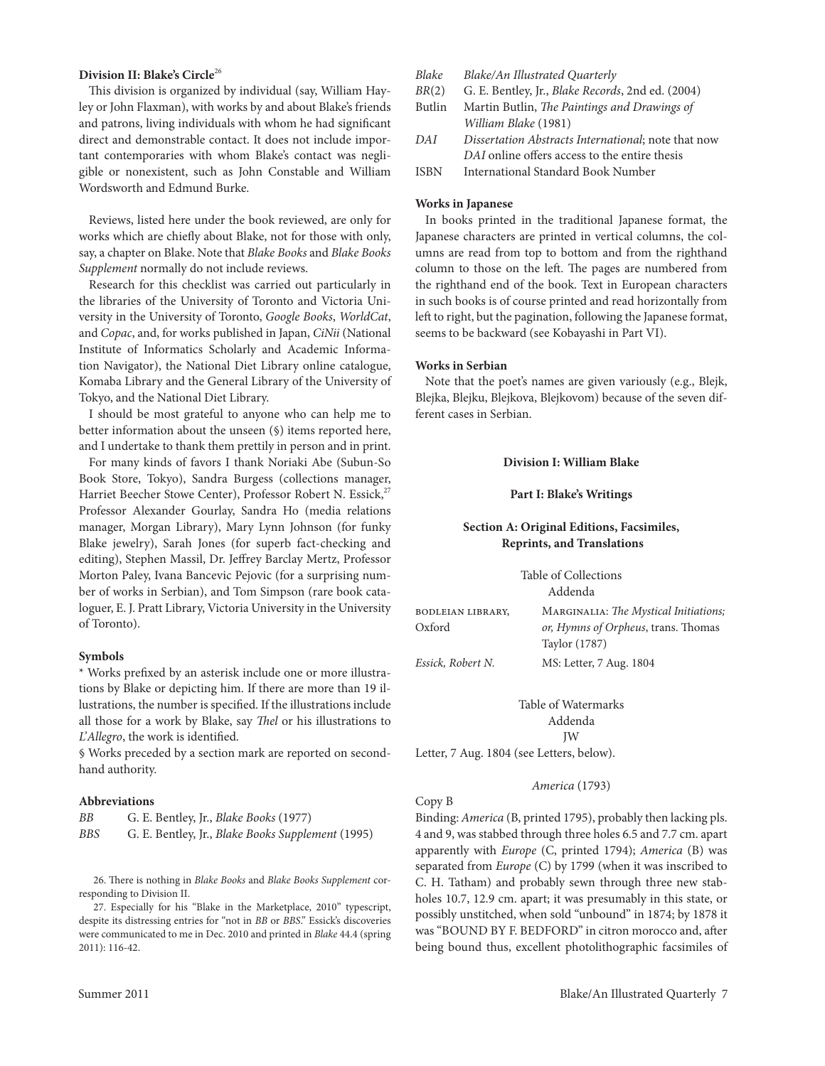**Division II: Blake's Circle**[26]

This division is organized by individual (say, William Hayley or John Flaxman), with works by and about Blake's friends and patrons, living individuals with whom he had significant direct and demonstrable contact. It does not include important contemporaries with whom Blake's contact was negligible or nonexistent, such as John Constable and William Wordsworth and Edmund Burke.

Reviews, listed here under the book reviewed, are only for works which are chiefly about Blake, not for those with only, say, a chapter on Blake. Note that *Blake Books* and *Blake Books Supplement* normally do not include reviews.

Research for this checklist was carried out particularly in the libraries of the University of Toronto and Victoria University in the University of Toronto, *Google Books*, *WorldCat*, and *Copac*, and, for works published in Japan, *CiNii* (National Institute of Informatics Scholarly and Academic Information Navigator), the National Diet Library online catalogue, Komaba Library and the General Library of the University of Tokyo, and the National Diet Library.

I should be most grateful to anyone who can help me to better information about the unseen (§) items reported here, and I undertake to thank them prettily in person and in print.

For many kinds of favors I thank Noriaki Abe (Subun-So Book Store, Tokyo), Sandra Burgess (collections manager, Harriet Beecher Stowe Center), Professor Robert N. Essick,[27] Professor Alexander Gourlay, Sandra Ho (media relations manager, Morgan Library), Mary Lynn Johnson (for funky Blake jewelry), Sarah Jones (for superb fact-checking and editing), Stephen Massil, Dr. Jeffrey Barclay Mertz, Professor Morton Paley, Ivana Bancevic Pejovic (for a surprising number of works in Serbian), and Tom Simpson (rare book cataloguer, E. J. Pratt Library, Victoria University in the University of Toronto).

**Symbols**

\* Works prefixed by an asterisk include one or more illustrations by Blake or depicting him. If there are more than 19 illustrations, the number is specified. If the illustrations include all those for a work by Blake, say *Thel* or his illustrations to *L'Allegro*, the work is identified.

§ Works preceded by a section mark are reported on secondhand authority.

**Abbreviations**

| | |
|---|---|
| *BB* | G. E. Bentley, Jr., *Blake Books* (1977) |
| *BBS* | G. E. Bentley, Jr., *Blake Books Supplement* (1995) |
| *Blake* | *Blake/An Illustrated Quarterly* |
| *BR*(2) | G. E. Bentley, Jr., *Blake Records*, 2nd ed. (2004) |
| Butlin | Martin Butlin, *The Paintings and Drawings of William Blake* (1981) |
| *DAI* | *Dissertation Abstracts International*; note that now *DAI* online offers access to the entire thesis |
| ISBN | International Standard Book Number |

**Works in Japanese**

In books printed in the traditional Japanese format, the Japanese characters are printed in vertical columns, the columns are read from top to bottom and from the righthand column to those on the left. The pages are numbered from the righthand end of the book. Text in European characters in such books is of course printed and read horizontally from left to right, but the pagination, following the Japanese format, seems to be backward (see Kobayashi in Part VI).

**Works in Serbian**

Note that the poet's names are given variously (e.g., Blejk, Blejka, Blejku, Blejkova, Blejkovom) because of the seven different cases in Serbian.

26. There is nothing in *Blake Books* and *Blake Books Supplement* corresponding to Division II.

27. Especially for his "Blake in the Marketplace, 2010" typescript, despite its distressing entries for "not in *BB* or *BBS*." Essick's discoveries were communicated to me in Dec. 2010 and printed in *Blake* 44.4 (spring 2011): 116-42.

## Division I: William Blake

### Part I: Blake's Writings

#### Section A: Original Editions, Facsimiles, Reprints, and Translations

Table of Collections
Addenda

| | |
|---|---|
| BODLEIAN LIBRARY, Oxford | MARGINALIA: *The Mystical Initiations; or, Hymns of Orpheus*, trans. Thomas Taylor (1787) |
| *Essick, Robert N.* | MS: Letter, 7 Aug. 1804 |

Table of Watermarks
Addenda
JW

Letter, 7 Aug. 1804 (see Letters, below).

*America* (1793)

Copy B

Binding: *America* (B, printed 1795), probably then lacking pls. 4 and 9, was stabbed through three holes 6.5 and 7.7 cm. apart apparently with *Europe* (C, printed 1794); *America* (B) was separated from *Europe* (C) by 1799 (when it was inscribed to C. H. Tatham) and probably sewn through three new stabholes 10.7, 12.9 cm. apart; it was presumably in this state, or possibly unstitched, when sold "unbound" in 1874; by 1878 it was "BOUND BY F. BEDFORD" in citron morocco and, after being bound thus, excellent photolithographic facsimiles of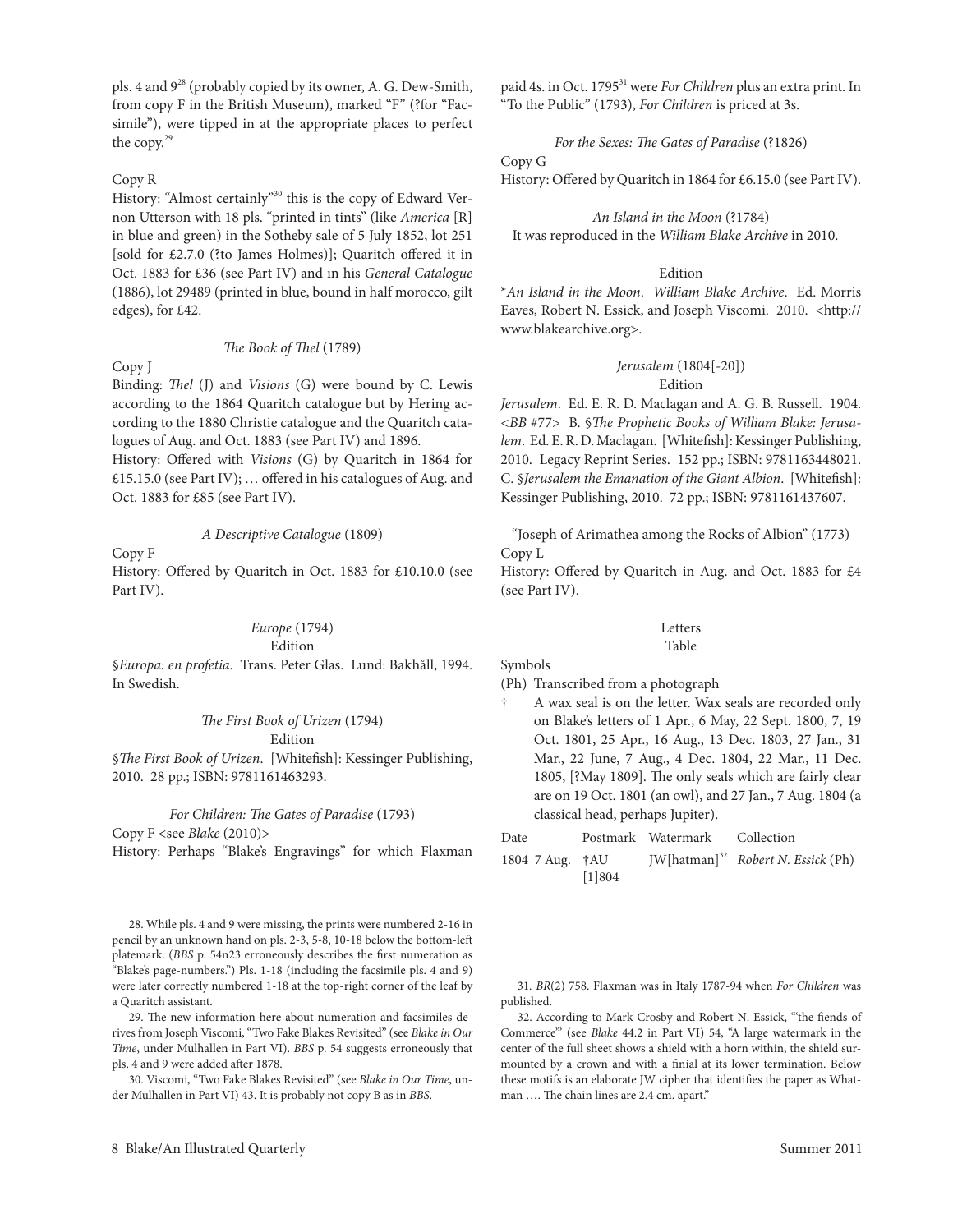pls. 4 and 9[28] (probably copied by its owner, A. G. Dew-Smith, from copy F in the British Museum), marked "F" (?for "Facsimile"), were tipped in at the appropriate places to perfect the copy.[29]

Copy R

History: "Almost certainly"[30] this is the copy of Edward Vernon Utterson with 18 pls. "printed in tints" (like *America* [R] in blue and green) in the Sotheby sale of 5 July 1852, lot 251 [sold for £2.7.0 (?to James Holmes)]; Quaritch offered it in Oct. 1883 for £36 (see Part IV) and in his *General Catalogue* (1886), lot 29489 (printed in blue, bound in half morocco, gilt edges), for £42.

### *The Book of Thel* (1789)

Copy J

Binding: *Thel* (J) and *Visions* (G) were bound by C. Lewis according to the 1864 Quaritch catalogue but by Hering according to the 1880 Christie catalogue and the Quaritch catalogues of Aug. and Oct. 1883 (see Part IV) and 1896.

History: Offered with *Visions* (G) by Quaritch in 1864 for £15.15.0 (see Part IV); … offered in his catalogues of Aug. and Oct. 1883 for £85 (see Part IV).

### *A Descriptive Catalogue* (1809)

Copy F

History: Offered by Quaritch in Oct. 1883 for £10.10.0 (see Part IV).

### *Europe* (1794)

Edition

§*Europa: en profetia*. Trans. Peter Glas. Lund: Bakhåll, 1994. In Swedish.

### *The First Book of Urizen* (1794)

Edition

§*The First Book of Urizen*. [Whitefish]: Kessinger Publishing, 2010. 28 pp.; ISBN: 9781161463293.

### *For Children: The Gates of Paradise* (1793)

Copy F <see *Blake* (2010)>

History: Perhaps "Blake's Engravings" for which Flaxman paid 4s. in Oct. 1795[31] were *For Children* plus an extra print. In "To the Public" (1793), *For Children* is priced at 3s.

### *For the Sexes: The Gates of Paradise* (?1826)

Copy G

History: Offered by Quaritch in 1864 for £6.15.0 (see Part IV).

### *An Island in the Moon* (?1784)

It was reproduced in the *William Blake Archive* in 2010.

Edition

\**An Island in the Moon*. *William Blake Archive*. Ed. Morris Eaves, Robert N. Essick, and Joseph Viscomi. 2010. <http://www.blakearchive.org>.

### *Jerusalem* (1804[-20])

Edition

*Jerusalem*. Ed. E. R. D. Maclagan and A. G. B. Russell. 1904. <*BB* #77> B. §*The Prophetic Books of William Blake: Jerusalem*. Ed. E. R. D. Maclagan. [Whitefish]: Kessinger Publishing, 2010. Legacy Reprint Series. 152 pp.; ISBN: 9781163448021. C. §*Jerusalem the Emanation of the Giant Albion*. [Whitefish]: Kessinger Publishing, 2010. 72 pp.; ISBN: 9781161437607.

### "Joseph of Arimathea among the Rocks of Albion" (1773)

Copy L

History: Offered by Quaritch in Aug. and Oct. 1883 for £4 (see Part IV).

### Letters

Table

Symbols

(Ph) Transcribed from a photograph

† A wax seal is on the letter. Wax seals are recorded only on Blake's letters of 1 Apr., 6 May, 22 Sept. 1800, 7, 19 Oct. 1801, 25 Apr., 16 Aug., 13 Dec. 1803, 27 Jan., 31 Mar., 22 June, 7 Aug., 4 Dec. 1804, 22 Mar., 11 Dec. 1805, [?May 1809]. The only seals which are fairly clear are on 19 Oct. 1801 (an owl), and 27 Jan., 7 Aug. 1804 (a classical head, perhaps Jupiter).

| Date | Postmark | Watermark | Collection |
|---|---|---|---|
| 1804 7 Aug. | †AU [1]804 | JW[hatman][32] | *Robert N. Essick* (Ph) |

28. While pls. 4 and 9 were missing, the prints were numbered 2-16 in pencil by an unknown hand on pls. 2-3, 5-8, 10-18 below the bottom-left platemark. (*BBS* p. 54n23 erroneously describes the first numeration as "Blake's page-numbers.") Pls. 1-18 (including the facsimile pls. 4 and 9) were later correctly numbered 1-18 at the top-right corner of the leaf by a Quaritch assistant.

29. The new information here about numeration and facsimiles derives from Joseph Viscomi, "Two Fake Blakes Revisited" (see *Blake in Our Time*, under Mulhallen in Part VI). *BBS* p. 54 suggests erroneously that pls. 4 and 9 were added after 1878.

30. Viscomi, "Two Fake Blakes Revisited" (see *Blake in Our Time*, under Mulhallen in Part VI) 43. It is probably not copy B as in *BBS*.

31. *BR*(2) 758. Flaxman was in Italy 1787-94 when *For Children* was published.

32. According to Mark Crosby and Robert N. Essick, "'the fiends of Commerce'" (see *Blake* 44.2 in Part VI) 54, "A large watermark in the center of the full sheet shows a shield with a horn within, the shield surmounted by a crown and with a finial at its lower termination. Below these motifs is an elaborate JW cipher that identifies the paper as Whatman …. The chain lines are 2.4 cm. apart."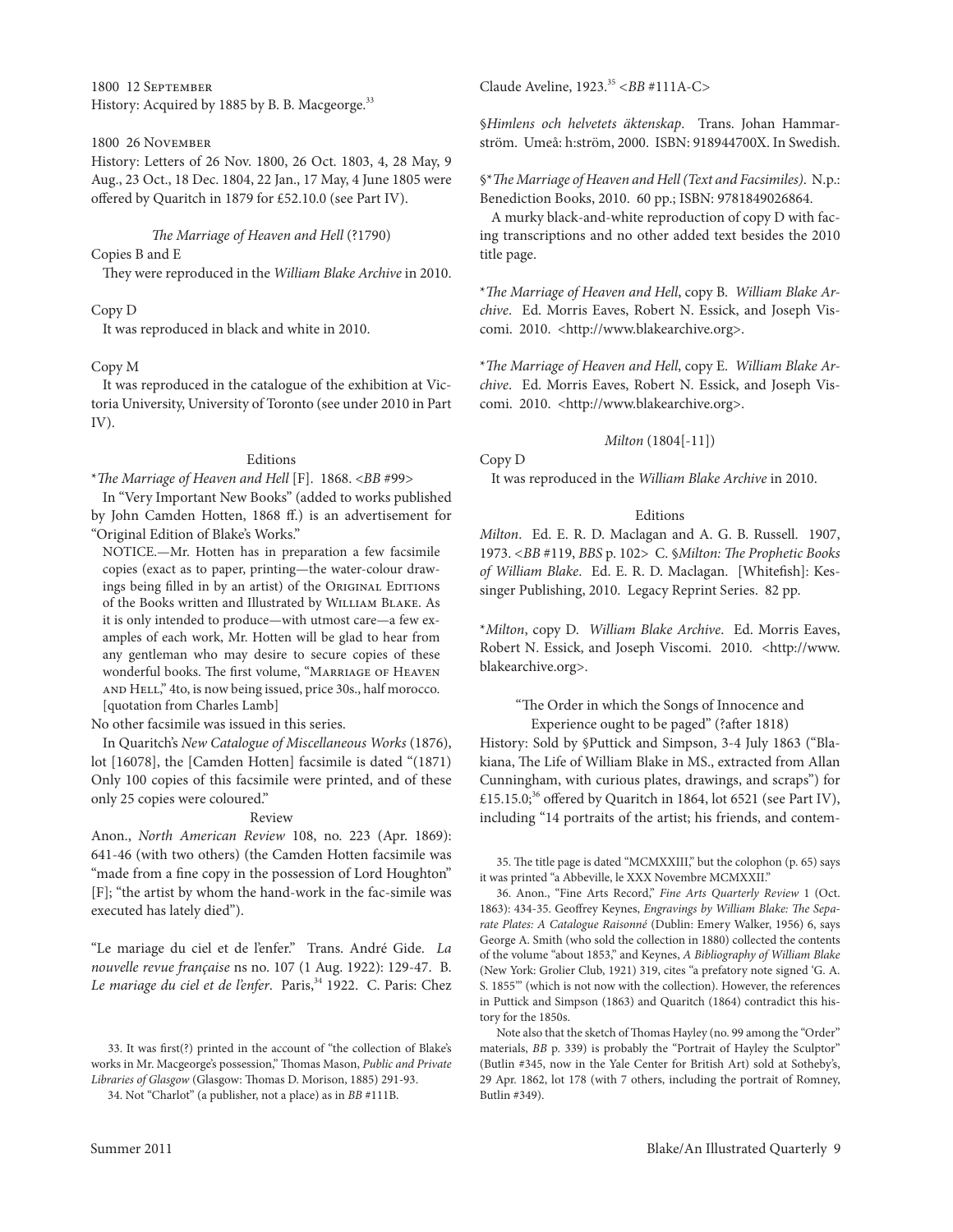1800 12 September
History: Acquired by 1885 by B. B. Macgeorge.[33]

1800 26 November
History: Letters of 26 Nov. 1800, 26 Oct. 1803, 4, 28 May, 9 Aug., 23 Oct., 18 Dec. 1804, 22 Jan., 17 May, 4 June 1805 were offered by Quaritch in 1879 for £52.10.0 (see Part IV).

*The Marriage of Heaven and Hell* (?1790)

Copies B and E
They were reproduced in the *William Blake Archive* in 2010.

Copy D
It was reproduced in black and white in 2010.

Copy M
It was reproduced in the catalogue of the exhibition at Victoria University, University of Toronto (see under 2010 in Part IV).

Editions

**The Marriage of Heaven and Hell* [F]. 1868. <*BB* #99>

In "Very Important New Books" (added to works published by John Camden Hotten, 1868 ff.) is an advertisement for "Original Edition of Blake's Works."

> NOTICE.—Mr. Hotten has in preparation a few facsimile copies (exact as to paper, printing—the water-colour drawings being filled in by an artist) of the Original Editions of the Books written and Illustrated by William Blake. As it is only intended to produce—with utmost care—a few examples of each work, Mr. Hotten will be glad to hear from any gentleman who may desire to secure copies of these wonderful books. The first volume, "Marriage of Heaven and Hell," 4to, is now being issued, price 30s., half morocco. [quotation from Charles Lamb]

No other facsimile was issued in this series.

In Quaritch's *New Catalogue of Miscellaneous Works* (1876), lot [16078], the [Camden Hotten] facsimile is dated "(1871) Only 100 copies of this facsimile were printed, and of these only 25 copies were coloured."

Review

Anon., *North American Review* 108, no. 223 (Apr. 1869): 641-46 (with two others) (the Camden Hotten facsimile was "made from a fine copy in the possession of Lord Houghton" [F]; "the artist by whom the hand-work in the fac-simile was executed has lately died").

"Le mariage du ciel et de l'enfer." Trans. André Gide. *La nouvelle revue française* ns no. 107 (1 Aug. 1922): 129-47. B. *Le mariage du ciel et de l'enfer*. Paris,[34] 1922. C. Paris: Chez Claude Aveline, 1923.[35] <*BB* #111A-C>

§*Himlens och helvetets äktenskap*. Trans. Johan Hammarström. Umeå: h:ström, 2000. ISBN: 918944700X. In Swedish.

§**The Marriage of Heaven and Hell (Text and Facsimiles)*. N.p.: Benediction Books, 2010. 60 pp.; ISBN: 9781849026864.

A murky black-and-white reproduction of copy D with facing transcriptions and no other added text besides the 2010 title page.

**The Marriage of Heaven and Hell*, copy B. *William Blake Archive*. Ed. Morris Eaves, Robert N. Essick, and Joseph Viscomi. 2010. <http://www.blakearchive.org>.

**The Marriage of Heaven and Hell*, copy E. *William Blake Archive*. Ed. Morris Eaves, Robert N. Essick, and Joseph Viscomi. 2010. <http://www.blakearchive.org>.

*Milton* (1804[-11])

Copy D
It was reproduced in the *William Blake Archive* in 2010.

Editions

*Milton*. Ed. E. R. D. Maclagan and A. G. B. Russell. 1907, 1973. <*BB* #119, *BBS* p. 102> C. §*Milton: The Prophetic Books of William Blake*. Ed. E. R. D. Maclagan. [Whitefish]: Kessinger Publishing, 2010. Legacy Reprint Series. 82 pp.

**Milton*, copy D. *William Blake Archive*. Ed. Morris Eaves, Robert N. Essick, and Joseph Viscomi. 2010. <http://www.blakearchive.org>.

"The Order in which the Songs of Innocence and Experience ought to be paged" (?after 1818)

History: Sold by §Puttick and Simpson, 3-4 July 1863 ("Blakiana, The Life of William Blake in MS., extracted from Allan Cunningham, with curious plates, drawings, and scraps") for £15.15.0;[36] offered by Quaritch in 1864, lot 6521 (see Part IV), including "14 portraits of the artist; his friends, and contem-

---

33. It was first(?) printed in the account of "the collection of Blake's works in Mr. Macgeorge's possession," Thomas Mason, *Public and Private Libraries of Glasgow* (Glasgow: Thomas D. Morison, 1885) 291-93.

34. Not "Charlot" (a publisher, not a place) as in *BB* #111B.

35. The title page is dated "MCMXXIII," but the colophon (p. 65) says it was printed "a Abbeville, le XXX Novembre MCMXXII."

36. Anon., "Fine Arts Record," *Fine Arts Quarterly Review* 1 (Oct. 1863): 434-35. Geoffrey Keynes, *Engravings by William Blake: The Separate Plates: A Catalogue Raisonné* (Dublin: Emery Walker, 1956) 6, says George A. Smith (who sold the collection in 1880) collected the contents of the volume "about 1853," and Keynes, *A Bibliography of William Blake* (New York: Grolier Club, 1921) 319, cites "a prefatory note signed 'G. A. S. 1855'" (which is not now with the collection). However, the references in Puttick and Simpson (1863) and Quaritch (1864) contradict this history for the 1850s.

Note also that the sketch of Thomas Hayley (no. 99 among the "Order" materials, *BB* p. 339) is probably the "Portrait of Hayley the Sculptor" (Butlin #345, now in the Yale Center for British Art) sold at Sotheby's, 29 Apr. 1862, lot 178 (with 7 others, including the portrait of Romney, Butlin #349).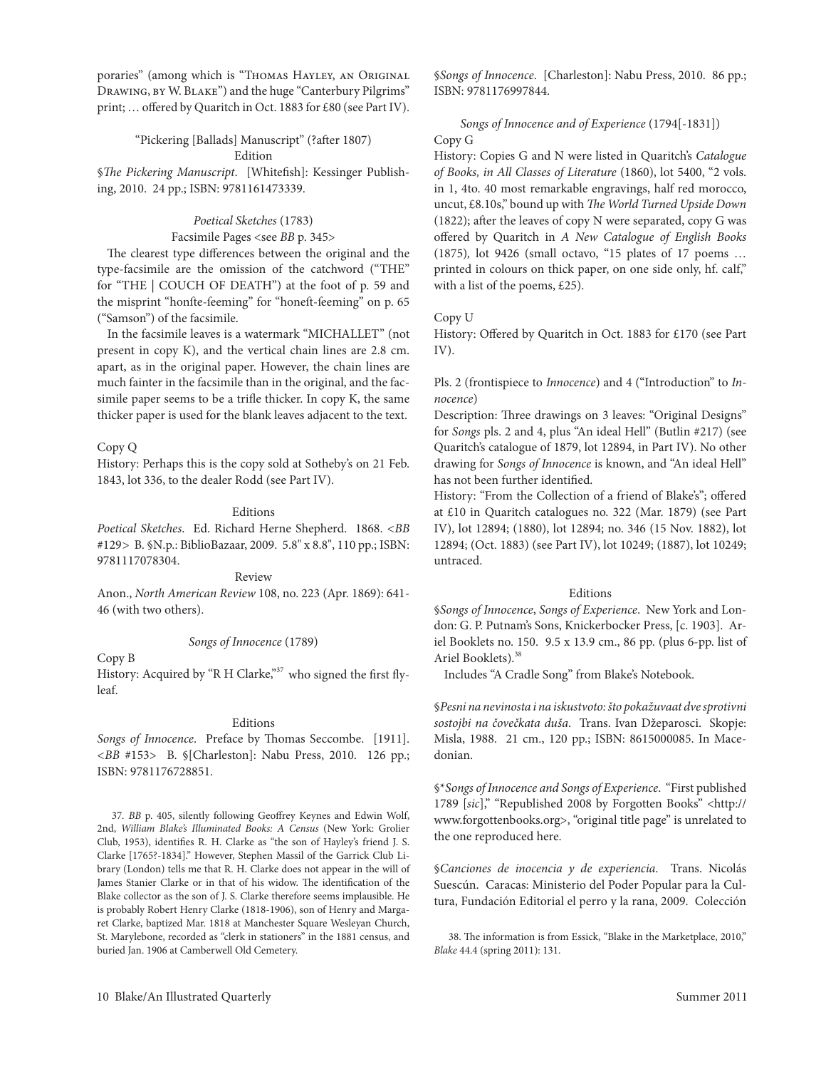poraries" (among which is "Thomas Hayley, an Original Drawing, by W. Blake") and the huge "Canterbury Pilgrims" print; … offered by Quaritch in Oct. 1883 for £80 (see Part IV).

"Pickering [Ballads] Manuscript" (?after 1807)

Edition

§*The Pickering Manuscript*. [Whitefish]: Kessinger Publishing, 2010. 24 pp.; ISBN: 9781161473339.

*Poetical Sketches* (1783)

Facsimile Pages <see *BB* p. 345>

The clearest type differences between the original and the type-facsimile are the omission of the catchword ("THE" for "THE | COUCH OF DEATH") at the foot of p. 59 and the misprint "honfte-feeming" for "honeft-feeming" on p. 65 ("Samson") of the facsimile.

In the facsimile leaves is a watermark "MICHALLET" (not present in copy K), and the vertical chain lines are 2.8 cm. apart, as in the original paper. However, the chain lines are much fainter in the facsimile than in the original, and the facsimile paper seems to be a trifle thicker. In copy K, the same thicker paper is used for the blank leaves adjacent to the text.

Copy Q

History: Perhaps this is the copy sold at Sotheby's on 21 Feb. 1843, lot 336, to the dealer Rodd (see Part IV).

Editions

*Poetical Sketches*. Ed. Richard Herne Shepherd. 1868. <*BB* #129> B. §N.p.: BiblioBazaar, 2009. 5.8" x 8.8", 110 pp.; ISBN: 9781117078304.

Review

Anon., *North American Review* 108, no. 223 (Apr. 1869): 641-46 (with two others).

*Songs of Innocence* (1789)

Copy B

History: Acquired by "R H Clarke,"[37] who signed the first flyleaf.

Editions

*Songs of Innocence*. Preface by Thomas Seccombe. [1911]. <*BB* #153> B. §[Charleston]: Nabu Press, 2010. 126 pp.; ISBN: 9781176728851.

§*Songs of Innocence*. [Charleston]: Nabu Press, 2010. 86 pp.; ISBN: 9781176997844.

*Songs of Innocence and of Experience* (1794[-1831])

Copy G

History: Copies G and N were listed in Quaritch's *Catalogue of Books, in All Classes of Literature* (1860), lot 5400, "2 vols. in 1, 4to. 40 most remarkable engravings, half red morocco, uncut, £8.10s," bound up with *The World Turned Upside Down* (1822); after the leaves of copy N were separated, copy G was offered by Quaritch in *A New Catalogue of English Books* (1875), lot 9426 (small octavo, "15 plates of 17 poems … printed in colours on thick paper, on one side only, hf. calf," with a list of the poems, £25).

Copy U

History: Offered by Quaritch in Oct. 1883 for £170 (see Part IV).

Pls. 2 (frontispiece to *Innocence*) and 4 ("Introduction" to *Innocence*)

Description: Three drawings on 3 leaves: "Original Designs" for *Songs* pls. 2 and 4, plus "An ideal Hell" (Butlin #217) (see Quaritch's catalogue of 1879, lot 12894, in Part IV). No other drawing for *Songs of Innocence* is known, and "An ideal Hell" has not been further identified.

History: "From the Collection of a friend of Blake's"; offered at £10 in Quaritch catalogues no. 322 (Mar. 1879) (see Part IV), lot 12894; (1880), lot 12894; no. 346 (15 Nov. 1882), lot 12894; (Oct. 1883) (see Part IV), lot 10249; (1887), lot 10249; untraced.

Editions

§*Songs of Innocence*, *Songs of Experience*. New York and London: G. P. Putnam's Sons, Knickerbocker Press, [c. 1903]. Ariel Booklets no. 150. 9.5 x 13.9 cm., 86 pp. (plus 6-pp. list of Ariel Booklets).[38]

Includes "A Cradle Song" from Blake's Notebook.

§*Pesni na nevinosta i na iskustvoto: što pokažuvaat dve sprotivni sostojbi na čovečkata duša*. Trans. Ivan Džeparosci. Skopje: Misla, 1988. 21 cm., 120 pp.; ISBN: 8615000085. In Macedonian.

§\**Songs of Innocence and Songs of Experience*. "First published 1789 [*sic*]," "Republished 2008 by Forgotten Books" <http://www.forgottenbooks.org>, "original title page" is unrelated to the one reproduced here.

§*Canciones de inocencia y de experiencia*. Trans. Nicolás Suescún. Caracas: Ministerio del Poder Popular para la Cultura, Fundación Editorial el perro y la rana, 2009. Colección

---

37. *BB* p. 405, silently following Geoffrey Keynes and Edwin Wolf, 2nd, *William Blake's Illuminated Books: A Census* (New York: Grolier Club, 1953), identifies R. H. Clarke as "the son of Hayley's friend J. S. Clarke [1765?-1834]." However, Stephen Massil of the Garrick Club Library (London) tells me that R. H. Clarke does not appear in the will of James Stanier Clarke or in that of his widow. The identification of the Blake collector as the son of J. S. Clarke therefore seems implausible. He is probably Robert Henry Clarke (1818-1906), son of Henry and Margaret Clarke, baptized Mar. 1818 at Manchester Square Wesleyan Church, St. Marylebone, recorded as "clerk in stationers" in the 1881 census, and buried Jan. 1906 at Camberwell Old Cemetery.

38. The information is from Essick, "Blake in the Marketplace, 2010," *Blake* 44.4 (spring 2011): 131.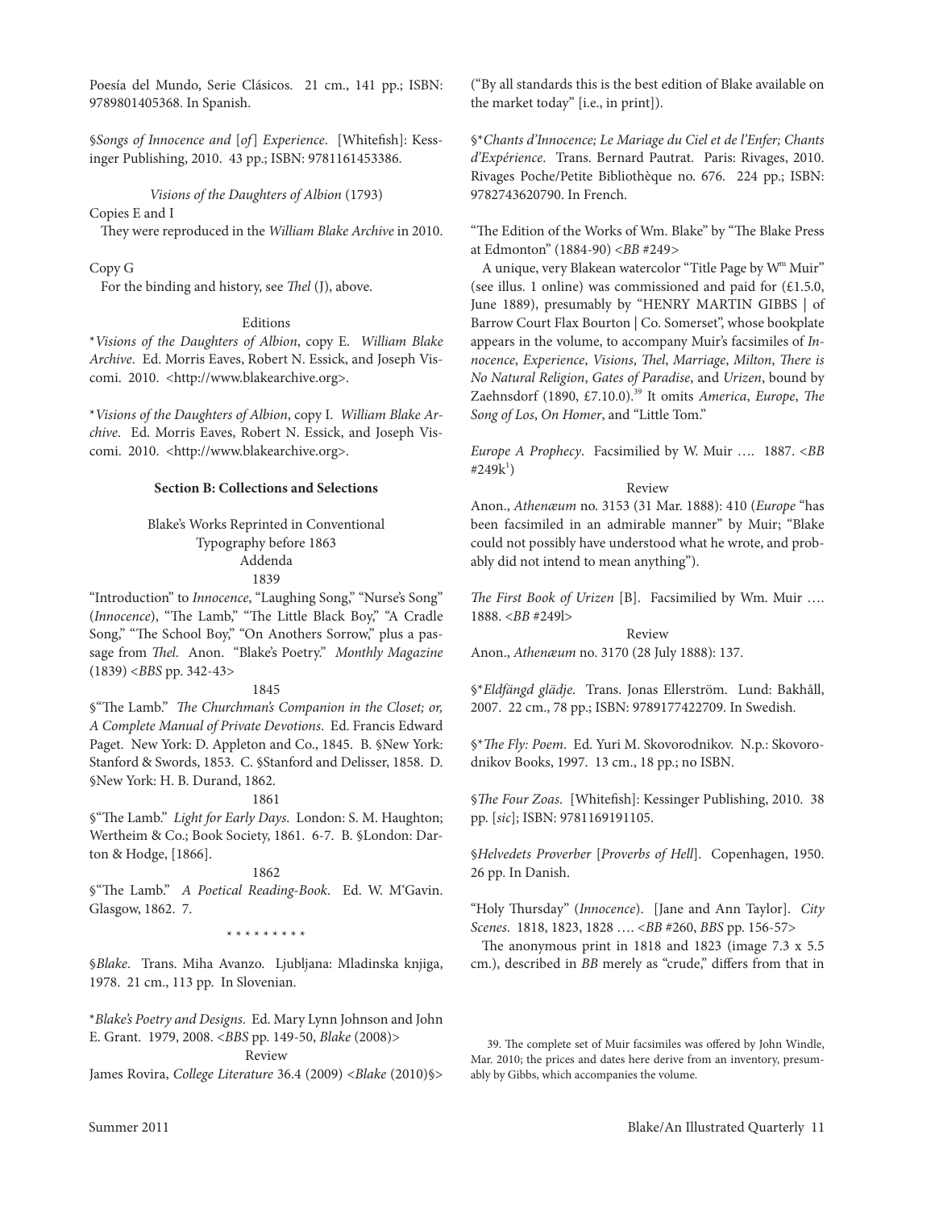Poesía del Mundo, Serie Clásicos. 21 cm., 141 pp.; ISBN: 9789801405368. In Spanish.

§*Songs of Innocence and* [*of*] *Experience*. [Whitefish]: Kessinger Publishing, 2010. 43 pp.; ISBN: 9781161453386.

*Visions of the Daughters of Albion* (1793)

Copies E and I

They were reproduced in the *William Blake Archive* in 2010.

Copy G

For the binding and history, see *Thel* (J), above.

Editions

**Visions of the Daughters of Albion*, copy E. *William Blake Archive*. Ed. Morris Eaves, Robert N. Essick, and Joseph Viscomi. 2010. <http://www.blakearchive.org>.

**Visions of the Daughters of Albion*, copy I. *William Blake Archive*. Ed. Morris Eaves, Robert N. Essick, and Joseph Viscomi. 2010. <http://www.blakearchive.org>.

**Section B: Collections and Selections**

Blake's Works Reprinted in Conventional Typography before 1863

Addenda

1839

"Introduction" to *Innocence*, "Laughing Song," "Nurse's Song" (*Innocence*), "The Lamb," "The Little Black Boy," "A Cradle Song," "The School Boy," "On Anothers Sorrow," plus a passage from *Thel*. Anon. "Blake's Poetry." *Monthly Magazine* (1839) <*BBS* pp. 342-43>

1845

§"The Lamb." *The Churchman's Companion in the Closet; or, A Complete Manual of Private Devotions*. Ed. Francis Edward Paget. New York: D. Appleton and Co., 1845. B. §New York: Stanford & Swords, 1853. C. §Stanford and Delisser, 1858. D. §New York: H. B. Durand, 1862.

1861

§"The Lamb." *Light for Early Days*. London: S. M. Haughton; Wertheim & Co.; Book Society, 1861. 6-7. B. §London: Darton & Hodge, [1866].

1862

§"The Lamb." *A Poetical Reading-Book*. Ed. W. M'Gavin. Glasgow, 1862. 7.

* * * * * * * * *

§*Blake*. Trans. Miha Avanzo. Ljubljana: Mladinska knjiga, 1978. 21 cm., 113 pp. In Slovenian.

**Blake's Poetry and Designs*. Ed. Mary Lynn Johnson and John E. Grant. 1979, 2008. <*BBS* pp. 149-50, *Blake* (2008)>

Review

James Rovira, *College Literature* 36.4 (2009) <*Blake* (2010)§> ("By all standards this is the best edition of Blake available on the market today" [i.e., in print]).

§**Chants d'Innocence; Le Mariage du Ciel et de l'Enfer; Chants d'Expérience*. Trans. Bernard Pautrat. Paris: Rivages, 2010. Rivages Poche/Petite Bibliothèque no. 676. 224 pp.; ISBN: 9782743620790. In French.

"The Edition of the Works of Wm. Blake" by "The Blake Press at Edmonton" (1884-90) <*BB* #249>

A unique, very Blakean watercolor "Title Page by W[m] Muir" (see illus. 1 online) was commissioned and paid for (£1.5.0, June 1889), presumably by "HENRY MARTIN GIBBS | of Barrow Court Flax Bourton | Co. Somerset", whose bookplate appears in the volume, to accompany Muir's facsimiles of *Innocence*, *Experience*, *Visions*, *Thel*, *Marriage*, *Milton*, *There is No Natural Religion*, *Gates of Paradise*, and *Urizen*, bound by Zaehnsdorf (1890, £7.10.0).[39] It omits *America*, *Europe*, *The Song of Los*, *On Homer*, and "Little Tom."

*Europe A Prophecy*. Facsimilied by W. Muir …. 1887. <*BB* #249k[1]>

Review

Anon., *Athenæum* no. 3153 (31 Mar. 1888): 410 (*Europe* "has been facsimiled in an admirable manner" by Muir; "Blake could not possibly have understood what he wrote, and probably did not intend to mean anything").

*The First Book of Urizen* [B]. Facsimilied by Wm. Muir …. 1888. <*BB* #249l>

Review

Anon., *Athenæum* no. 3170 (28 July 1888): 137.

§**Eldfängd glädje*. Trans. Jonas Ellerström. Lund: Bakhåll, 2007. 22 cm., 78 pp.; ISBN: 9789177422709. In Swedish.

§**The Fly: Poem*. Ed. Yuri M. Skovorodnikov. N.p.: Skovorodnikov Books, 1997. 13 cm., 18 pp.; no ISBN.

§*The Four Zoas*. [Whitefish]: Kessinger Publishing, 2010. 38 pp. [*sic*]; ISBN: 9781169191105.

§*Helvedets Proverber* [*Proverbs of Hell*]. Copenhagen, 1950. 26 pp. In Danish.

"Holy Thursday" (*Innocence*). [Jane and Ann Taylor]. *City Scenes*. 1818, 1823, 1828 …. <*BB* #260, *BBS* pp. 156-57>

The anonymous print in 1818 and 1823 (image 7.3 x 5.5 cm.), described in *BB* merely as "crude," differs from that in

39. The complete set of Muir facsimiles was offered by John Windle, Mar. 2010; the prices and dates here derive from an inventory, presumably by Gibbs, which accompanies the volume.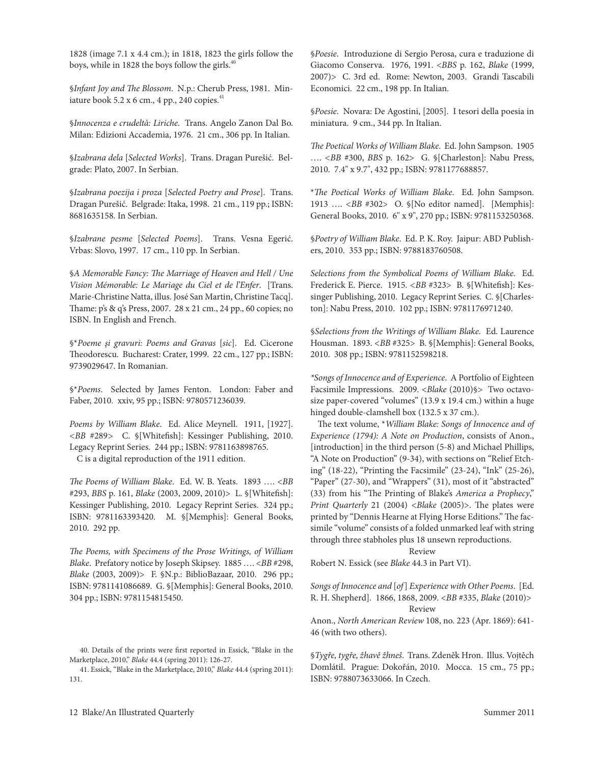1828 (image 7.1 x 4.4 cm.); in 1818, 1823 the girls follow the boys, while in 1828 the boys follow the girls.[40]

§*Infant Joy and The Blossom*. N.p.: Cherub Press, 1981. Miniature book 5.2 x 6 cm., 4 pp., 240 copies.[41]

§*Innocenza e crudeltà: Liriche*. Trans. Angelo Zanon Dal Bo. Milan: Edizioni Accademia, 1976. 21 cm., 306 pp. In Italian.

§*Izabrana dela* [*Selected Works*]. Trans. Dragan Purešić. Belgrade: Plato, 2007. In Serbian.

§*Izabrana poezija i proza* [*Selected Poetry and Prose*]. Trans. Dragan Purešić. Belgrade: Itaka, 1998. 21 cm., 119 pp.; ISBN: 8681635158. In Serbian.

§*Izabrane pesme* [*Selected Poems*]. Trans. Vesna Egerić. Vrbas: Slovo, 1997. 17 cm., 110 pp. In Serbian.

§*A Memorable Fancy: The Marriage of Heaven and Hell / Une Vision Mémorable: Le Mariage du Ciel et de l'Enfer*. [Trans. Marie-Christine Natta, illus. José San Martin, Christine Tacq]. Thame: p's & q's Press, 2007. 28 x 21 cm., 24 pp., 60 copies; no ISBN. In English and French.

§\**Poeme și gravuri: Poems and Gravas* [*sic*]. Ed. Cicerone Theodorescu. Bucharest: Crater, 1999. 22 cm., 127 pp.; ISBN: 9739029647. In Romanian.

§\**Poems*. Selected by James Fenton. London: Faber and Faber, 2010. xxiv, 95 pp.; ISBN: 9780571236039.

*Poems by William Blake*. Ed. Alice Meynell. 1911, [1927]. <*BB* #289> C. §[Whitefish]: Kessinger Publishing, 2010. Legacy Reprint Series. 244 pp.; ISBN: 9781163898765.
C is a digital reproduction of the 1911 edition.

*The Poems of William Blake*. Ed. W. B. Yeats. 1893 …. <*BB* #293, *BBS* p. 161, *Blake* (2003, 2009, 2010)> L. §[Whitefish]: Kessinger Publishing, 2010. Legacy Reprint Series. 324 pp.; ISBN: 9781163393420. M. §[Memphis]: General Books, 2010. 292 pp.

*The Poems, with Specimens of the Prose Writings, of William Blake*. Prefatory notice by Joseph Skipsey. 1885 …. <*BB* #298, *Blake* (2003, 2009)> F. §N.p.: BiblioBazaar, 2010. 296 pp.; ISBN: 9781141086689. G. §[Memphis]: General Books, 2010. 304 pp.; ISBN: 9781154815450.

§*Poesie*. Introduzione di Sergio Perosa, cura e traduzione di Giacomo Conserva. 1976, 1991. <*BBS* p. 162, *Blake* (1999, 2007)> C. 3rd ed. Rome: Newton, 2003. Grandi Tascabili Economici. 22 cm., 198 pp. In Italian.

§*Poesie*. Novara: De Agostini, [2005]. I tesori della poesia in miniatura. 9 cm., 344 pp. In Italian.

*The Poetical Works of William Blake*. Ed. John Sampson. 1905 …. <*BB* #300, *BBS* p. 162> G. §[Charleston]: Nabu Press, 2010. 7.4" x 9.7", 432 pp.; ISBN: 9781177688857.

\**The Poetical Works of William Blake*. Ed. John Sampson. 1913 …. <*BB* #302> O. §[No editor named]. [Memphis]: General Books, 2010. 6" x 9", 270 pp.; ISBN: 9781153250368.

§*Poetry of William Blake*. Ed. P. K. Roy. Jaipur: ABD Publishers, 2010. 353 pp.; ISBN: 9788183760508.

*Selections from the Symbolical Poems of William Blake*. Ed. Frederick E. Pierce. 1915. <*BB* #323> B. §[Whitefish]: Kessinger Publishing, 2010. Legacy Reprint Series. C. §[Charleston]: Nabu Press, 2010. 102 pp.; ISBN: 9781176971240.

§*Selections from the Writings of William Blake*. Ed. Laurence Housman. 1893. <*BB* #325> B. §[Memphis]: General Books, 2010. 308 pp.; ISBN: 9781152598218.

*\*Songs of Innocence and of Experience*. A Portfolio of Eighteen Facsimile Impressions. 2009. <*Blake* (2010)§> Two octavo-size paper-covered "volumes" (13.9 x 19.4 cm.) within a huge hinged double-clamshell box (132.5 x 37 cm.).

The text volume, \**William Blake: Songs of Innocence and of Experience (1794): A Note on Production*, consists of Anon., [introduction] in the third person (5-8) and Michael Phillips, "A Note on Production" (9-34), with sections on "Relief Etching" (18-22), "Printing the Facsimile" (23-24), "Ink" (25-26), "Paper" (27-30), and "Wrappers" (31), most of it "abstracted" (33) from his "The Printing of Blake's *America a Prophecy*," *Print Quarterly* 21 (2004) <*Blake* (2005)>. The plates were printed by "Dennis Hearne at Flying Horse Editions." The facsimile "volume" consists of a folded unmarked leaf with string through three stabholes plus 18 unsewn reproductions.

Review

Robert N. Essick (see *Blake* 44.3 in Part VI).

*Songs of Innocence and* [*of*] *Experience with Other Poems*. [Ed. R. H. Shepherd]. 1866, 1868, 2009. <*BB* #335, *Blake* (2010)>

Review

Anon., *North American Review* 108, no. 223 (Apr. 1869): 641-46 (with two others).

§*Tygře, tygře, žhavě žhneš*. Trans. Zdeněk Hron. Illus. Vojtěch Domlátil. Prague: Dokořán, 2010. Mocca. 15 cm., 75 pp.; ISBN: 9788073633066. In Czech.

40. Details of the prints were first reported in Essick, "Blake in the Marketplace, 2010," *Blake* 44.4 (spring 2011): 126-27.

41. Essick, "Blake in the Marketplace, 2010," *Blake* 44.4 (spring 2011): 131.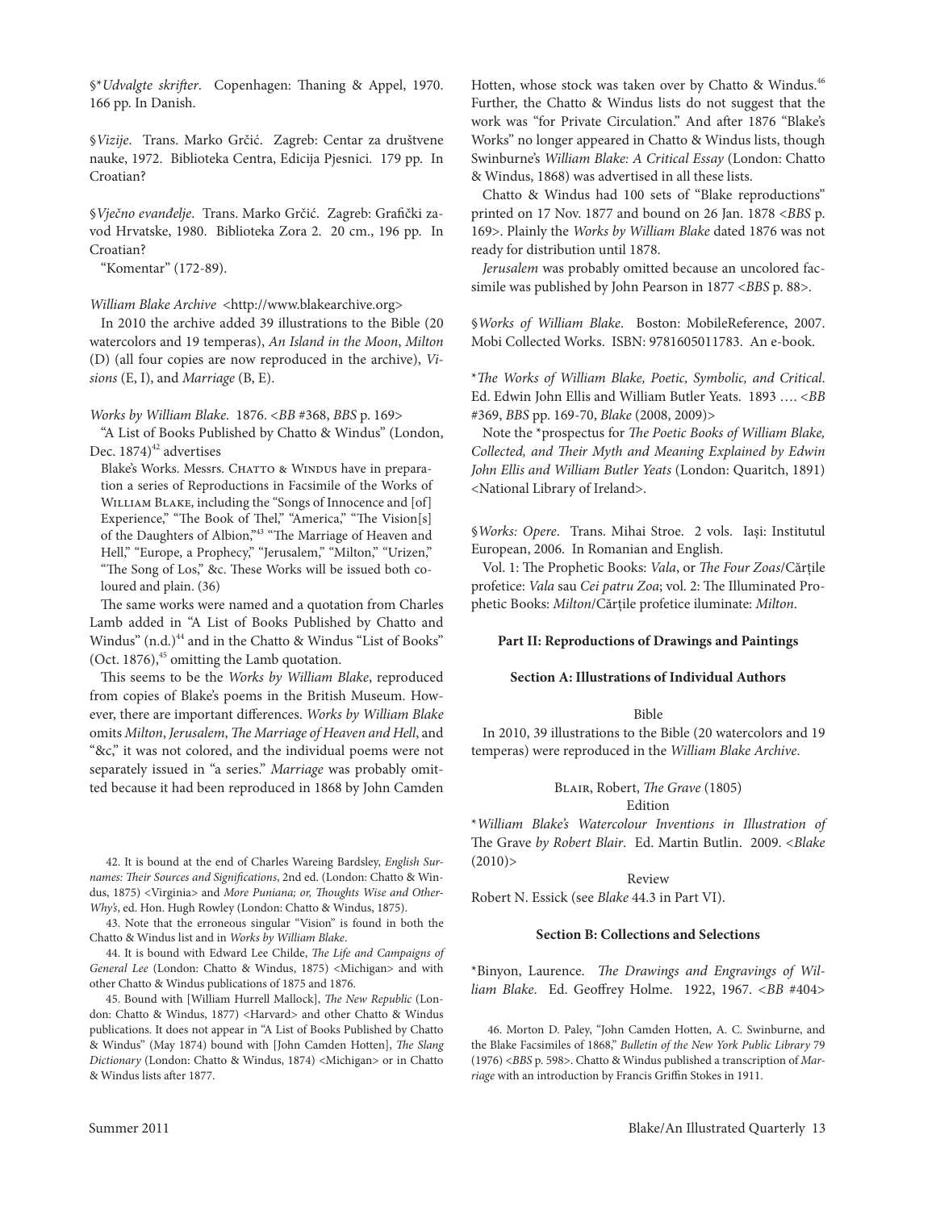§*​*Udvalgte skrifter*. Copenhagen: Thaning & Appel, 1970. 166 pp. In Danish.

§*Vizije*. Trans. Marko Grčić. Zagreb: Centar za društvene nauke, 1972. Biblioteka Centra, Edicija Pjesnici. 179 pp. In Croatian?

§*Vječno evanđelje*. Trans. Marko Grčić. Zagreb: Grafički zavod Hrvatske, 1980. Biblioteka Zora 2. 20 cm., 196 pp. In Croatian?

"Komentar" (172-89).

*William Blake Archive* <http://www.blakearchive.org>

In 2010 the archive added 39 illustrations to the Bible (20 watercolors and 19 temperas), *An Island in the Moon*, *Milton* (D) (all four copies are now reproduced in the archive), *Visions* (E, I), and *Marriage* (B, E).

*Works by William Blake*. 1876. <*BB* #368, *BBS* p. 169>

"A List of Books Published by Chatto & Windus" (London, Dec. 1874)[42] advertises

> Blake's Works. Messrs. Chatto & Windus have in preparation a series of Reproductions in Facsimile of the Works of William Blake, including the "Songs of Innocence and [of] Experience," "The Book of Thel," "America," "The Vision[s] of the Daughters of Albion,"[43] "The Marriage of Heaven and Hell," "Europe, a Prophecy," "Jerusalem," "Milton," "Urizen," "The Song of Los," &c. These Works will be issued both coloured and plain. (36)

The same works were named and a quotation from Charles Lamb added in "A List of Books Published by Chatto and Windus" (n.d.)[44] and in the Chatto & Windus "List of Books" (Oct. 1876),[45] omitting the Lamb quotation.

This seems to be the *Works by William Blake*, reproduced from copies of Blake's poems in the British Museum. However, there are important differences. *Works by William Blake* omits *Milton*, *Jerusalem*, *The Marriage of Heaven and Hell*, and "&c," it was not colored, and the individual poems were not separately issued in "a series." *Marriage* was probably omitted because it had been reproduced in 1868 by John Camden Hotten, whose stock was taken over by Chatto & Windus.[46] Further, the Chatto & Windus lists do not suggest that the work was "for Private Circulation." And after 1876 "Blake's Works" no longer appeared in Chatto & Windus lists, though Swinburne's *William Blake: A Critical Essay* (London: Chatto & Windus, 1868) was advertised in all these lists.

Chatto & Windus had 100 sets of "Blake reproductions" printed on 17 Nov. 1877 and bound on 26 Jan. 1878 <*BBS* p. 169>. Plainly the *Works by William Blake* dated 1876 was not ready for distribution until 1878.

*Jerusalem* was probably omitted because an uncolored facsimile was published by John Pearson in 1877 <*BBS* p. 88>.

§*Works of William Blake*. Boston: MobileReference, 2007. Mobi Collected Works. ISBN: 9781605011783. An e-book.

*​*The Works of William Blake, Poetic, Symbolic, and Critical*. Ed. Edwin John Ellis and William Butler Yeats. 1893 …. <*BB* #369, *BBS* pp. 169-70, *Blake* (2008, 2009)>

Note the *prospectus for *The Poetic Books of William Blake, Collected, and Their Myth and Meaning Explained by Edwin John Ellis and William Butler Yeats* (London: Quaritch, 1891) <National Library of Ireland>.

§*Works: Opere*. Trans. Mihai Stroe. 2 vols. Iași: Institutul European, 2006. In Romanian and English.

Vol. 1: The Prophetic Books: *Vala*, or *The Four Zoas*/Cărțile profetice: *Vala* sau *Cei patru Zoa*; vol. 2: The Illuminated Prophetic Books: *Milton*/Cărțile profetice iluminate: *Milton*.

## Part II: Reproductions of Drawings and Paintings

### Section A: Illustrations of Individual Authors

Bible

In 2010, 39 illustrations to the Bible (20 watercolors and 19 temperas) were reproduced in the *William Blake Archive*.

Blair, Robert, *The Grave* (1805)

Edition

*​*William Blake's Watercolour Inventions in Illustration of* The Grave *by Robert Blair*. Ed. Martin Butlin. 2009. <*Blake* (2010)>

Review

Robert N. Essick (see *Blake* 44.3 in Part VI).

### Section B: Collections and Selections

*Binyon, Laurence. *The Drawings and Engravings of William Blake*. Ed. Geoffrey Holme. 1922, 1967. <*BB* #404>

---

42. It is bound at the end of Charles Wareing Bardsley, *English Surnames: Their Sources and Significations*, 2nd ed. (London: Chatto & Windus, 1875) <Virginia> and *More Puniana; or, Thoughts Wise and Other-Why's*, ed. Hon. Hugh Rowley (London: Chatto & Windus, 1875).

43. Note that the erroneous singular "Vision" is found in both the Chatto & Windus list and in *Works by William Blake*.

44. It is bound with Edward Lee Childe, *The Life and Campaigns of General Lee* (London: Chatto & Windus, 1875) <Michigan> and with other Chatto & Windus publications of 1875 and 1876.

45. Bound with [William Hurrell Mallock], *The New Republic* (London: Chatto & Windus, 1877) <Harvard> and other Chatto & Windus publications. It does not appear in "A List of Books Published by Chatto & Windus" (May 1874) bound with [John Camden Hotten], *The Slang Dictionary* (London: Chatto & Windus, 1874) <Michigan> or in Chatto & Windus lists after 1877.

46. Morton D. Paley, "John Camden Hotten, A. C. Swinburne, and the Blake Facsimiles of 1868," *Bulletin of the New York Public Library* 79 (1976) <*BBS* p. 598>. Chatto & Windus published a transcription of *Marriage* with an introduction by Francis Griffin Stokes in 1911.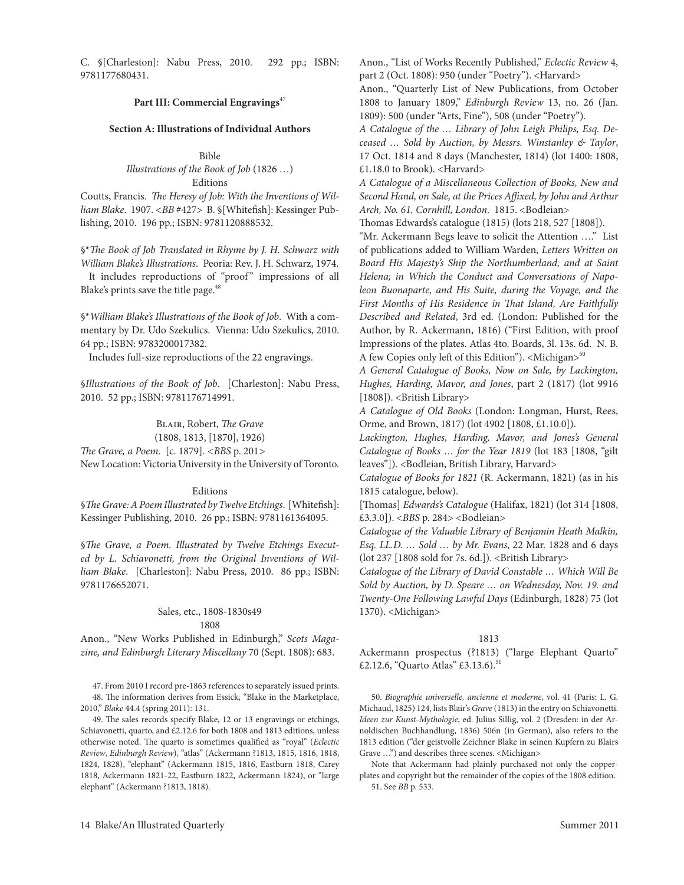C. §[Charleston]: Nabu Press, 2010. 292 pp.; ISBN: 9781177680431.

### Part III: Commercial Engravings[47]

#### Section A: Illustrations of Individual Authors

Bible
*Illustrations of the Book of Job* (1826 …)
Editions

Coutts, Francis. *The Heresy of Job: With the Inventions of William Blake*. 1907. <*BB* #427> B. §[Whitefish]: Kessinger Publishing, 2010. 196 pp.; ISBN: 9781120888532.

§\**The Book of Job Translated in Rhyme by J. H. Schwarz with William Blake's Illustrations*. Peoria: Rev. J. H. Schwarz, 1974.
It includes reproductions of "proof" impressions of all Blake's prints save the title page.[48]

§\**William Blake's Illustrations of the Book of Job*. With a commentary by Dr. Udo Szekulics. Vienna: Udo Szekulics, 2010. 64 pp.; ISBN: 9783200017382.
Includes full-size reproductions of the 22 engravings.

§*Illustrations of the Book of Job*. [Charleston]: Nabu Press, 2010. 52 pp.; ISBN: 9781176714991.

Blair, Robert, *The Grave*
(1808, 1813, [1870], 1926)

*The Grave, a Poem*. [c. 1879]. <*BBS* p. 201>
New Location: Victoria University in the University of Toronto.

Editions

§*The Grave: A Poem Illustrated by Twelve Etchings*. [Whitefish]: Kessinger Publishing, 2010. 26 pp.; ISBN: 9781161364095.

§*The Grave, a Poem. Illustrated by Twelve Etchings Executed by L. Schiavonetti, from the Original Inventions of William Blake*. [Charleston]: Nabu Press, 2010. 86 pp.; ISBN: 9781176652071.

Sales, etc., 1808-1830s49

1808

Anon., "New Works Published in Edinburgh," *Scots Magazine, and Edinburgh Literary Miscellany* 70 (Sept. 1808): 683.

Anon., "List of Works Recently Published," *Eclectic Review* 4, part 2 (Oct. 1808): 950 (under "Poetry"). <Harvard>

Anon., "Quarterly List of New Publications, from October 1808 to January 1809," *Edinburgh Review* 13, no. 26 (Jan. 1809): 500 (under "Arts, Fine"), 508 (under "Poetry").

*A Catalogue of the … Library of John Leigh Philips, Esq. Deceased … Sold by Auction, by Messrs. Winstanley & Taylor*, 17 Oct. 1814 and 8 days (Manchester, 1814) (lot 1400: 1808, £1.18.0 to Brook). <Harvard>

*A Catalogue of a Miscellaneous Collection of Books, New and Second Hand, on Sale, at the Prices Affixed, by John and Arthur Arch, No. 61, Cornhill, London*. 1815. <Bodleian>

Thomas Edwards's catalogue (1815) (lots 218, 527 [1808]).

"Mr. Ackermann Begs leave to solicit the Attention …." List of publications added to William Warden, *Letters Written on Board His Majesty's Ship the Northumberland, and at Saint Helena; in Which the Conduct and Conversations of Napoleon Buonaparte, and His Suite, during the Voyage, and the First Months of His Residence in That Island, Are Faithfully Described and Related*, 3rd ed. (London: Published for the Author, by R. Ackermann, 1816) ("First Edition, with proof Impressions of the plates. Atlas 4to. Boards, 3l. 13s. 6d. N. B. A few Copies only left of this Edition"). <Michigan>[50]

*A General Catalogue of Books, Now on Sale, by Lackington, Hughes, Harding, Mavor, and Jones*, part 2 (1817) (lot 9916 [1808]). <British Library>

*A Catalogue of Old Books* (London: Longman, Hurst, Rees, Orme, and Brown, 1817) (lot 4902 [1808, £1.10.0]).

*Lackington, Hughes, Harding, Mavor, and Jones's General Catalogue of Books … for the Year 1819* (lot 183 [1808, "gilt leaves"]). <Bodleian, British Library, Harvard>

*Catalogue of Books for 1821* (R. Ackermann, 1821) (as in his 1815 catalogue, below).

[Thomas] *Edwards's Catalogue* (Halifax, 1821) (lot 314 [1808, £3.3.0]). <*BBS* p. 284> <Bodleian>

*Catalogue of the Valuable Library of Benjamin Heath Malkin, Esq. LL.D. … Sold … by Mr. Evans*, 22 Mar. 1828 and 6 days (lot 237 [1808 sold for 7s. 6d.]). <British Library>

*Catalogue of the Library of David Constable … Which Will Be Sold by Auction, by D. Speare … on Wednesday, Nov. 19. and Twenty-One Following Lawful Days* (Edinburgh, 1828) 75 (lot 1370). <Michigan>

1813

Ackermann prospectus (?1813) ("large Elephant Quarto" £2.12.6, "Quarto Atlas" £3.13.6).[51]

---

47. From 2010 I record pre-1863 references to separately issued prints.

48. The information derives from Essick, "Blake in the Marketplace, 2010," *Blake* 44.4 (spring 2011): 131.

49. The sales records specify Blake, 12 or 13 engravings or etchings, Schiavonetti, quarto, and £2.12.6 for both 1808 and 1813 editions, unless otherwise noted. The quarto is sometimes qualified as "royal" (*Eclectic Review*, *Edinburgh Review*), "atlas" (Ackermann ?1813, 1815, 1816, 1818, 1824, 1828), "elephant" (Ackermann 1815, 1816, Eastburn 1818, Carey 1818, Ackermann 1821-22, Eastburn 1822, Ackermann 1824), or "large elephant" (Ackermann ?1813, 1818).

50. *Biographie universelle, ancienne et moderne*, vol. 41 (Paris: L. G. Michaud, 1825) 124, lists Blair's *Grave* (1813) in the entry on Schiavonetti. *Ideen zur Kunst-Mythologie*, ed. Julius Sillig, vol. 2 (Dresden: in der Arnoldischen Buchhandlung, 1836) 506n (in German), also refers to the 1813 edition ("der geistvolle Zeichner Blake in seinen Kupfern zu Blairs Grave …") and describes three scenes. <Michigan>

Note that Ackermann had plainly purchased not only the copperplates and copyright but the remainder of the copies of the 1808 edition.

51. See *BB* p. 533.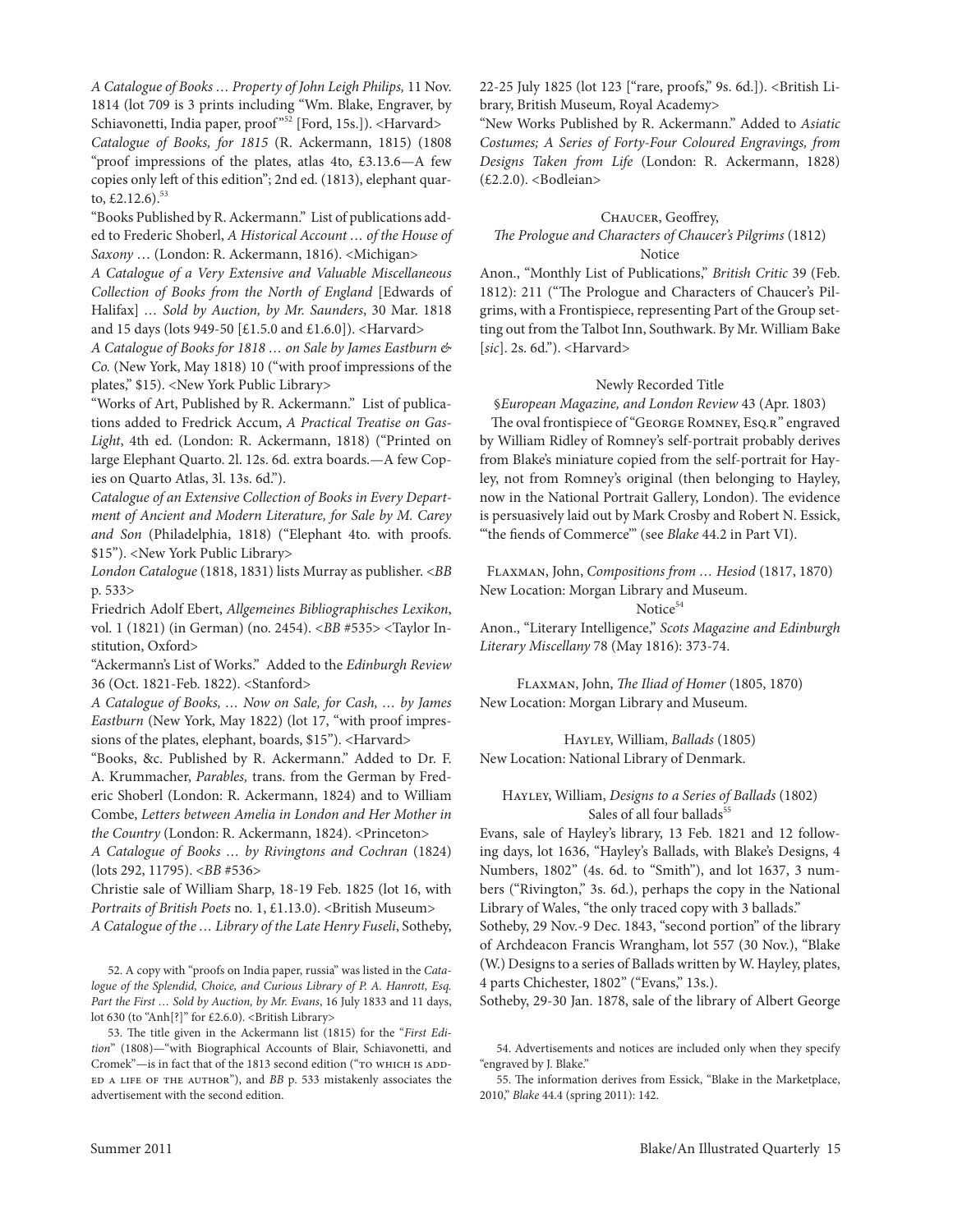*A Catalogue of Books … Property of John Leigh Philips,* 11 Nov. 1814 (lot 709 is 3 prints including "Wm. Blake, Engraver, by Schiavonetti, India paper, proof"[52] [Ford, 15s.]). <Harvard>

*Catalogue of Books, for 1815* (R. Ackermann, 1815) (1808 "proof impressions of the plates, atlas 4to, £3.13.6—A few copies only left of this edition"; 2nd ed. (1813), elephant quarto, £2.12.6).[53]

"Books Published by R. Ackermann." List of publications added to Frederic Shoberl, *A Historical Account … of the House of Saxony* … (London: R. Ackermann, 1816). <Michigan>

*A Catalogue of a Very Extensive and Valuable Miscellaneous Collection of Books from the North of England* [Edwards of Halifax] *… Sold by Auction, by Mr. Saunders*, 30 Mar. 1818 and 15 days (lots 949-50 [£1.5.0 and £1.6.0]). <Harvard>

*A Catalogue of Books for 1818 … on Sale by James Eastburn & Co.* (New York, May 1818) 10 ("with proof impressions of the plates," $15). <New York Public Library>

"Works of Art, Published by R. Ackermann." List of publications added to Fredrick Accum, *A Practical Treatise on Gas-Light*, 4th ed. (London: R. Ackermann, 1818) ("Printed on large Elephant Quarto. 2l. 12s. 6d. extra boards.—A few Copies on Quarto Atlas, 3l. 13s. 6d.").

*Catalogue of an Extensive Collection of Books in Every Department of Ancient and Modern Literature, for Sale by M. Carey and Son* (Philadelphia, 1818) ("Elephant 4to. with proofs. $15"). <New York Public Library>

*London Catalogue* (1818, 1831) lists Murray as publisher. <*BB* p. 533>

Friedrich Adolf Ebert, *Allgemeines Bibliographisches Lexikon*, vol. 1 (1821) (in German) (no. 2454). <*BB* #535> <Taylor Institution, Oxford>

"Ackermann's List of Works." Added to the *Edinburgh Review* 36 (Oct. 1821-Feb. 1822). <Stanford>

*A Catalogue of Books, … Now on Sale, for Cash, … by James Eastburn* (New York, May 1822) (lot 17, "with proof impressions of the plates, elephant, boards, $15"). <Harvard>

"Books, &c. Published by R. Ackermann." Added to Dr. F. A. Krummacher, *Parables,* trans. from the German by Frederic Shoberl (London: R. Ackermann, 1824) and to William Combe, *Letters between Amelia in London and Her Mother in the Country* (London: R. Ackermann, 1824). <Princeton>

*A Catalogue of Books … by Rivingtons and Cochran* (1824) (lots 292, 11795). <*BB* #536>

Christie sale of William Sharp, 18-19 Feb. 1825 (lot 16, with *Portraits of British Poets* no. 1, £1.13.0). <British Museum>

*A Catalogue of the … Library of the Late Henry Fuseli*, Sotheby, 22-25 July 1825 (lot 123 ["rare, proofs," 9s. 6d.]). <British Library, British Museum, Royal Academy>

"New Works Published by R. Ackermann." Added to *Asiatic Costumes; A Series of Forty-Four Coloured Engravings, from Designs Taken from Life* (London: R. Ackermann, 1828) (£2.2.0). <Bodleian>

### Chaucer, Geoffrey, *The Prologue and Characters of Chaucer's Pilgrims* (1812)

Notice

Anon., "Monthly List of Publications," *British Critic* 39 (Feb. 1812): 211 ("The Prologue and Characters of Chaucer's Pilgrims, with a Frontispiece, representing Part of the Group setting out from the Talbot Inn, Southwark. By Mr. William Bake [*sic*]. 2s. 6d."). <Harvard>

Newly Recorded Title

§*European Magazine, and London Review* 43 (Apr. 1803)

The oval frontispiece of "George Romney, Esq.r" engraved by William Ridley of Romney's self-portrait probably derives from Blake's miniature copied from the self-portrait for Hayley, not from Romney's original (then belonging to Hayley, now in the National Portrait Gallery, London). The evidence is persuasively laid out by Mark Crosby and Robert N. Essick, "'the fiends of Commerce'" (see *Blake* 44.2 in Part VI).

### Flaxman, John, *Compositions from … Hesiod* (1817, 1870)

New Location: Morgan Library and Museum.

Notice[54]

Anon., "Literary Intelligence," *Scots Magazine and Edinburgh Literary Miscellany* 78 (May 1816): 373-74.

### Flaxman, John, *The Iliad of Homer* (1805, 1870)

New Location: Morgan Library and Museum.

### Hayley, William, *Ballads* (1805)

New Location: National Library of Denmark.

### Hayley, William, *Designs to a Series of Ballads* (1802)

Sales of all four ballads[55]

Evans, sale of Hayley's library, 13 Feb. 1821 and 12 following days, lot 1636, "Hayley's Ballads, with Blake's Designs, 4 Numbers, 1802" (4s. 6d. to "Smith"), and lot 1637, 3 numbers ("Rivington," 3s. 6d.), perhaps the copy in the National Library of Wales, "the only traced copy with 3 ballads."

Sotheby, 29 Nov.-9 Dec. 1843, "second portion" of the library of Archdeacon Francis Wrangham, lot 557 (30 Nov.), "Blake (W.) Designs to a series of Ballads written by W. Hayley, plates, 4 parts Chichester, 1802" ("Evans," 13s.).

Sotheby, 29-30 Jan. 1878, sale of the library of Albert George

---

52. A copy with "proofs on India paper, russia" was listed in the *Catalogue of the Splendid, Choice, and Curious Library of P. A. Hanrott, Esq. Part the First … Sold by Auction, by Mr. Evans*, 16 July 1833 and 11 days, lot 630 (to "Anh[?]" for £2.6.0). <British Library>

53. The title given in the Ackermann list (1815) for the "*First Edition*" (1808)—"with Biographical Accounts of Blair, Schiavonetti, and Cromek"—is in fact that of the 1813 second edition ("to which is added a life of the author"), and *BB* p. 533 mistakenly associates the advertisement with the second edition.

54. Advertisements and notices are included only when they specify "engraved by J. Blake."

55. The information derives from Essick, "Blake in the Marketplace, 2010," *Blake* 44.4 (spring 2011): 142.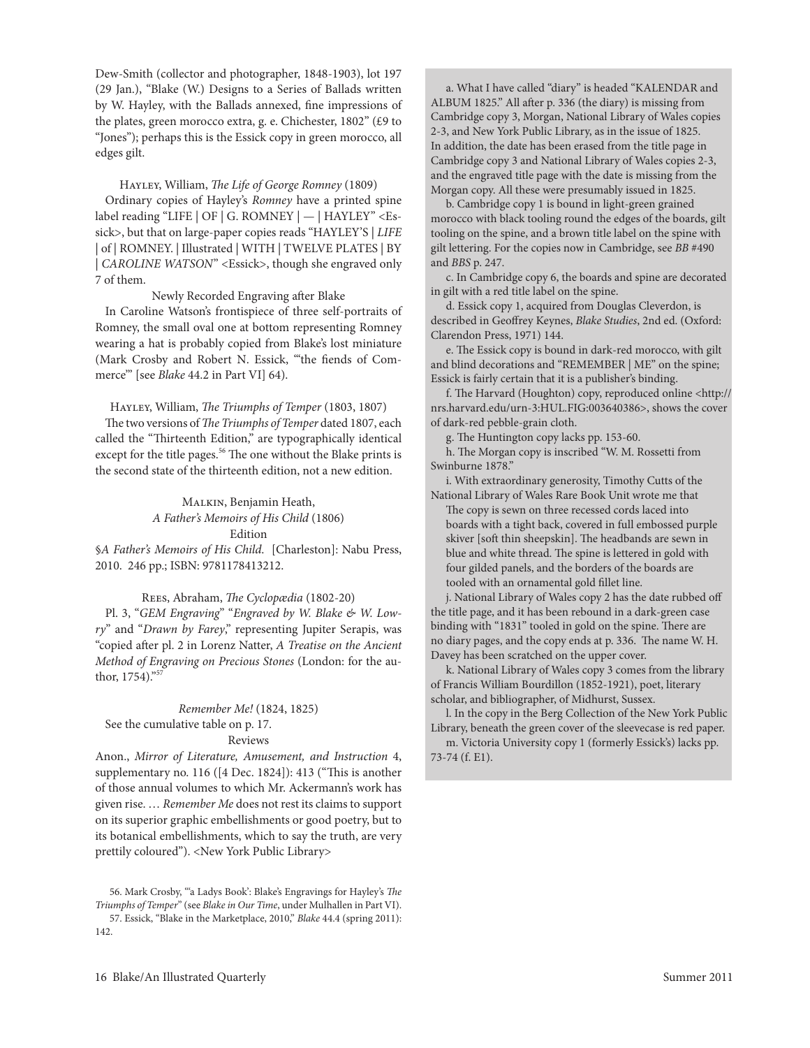Dew-Smith (collector and photographer, 1848-1903), lot 197 (29 Jan.), "Blake (W.) Designs to a Series of Ballads written by W. Hayley, with the Ballads annexed, fine impressions of the plates, green morocco extra, g. e. Chichester, 1802" (£9 to "Jones"); perhaps this is the Essick copy in green morocco, all edges gilt.

Hayley, William, *The Life of George Romney* (1809)

Ordinary copies of Hayley's *Romney* have a printed spine label reading "LIFE | OF | G. ROMNEY | — | HAYLEY" <Essick>, but that on large-paper copies reads "HAYLEY'S | *LIFE* | of | ROMNEY. | Illustrated | WITH | TWELVE PLATES | BY | *CAROLINE WATSON*" <Essick>, though she engraved only 7 of them.

Newly Recorded Engraving after Blake

In Caroline Watson's frontispiece of three self-portraits of Romney, the small oval one at bottom representing Romney wearing a hat is probably copied from Blake's lost miniature (Mark Crosby and Robert N. Essick, "'the fiends of Commerce'" [see *Blake* 44.2 in Part VI] 64).

Hayley, William, *The Triumphs of Temper* (1803, 1807)

The two versions of *The Triumphs of Temper* dated 1807, each called the "Thirteenth Edition," are typographically identical except for the title pages.[56] The one without the Blake prints is the second state of the thirteenth edition, not a new edition.

Malkin, Benjamin Heath,
*A Father's Memoirs of His Child* (1806)
Edition

§*A Father's Memoirs of His Child*. [Charleston]: Nabu Press, 2010. 246 pp.; ISBN: 9781178413212.

Rees, Abraham, *The Cyclopædia* (1802-20)

Pl. 3, "*GEM Engraving*" "*Engraved by W. Blake & W. Lowry*" and "*Drawn by Farey*," representing Jupiter Serapis, was "copied after pl. 2 in Lorenz Natter, *A Treatise on the Ancient Method of Engraving on Precious Stones* (London: for the author, 1754)."[57]

*Remember Me!* (1824, 1825)

See the cumulative table on p. 17.

Reviews

Anon., *Mirror of Literature, Amusement, and Instruction* 4, supplementary no. 116 ([4 Dec. 1824]): 413 ("This is another of those annual volumes to which Mr. Ackermann's work has given rise. … *Remember Me* does not rest its claims to support on its superior graphic embellishments or good poetry, but to its botanical embellishments, which to say the truth, are very prettily coloured"). <New York Public Library>

56. Mark Crosby, "'a Ladys Book': Blake's Engravings for Hayley's *The Triumphs of Temper*" (see *Blake in Our Time*, under Mulhallen in Part VI).

57. Essick, "Blake in the Marketplace, 2010," *Blake* 44.4 (spring 2011): 142.

a. What I have called "diary" is headed "KALENDAR and ALBUM 1825." All after p. 336 (the diary) is missing from Cambridge copy 3, Morgan, National Library of Wales copies 2-3, and New York Public Library, as in the issue of 1825. In addition, the date has been erased from the title page in Cambridge copy 3 and National Library of Wales copies 2-3, and the engraved title page with the date is missing from the Morgan copy. All these were presumably issued in 1825.

b. Cambridge copy 1 is bound in light-green grained morocco with black tooling round the edges of the boards, gilt tooling on the spine, and a brown title label on the spine with gilt lettering. For the copies now in Cambridge, see *BB* #490 and *BBS* p. 247.

c. In Cambridge copy 6, the boards and spine are decorated in gilt with a red title label on the spine.

d. Essick copy 1, acquired from Douglas Cleverdon, is described in Geoffrey Keynes, *Blake Studies*, 2nd ed. (Oxford: Clarendon Press, 1971) 144.

e. The Essick copy is bound in dark-red morocco, with gilt and blind decorations and "REMEMBER | ME" on the spine; Essick is fairly certain that it is a publisher's binding.

f. The Harvard (Houghton) copy, reproduced online <http://nrs.harvard.edu/urn-3:HUL.FIG:003640386>, shows the cover of dark-red pebble-grain cloth.

g. The Huntington copy lacks pp. 153-60.

h. The Morgan copy is inscribed "W. M. Rossetti from Swinburne 1878."

i. With extraordinary generosity, Timothy Cutts of the National Library of Wales Rare Book Unit wrote me that

> The copy is sewn on three recessed cords laced into boards with a tight back, covered in full embossed purple skiver [soft thin sheepskin]. The headbands are sewn in blue and white thread. The spine is lettered in gold with four gilded panels, and the borders of the boards are tooled with an ornamental gold fillet line.

j. National Library of Wales copy 2 has the date rubbed off the title page, and it has been rebound in a dark-green case binding with "1831" tooled in gold on the spine. There are no diary pages, and the copy ends at p. 336. The name W. H. Davey has been scratched on the upper cover.

k. National Library of Wales copy 3 comes from the library of Francis William Bourdillon (1852-1921), poet, literary scholar, and bibliographer, of Midhurst, Sussex.

l. In the copy in the Berg Collection of the New York Public Library, beneath the green cover of the sleevecase is red paper.

m. Victoria University copy 1 (formerly Essick's) lacks pp. 73-74 (f. E1).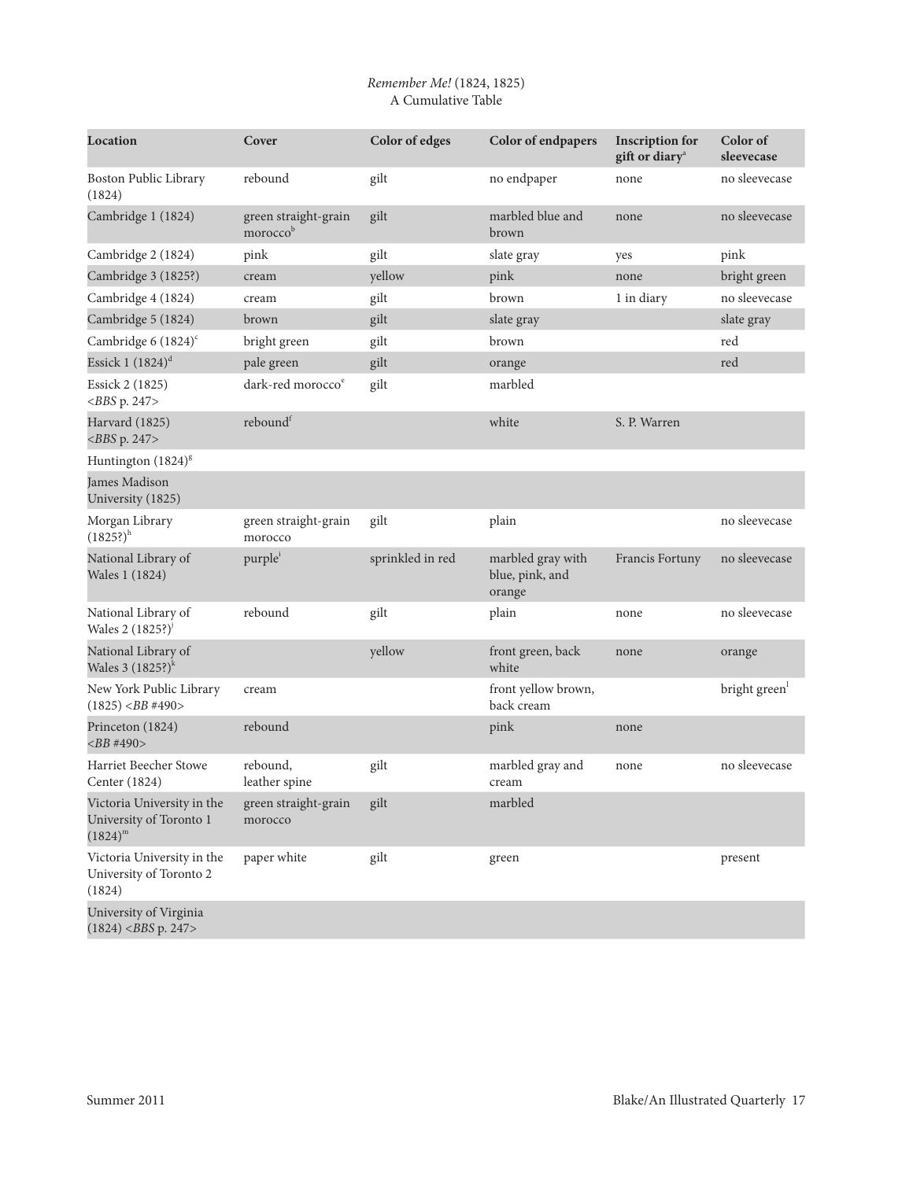*Remember Me!* (1824, 1825)
A Cumulative Table

| Location | Cover | Color of edges | Color of endpapers | Inscription for gift or diary[a] | Color of sleevecase |
|---|---|---|---|---|---|
| Boston Public Library (1824) | rebound | gilt | no endpaper | none | no sleevecase |
| Cambridge 1 (1824) | green straight-grain morocco[b] | gilt | marbled blue and brown | none | no sleevecase |
| Cambridge 2 (1824) | pink | gilt | slate gray | yes | pink |
| Cambridge 3 (1825?) | cream | yellow | pink | none | bright green |
| Cambridge 4 (1824) | cream | gilt | brown | 1 in diary | no sleevecase |
| Cambridge 5 (1824) | brown | gilt | slate gray | | slate gray |
| Cambridge 6 (1824)[c] | bright green | gilt | brown | | red |
| Essick 1 (1824)[d] | pale green | gilt | orange | | red |
| Essick 2 (1825) <*BBS* p. 247> | dark-red morocco[e] | gilt | marbled | | |
| Harvard (1825) <*BBS* p. 247> | rebound[f] | | white | S. P. Warren | |
| Huntington (1824)[g] | | | | | |
| James Madison University (1825) | | | | | |
| Morgan Library (1825?)[h] | green straight-grain morocco | gilt | plain | | no sleevecase |
| National Library of Wales 1 (1824) | purple[i] | sprinkled in red | marbled gray with blue, pink, and orange | Francis Fortuny | no sleevecase |
| National Library of Wales 2 (1825?)[j] | rebound | gilt | plain | none | no sleevecase |
| National Library of Wales 3 (1825?)[k] | | yellow | front green, back white | none | orange |
| New York Public Library (1825) <*BB* #490> | cream | | front yellow brown, back cream | | bright green[l] |
| Princeton (1824) <*BB* #490> | rebound | | pink | none | |
| Harriet Beecher Stowe Center (1824) | rebound, leather spine | gilt | marbled gray and cream | none | no sleevecase |
| Victoria University in the University of Toronto 1 (1824)[m] | green straight-grain morocco | gilt | marbled | | |
| Victoria University in the University of Toronto 2 (1824) | paper white | gilt | green | | present |
| University of Virginia (1824) <*BBS* p. 247> | | | | | |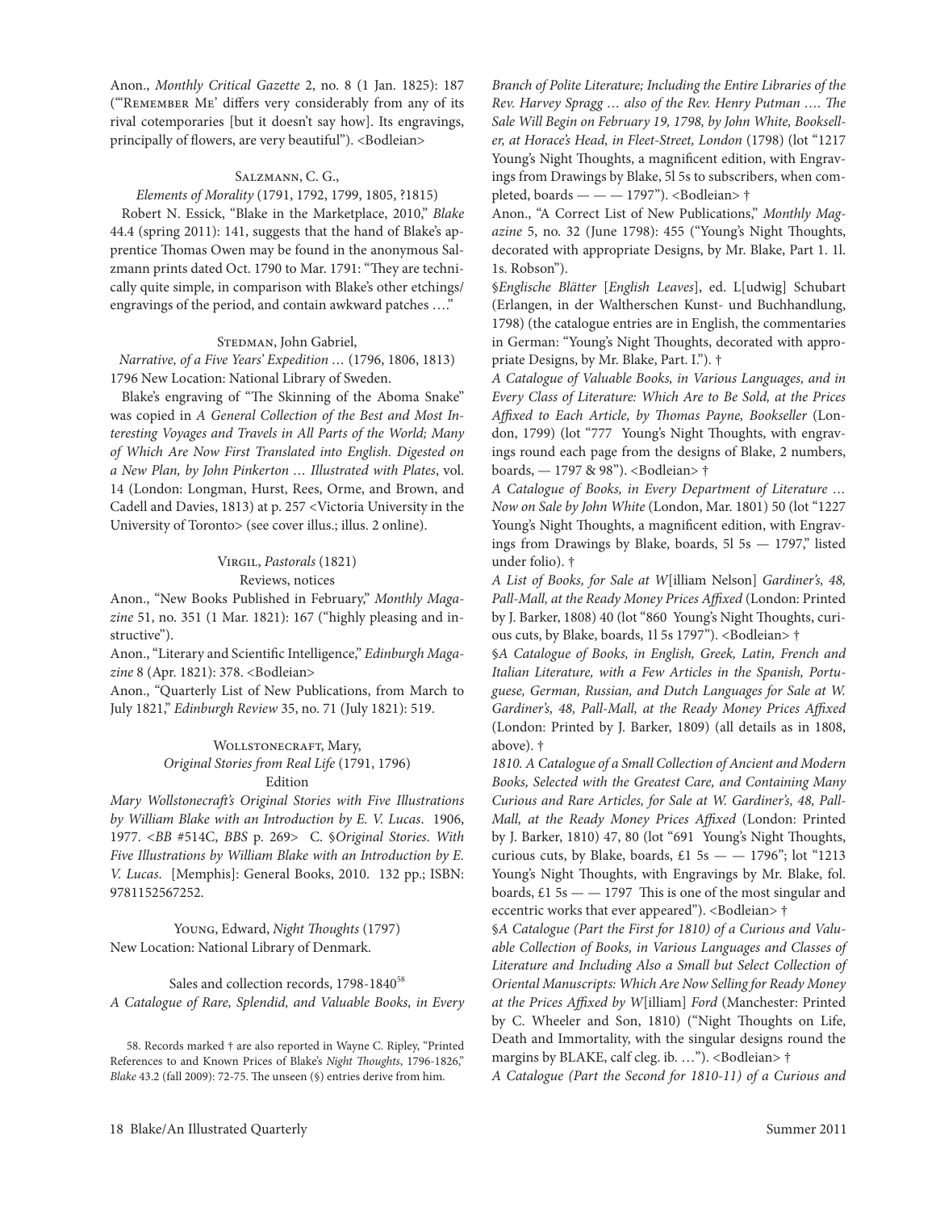Anon., *Monthly Critical Gazette* 2, no. 8 (1 Jan. 1825): 187 ("'Remember Me' differs very considerably from any of its rival cotemporaries [but it doesn't say how]. Its engravings, principally of flowers, are very beautiful"). <Bodleian>

### Salzmann, C. G.,

*Elements of Morality* (1791, 1792, 1799, 1805, ?1815)

Robert N. Essick, "Blake in the Marketplace, 2010," *Blake* 44.4 (spring 2011): 141, suggests that the hand of Blake's apprentice Thomas Owen may be found in the anonymous Salzmann prints dated Oct. 1790 to Mar. 1791: "They are technically quite simple, in comparison with Blake's other etchings/engravings of the period, and contain awkward patches …."

### Stedman, John Gabriel,

*Narrative, of a Five Years' Expedition …* (1796, 1806, 1813)

1796 New Location: National Library of Sweden.

Blake's engraving of "The Skinning of the Aboma Snake" was copied in *A General Collection of the Best and Most Interesting Voyages and Travels in All Parts of the World; Many of Which Are Now First Translated into English. Digested on a New Plan, by John Pinkerton … Illustrated with Plates*, vol. 14 (London: Longman, Hurst, Rees, Orme, and Brown, and Cadell and Davies, 1813) at p. 257 <Victoria University in the University of Toronto> (see cover illus.; illus. 2 online).

### Virgil, *Pastorals* (1821)

Reviews, notices

Anon., "New Books Published in February," *Monthly Magazine* 51, no. 351 (1 Mar. 1821): 167 ("highly pleasing and instructive").

Anon., "Literary and Scientific Intelligence," *Edinburgh Magazine* 8 (Apr. 1821): 378. <Bodleian>

Anon., "Quarterly List of New Publications, from March to July 1821," *Edinburgh Review* 35, no. 71 (July 1821): 519.

### Wollstonecraft, Mary,

*Original Stories from Real Life* (1791, 1796)

Edition

*Mary Wollstonecraft's Original Stories with Five Illustrations by William Blake with an Introduction by E. V. Lucas*. 1906, 1977. <*BB* #514C, *BBS* p. 269> C. §*Original Stories. With Five Illustrations by William Blake with an Introduction by E. V. Lucas*. [Memphis]: General Books, 2010. 132 pp.; ISBN: 9781152567252.

### Young, Edward, *Night Thoughts* (1797)

New Location: National Library of Denmark.

Sales and collection records, 1798-1840[58]

*A Catalogue of Rare, Splendid, and Valuable Books, in Every Branch of Polite Literature; Including the Entire Libraries of the Rev. Harvey Spragg … also of the Rev. Henry Putman …. The Sale Will Begin on February 19, 1798, by John White, Bookseller, at Horace's Head, in Fleet-Street, London* (1798) (lot "1217 Young's Night Thoughts, a magnificent edition, with Engravings from Drawings by Blake, 5l 5s to subscribers, when completed, boards — — — 1797"). <Bodleian> †

Anon., "A Correct List of New Publications," *Monthly Magazine* 5, no. 32 (June 1798): 455 ("Young's Night Thoughts, decorated with appropriate Designs, by Mr. Blake, Part 1. 1l. 1s. Robson").

§*Englische Blätter* [*English Leaves*], ed. L[udwig] Schubart (Erlangen, in der Waltherschen Kunst- und Buchhandlung, 1798) (the catalogue entries are in English, the commentaries in German: "Young's Night Thoughts, decorated with appropriate Designs, by Mr. Blake, Part. I."). †

*A Catalogue of Valuable Books, in Various Languages, and in Every Class of Literature: Which Are to Be Sold, at the Prices Affixed to Each Article, by Thomas Payne, Bookseller* (London, 1799) (lot "777 Young's Night Thoughts, with engravings round each page from the designs of Blake, 2 numbers, boards, — 1797 & 98"). <Bodleian> †

*A Catalogue of Books, in Every Department of Literature … Now on Sale by John White* (London, Mar. 1801) 50 (lot "1227 Young's Night Thoughts, a magnificent edition, with Engravings from Drawings by Blake, boards, 5l 5s — 1797," listed under folio). †

*A List of Books, for Sale at W*[illiam Nelson] *Gardiner's, 48, Pall-Mall, at the Ready Money Prices Affixed* (London: Printed by J. Barker, 1808) 40 (lot "860 Young's Night Thoughts, curious cuts, by Blake, boards, 1l 5s 1797"). <Bodleian> †

§*A Catalogue of Books, in English, Greek, Latin, French and Italian Literature, with a Few Articles in the Spanish, Portuguese, German, Russian, and Dutch Languages for Sale at W. Gardiner's, 48, Pall-Mall, at the Ready Money Prices Affixed* (London: Printed by J. Barker, 1809) (all details as in 1808, above). †

*1810. A Catalogue of a Small Collection of Ancient and Modern Books, Selected with the Greatest Care, and Containing Many Curious and Rare Articles, for Sale at W. Gardiner's, 48, Pall-Mall, at the Ready Money Prices Affixed* (London: Printed by J. Barker, 1810) 47, 80 (lot "691 Young's Night Thoughts, curious cuts, by Blake, boards, £1 5s — — 1796"; lot "1213 Young's Night Thoughts, with Engravings by Mr. Blake, fol. boards, £1 5s — — 1797 This is one of the most singular and eccentric works that ever appeared"). <Bodleian> †

§*A Catalogue (Part the First for 1810) of a Curious and Valuable Collection of Books, in Various Languages and Classes of Literature and Including Also a Small but Select Collection of Oriental Manuscripts: Which Are Now Selling for Ready Money at the Prices Affixed by W*[illiam] *Ford* (Manchester: Printed by C. Wheeler and Son, 1810) ("Night Thoughts on Life, Death and Immortality, with the singular designs round the margins by BLAKE, calf cleg. ib. …"). <Bodleian> †

*A Catalogue (Part the Second for 1810-11) of a Curious and*

58. Records marked † are also reported in Wayne C. Ripley, "Printed References to and Known Prices of Blake's *Night Thoughts*, 1796-1826," *Blake* 43.2 (fall 2009): 72-75. The unseen (§) entries derive from him.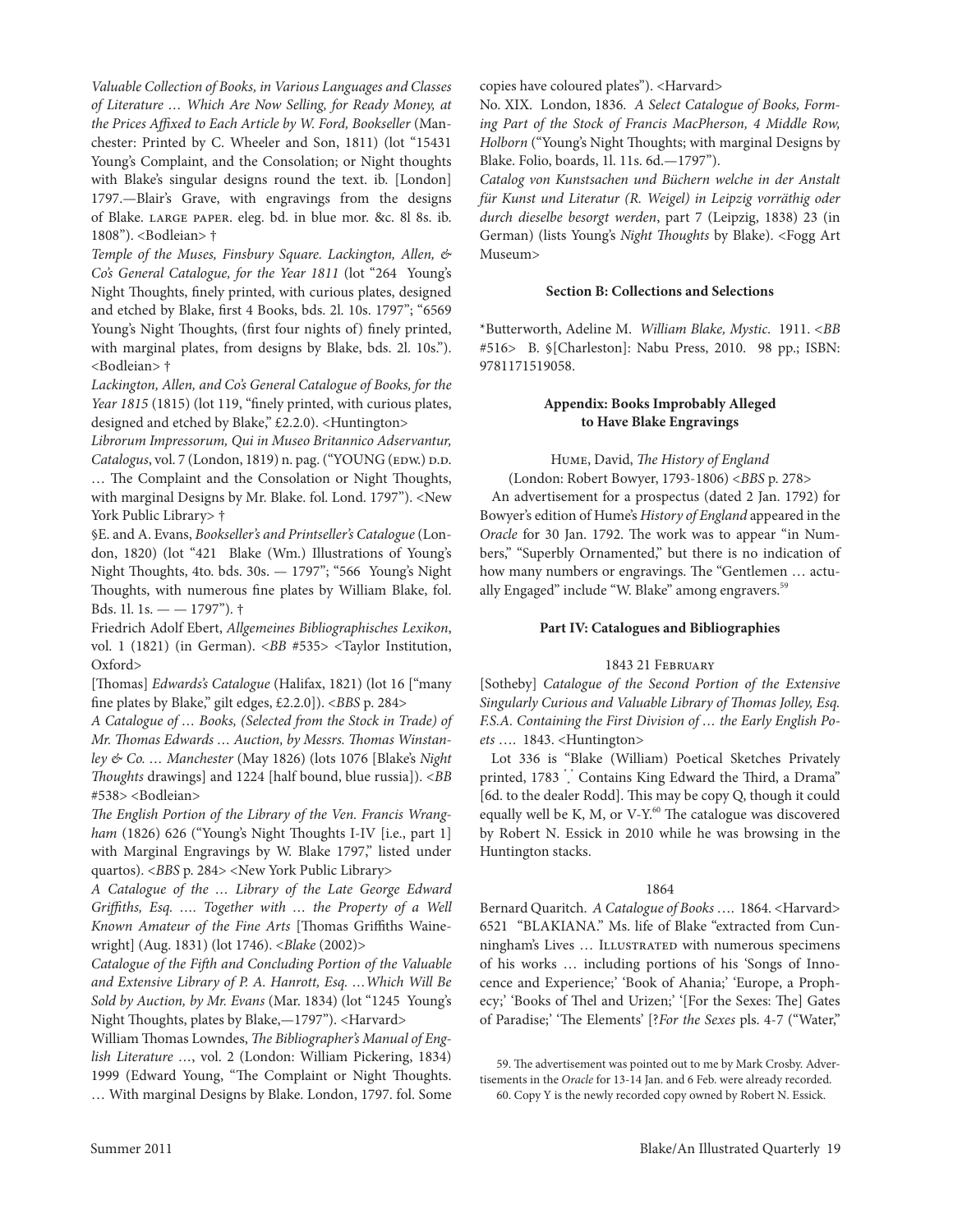*Valuable Collection of Books, in Various Languages and Classes of Literature … Which Are Now Selling, for Ready Money, at the Prices Affixed to Each Article by W. Ford, Bookseller* (Manchester: Printed by C. Wheeler and Son, 1811) (lot "15431 Young's Complaint, and the Consolation; or Night thoughts with Blake's singular designs round the text. ib. [London] 1797.—Blair's Grave, with engravings from the designs of Blake. LARGE PAPER. eleg. bd. in blue mor. &c. 8l 8s. ib. 1808"). <Bodleian> †

*Temple of the Muses, Finsbury Square. Lackington, Allen, & Co's General Catalogue, for the Year 1811* (lot "264 Young's Night Thoughts, finely printed, with curious plates, designed and etched by Blake, first 4 Books, bds. 2l. 10s. 1797"; "6569 Young's Night Thoughts, (first four nights of) finely printed, with marginal plates, from designs by Blake, bds. 2l. 10s."). <Bodleian> †

*Lackington, Allen, and Co's General Catalogue of Books, for the Year 1815* (1815) (lot 119, "finely printed, with curious plates, designed and etched by Blake," £2.2.0). <Huntington>

*Librorum Impressorum, Qui in Museo Britannico Adservantur, Catalogus*, vol. 7 (London, 1819) n. pag. ("YOUNG (EDW.) D.D. … The Complaint and the Consolation or Night Thoughts, with marginal Designs by Mr. Blake. fol. Lond. 1797"). <New York Public Library> †

§E. and A. Evans, *Bookseller's and Printseller's Catalogue* (London, 1820) (lot "421 Blake (Wm.) Illustrations of Young's Night Thoughts, 4to. bds. 30s. — 1797"; "566 Young's Night Thoughts, with numerous fine plates by William Blake, fol. Bds. 1l. 1s. — — 1797"). †

Friedrich Adolf Ebert, *Allgemeines Bibliographisches Lexikon*, vol. 1 (1821) (in German). <*BB* #535> <Taylor Institution, Oxford>

[Thomas] *Edwards's Catalogue* (Halifax, 1821) (lot 16 ["many fine plates by Blake," gilt edges, £2.2.0]). <*BBS* p. 284>

*A Catalogue of … Books, (Selected from the Stock in Trade) of Mr. Thomas Edwards … Auction, by Messrs. Thomas Winstanley & Co. … Manchester* (May 1826) (lots 1076 [Blake's *Night Thoughts* drawings] and 1224 [half bound, blue russia]). <*BB* #538> <Bodleian>

*The English Portion of the Library of the Ven. Francis Wrangham* (1826) 626 ("Young's Night Thoughts I-IV [i.e., part 1] with Marginal Engravings by W. Blake 1797," listed under quartos). <*BBS* p. 284> <New York Public Library>

*A Catalogue of the … Library of the Late George Edward Griffiths, Esq. …. Together with … the Property of a Well Known Amateur of the Fine Arts* [Thomas Griffiths Wainewright] (Aug. 1831) (lot 1746). <*Blake* (2002)>

*Catalogue of the Fifth and Concluding Portion of the Valuable and Extensive Library of P. A. Hanrott, Esq. …Which Will Be Sold by Auction, by Mr. Evans* (Mar. 1834) (lot "1245 Young's Night Thoughts, plates by Blake,—1797"). <Harvard>

William Thomas Lowndes, *The Bibliographer's Manual of English Literature …*, vol. 2 (London: William Pickering, 1834) 1999 (Edward Young, "The Complaint or Night Thoughts. … With marginal Designs by Blake. London, 1797. fol. Some copies have coloured plates"). <Harvard>

No. XIX. London, 1836. *A Select Catalogue of Books, Forming Part of the Stock of Francis MacPherson, 4 Middle Row, Holborn* ("Young's Night Thoughts; with marginal Designs by Blake. Folio, boards, 1l. 11s. 6d.—1797").

*Catalog von Kunstsachen und Büchern welche in der Anstalt für Kunst und Literatur (R. Weigel) in Leipzig vorräthig oder durch dieselbe besorgt werden*, part 7 (Leipzig, 1838) 23 (in German) (lists Young's *Night Thoughts* by Blake). <Fogg Art Museum>

**Section B: Collections and Selections**

*Butterworth, Adeline M. *William Blake, Mystic*. 1911. <*BB* #516> B. §[Charleston]: Nabu Press, 2010. 98 pp.; ISBN: 9781171519058.

**Appendix: Books Improbably Alleged to Have Blake Engravings**

HUME, David, *The History of England*
(London: Robert Bowyer, 1793-1806) <*BBS* p. 278>

An advertisement for a prospectus (dated 2 Jan. 1792) for Bowyer's edition of Hume's *History of England* appeared in the *Oracle* for 30 Jan. 1792. The work was to appear "in Numbers," "Superbly Ornamented," but there is no indication of how many numbers or engravings. The "Gentlemen … actually Engaged" include "W. Blake" among engravers.[59]

**Part IV: Catalogues and Bibliographies**

1843 21 FEBRUARY

[Sotheby] *Catalogue of the Second Portion of the Extensive Singularly Curious and Valuable Library of Thomas Jolley, Esq. F.S.A. Containing the First Division of … the Early English Poets* …. 1843. <Huntington>

Lot 336 is "Blake (William) Poetical Sketches Privately printed, 1783 *.* Contains King Edward the Third, a Drama" [6d. to the dealer Rodd]. This may be copy Q, though it could equally well be K, M, or V-Y.[60] The catalogue was discovered by Robert N. Essick in 2010 while he was browsing in the Huntington stacks.

1864

Bernard Quaritch. *A Catalogue of Books* …. 1864. <Harvard>

6521 "BLAKIANA." Ms. life of Blake "extracted from Cunningham's Lives … ILLUSTRATED with numerous specimens of his works … including portions of his 'Songs of Innocence and Experience;' 'Book of Ahania;' 'Europe, a Prophecy;' 'Books of Thel and Urizen;' '[For the Sexes: The] Gates of Paradise;' 'The Elements' [?*For the Sexes* pls. 4-7 ("Water,"

59. The advertisement was pointed out to me by Mark Crosby. Advertisements in the *Oracle* for 13-14 Jan. and 6 Feb. were already recorded.

60. Copy Y is the newly recorded copy owned by Robert N. Essick.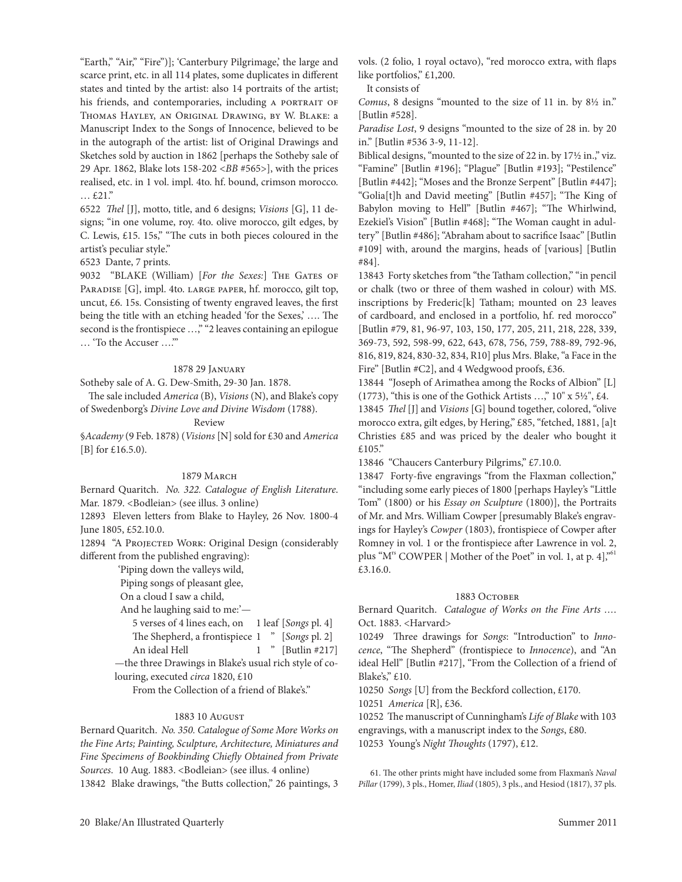"Earth," "Air," "Fire")]; 'Canterbury Pilgrimage,' the large and scarce print, etc. in all 114 plates, some duplicates in different states and tinted by the artist: also 14 portraits of the artist; his friends, and contemporaries, including A PORTRAIT OF THOMAS HAYLEY, AN ORIGINAL DRAWING, BY W. BLAKE: a Manuscript Index to the Songs of Innocence, believed to be in the autograph of the artist: list of Original Drawings and Sketches sold by auction in 1862 [perhaps the Sotheby sale of 29 Apr. 1862, Blake lots 158-202 <*BB* #565>], with the prices realised, etc. in 1 vol. impl. 4to. hf. bound, crimson morocco. … £21."

6522 *Thel* [J], motto, title, and 6 designs; *Visions* [G], 11 designs; "in one volume, roy. 4to. olive morocco, gilt edges, by C. Lewis, £15. 15s," "The cuts in both pieces coloured in the artist's peculiar style."

6523 Dante, 7 prints.

9032 "BLAKE (William) [*For the Sexes:*] THE GATES OF PARADISE [G], impl. 4to. LARGE PAPER, hf. morocco, gilt top, uncut, £6. 15s. Consisting of twenty engraved leaves, the first being the title with an etching headed 'for the Sexes,' …. The second is the frontispiece …," "2 leaves containing an epilogue … 'To the Accuser ….'"

### 1878 29 January

Sotheby sale of A. G. Dew-Smith, 29-30 Jan. 1878.

The sale included *America* (B), *Visions* (N), and Blake's copy of Swedenborg's *Divine Love and Divine Wisdom* (1788).

Review

§*Academy* (9 Feb. 1878) (*Visions* [N] sold for £30 and *America* [B] for £16.5.0).

### 1879 March

Bernard Quaritch. *No. 322. Catalogue of English Literature*. Mar. 1879. <Bodleian> (see illus. 3 online)

12893 Eleven letters from Blake to Hayley, 26 Nov. 1800-4 June 1805, £52.10.0.

12894 "A PROJECTED WORK: Original Design (considerably different from the published engraving):

'Piping down the valleys wild,
Piping songs of pleasant glee,
On a cloud I saw a child,
And he laughing said to me:'—

5 verses of 4 lines each, on 1 leaf [*Songs* pl. 4]
The Shepherd, a frontispiece 1 " [*Songs* pl. 2]
An ideal Hell 1 " [Butlin #217]

—the three Drawings in Blake's usual rich style of colouring, executed *circa* 1820, £10

From the Collection of a friend of Blake's."

### 1883 10 August

Bernard Quaritch. *No. 350. Catalogue of Some More Works on the Fine Arts; Painting, Sculpture, Architecture, Miniatures and Fine Specimens of Bookbinding Chiefly Obtained from Private Sources*. 10 Aug. 1883. <Bodleian> (see illus. 4 online)

13842 Blake drawings, "the Butts collection," 26 paintings, 3 vols. (2 folio, 1 royal octavo), "red morocco extra, with flaps like portfolios," £1,200.

It consists of

*Comus*, 8 designs "mounted to the size of 11 in. by 8½ in." [Butlin #528].

*Paradise Lost*, 9 designs "mounted to the size of 28 in. by 20 in." [Butlin #536 3-9, 11-12].

Biblical designs, "mounted to the size of 22 in. by 17½ in.," viz. "Famine" [Butlin #196]; "Plague" [Butlin #193]; "Pestilence" [Butlin #442]; "Moses and the Bronze Serpent" [Butlin #447]; "Golia[t]h and David meeting" [Butlin #457]; "The King of Babylon moving to Hell" [Butlin #467]; "The Whirlwind, Ezekiel's Vision" [Butlin #468]; "The Woman caught in adultery" [Butlin #486]; "Abraham about to sacrifice Isaac" [Butlin #109] with, around the margins, heads of [various] [Butlin #84].

13843 Forty sketches from "the Tatham collection," "in pencil or chalk (two or three of them washed in colour) with MS. inscriptions by Frederic[k] Tatham; mounted on 23 leaves of cardboard, and enclosed in a portfolio, hf. red morocco" [Butlin #79, 81, 96-97, 103, 150, 177, 205, 211, 218, 228, 339, 369-73, 592, 598-99, 622, 643, 678, 756, 759, 788-89, 792-96, 816, 819, 824, 830-32, 834, R10] plus Mrs. Blake, "a Face in the Fire" [Butlin #C2], and 4 Wedgwood proofs, £36.

13844 "Joseph of Arimathea among the Rocks of Albion" [L] (1773), "this is one of the Gothick Artists …," 10" x 5½", £4.

13845 *Thel* [J] and *Visions* [G] bound together, colored, "olive morocco extra, gilt edges, by Hering," £85, "fetched, 1881, [a]t Christies £85 and was priced by the dealer who bought it £105."

13846 "Chaucers Canterbury Pilgrims," £7.10.0.

13847 Forty-five engravings "from the Flaxman collection," "including some early pieces of 1800 [perhaps Hayley's "Little Tom" (1800) or his *Essay on Sculpture* (1800)], the Portraits of Mr. and Mrs. William Cowper [presumably Blake's engravings for Hayley's *Cowper* (1803), frontispiece of Cowper after Romney in vol. 1 or the frontispiece after Lawrence in vol. 2, plus "M^rs COWPER | Mother of the Poet" in vol. 1, at p. 4],"[61] £3.16.0.

### 1883 October

Bernard Quaritch. *Catalogue of Works on the Fine Arts* …. Oct. 1883. <Harvard>

10249 Three drawings for *Songs*: "Introduction" to *Innocence*, "The Shepherd" (frontispiece to *Innocence*), and "An ideal Hell" [Butlin #217], "From the Collection of a friend of Blake's," £10.

10250 *Songs* [U] from the Beckford collection, £170.

10251 *America* [R], £36.

10252 The manuscript of Cunningham's *Life of Blake* with 103 engravings, with a manuscript index to the *Songs*, £80.

10253 Young's *Night Thoughts* (1797), £12.

61. The other prints might have included some from Flaxman's *Naval Pillar* (1799), 3 pls., Homer, *Iliad* (1805), 3 pls., and Hesiod (1817), 37 pls.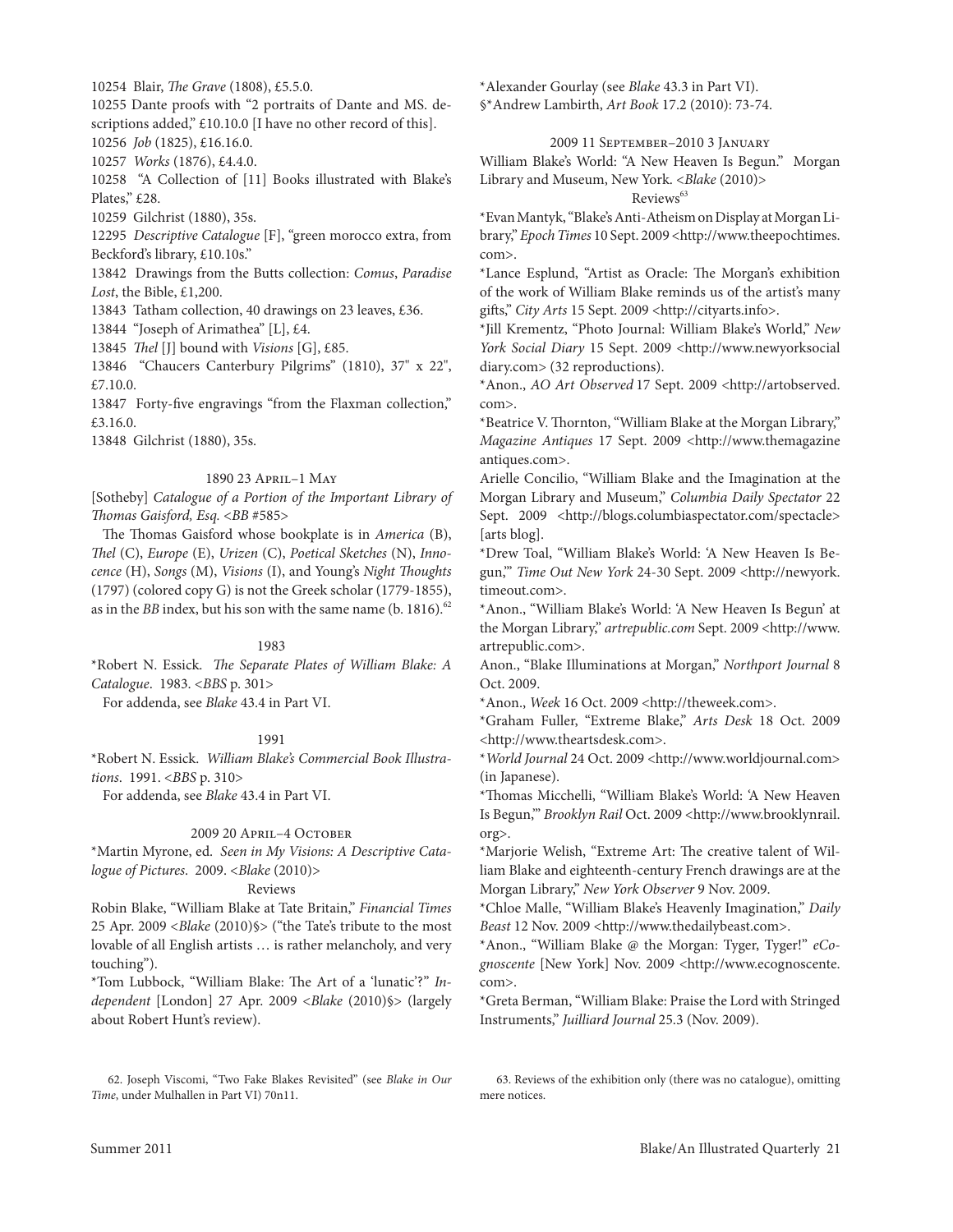10254 Blair, *The Grave* (1808), £5.5.0.

10255 Dante proofs with "2 portraits of Dante and MS. descriptions added," £10.10.0 [I have no other record of this].

10256 *Job* (1825), £16.16.0.

10257 *Works* (1876), £4.4.0.

10258 "A Collection of [11] Books illustrated with Blake's Plates," £28.

10259 Gilchrist (1880), 35s.

12295 *Descriptive Catalogue* [F], "green morocco extra, from Beckford's library, £10.10s."

13842 Drawings from the Butts collection: *Comus*, *Paradise Lost*, the Bible, £1,200.

13843 Tatham collection, 40 drawings on 23 leaves, £36.

13844 "Joseph of Arimathea" [L], £4.

13845 *Thel* [J] bound with *Visions* [G], £85.

13846 "Chaucers Canterbury Pilgrims" (1810), 37" x 22", £7.10.0.

13847 Forty-five engravings "from the Flaxman collection," £3.16.0.

13848 Gilchrist (1880), 35s.

### 1890 23 April–1 May

[Sotheby] *Catalogue of a Portion of the Important Library of Thomas Gaisford, Esq.* <*BB* #585>

The Thomas Gaisford whose bookplate is in *America* (B), *Thel* (C), *Europe* (E), *Urizen* (C), *Poetical Sketches* (N), *Innocence* (H), *Songs* (M), *Visions* (I), and Young's *Night Thoughts* (1797) (colored copy G) is not the Greek scholar (1779-1855), as in the *BB* index, but his son with the same name (b. 1816).[62]

### 1983

*Robert N. Essick. *The Separate Plates of William Blake: A Catalogue*. 1983. <*BBS* p. 301>

For addenda, see *Blake* 43.4 in Part VI.

### 1991

*Robert N. Essick. *William Blake's Commercial Book Illustrations*. 1991. <*BBS* p. 310>

For addenda, see *Blake* 43.4 in Part VI.

### 2009 20 April–4 October

*Martin Myrone, ed. *Seen in My Visions: A Descriptive Catalogue of Pictures*. 2009. <*Blake* (2010)>

Reviews

Robin Blake, "William Blake at Tate Britain," *Financial Times* 25 Apr. 2009 <*Blake* (2010)§> ("the Tate's tribute to the most lovable of all English artists … is rather melancholy, and very touching").

*Tom Lubbock, "William Blake: The Art of a 'lunatic'?" *Independent* [London] 27 Apr. 2009 <*Blake* (2010)§> (largely about Robert Hunt's review).

*Alexander Gourlay (see *Blake* 43.3 in Part VI).

§*Andrew Lambirth, *Art Book* 17.2 (2010): 73-74.

### 2009 11 September–2010 3 January

William Blake's World: "A New Heaven Is Begun." Morgan Library and Museum, New York. <*Blake* (2010)>

Reviews[63]

*Evan Mantyk, "Blake's Anti-Atheism on Display at Morgan Library," *Epoch Times* 10 Sept. 2009 <http://www.theepochtimes.com>.

*Lance Esplund, "Artist as Oracle: The Morgan's exhibition of the work of William Blake reminds us of the artist's many gifts," *City Arts* 15 Sept. 2009 <http://cityarts.info>.

*Jill Krementz, "Photo Journal: William Blake's World," *New York Social Diary* 15 Sept. 2009 <http://www.newyorksocialdiary.com> (32 reproductions).

*Anon., *AO Art Observed* 17 Sept. 2009 <http://artobserved.com>.

*Beatrice V. Thornton, "William Blake at the Morgan Library," *Magazine Antiques* 17 Sept. 2009 <http://www.themagazineantiques.com>.

Arielle Concilio, "William Blake and the Imagination at the Morgan Library and Museum," *Columbia Daily Spectator* 22 Sept. 2009 <http://blogs.columbiaspectator.com/spectacle> [arts blog].

*Drew Toal, "William Blake's World: 'A New Heaven Is Begun,'" *Time Out New York* 24-30 Sept. 2009 <http://newyork.timeout.com>.

*Anon., "William Blake's World: 'A New Heaven Is Begun' at the Morgan Library," *artrepublic.com* Sept. 2009 <http://www.artrepublic.com>.

Anon., "Blake Illuminations at Morgan," *Northport Journal* 8 Oct. 2009.

*Anon., *Week* 16 Oct. 2009 <http://theweek.com>.

*Graham Fuller, "Extreme Blake," *Arts Desk* 18 Oct. 2009 <http://www.theartsdesk.com>.

**World Journal* 24 Oct. 2009 <http://www.worldjournal.com> (in Japanese).

*Thomas Micchelli, "William Blake's World: 'A New Heaven Is Begun,'" *Brooklyn Rail* Oct. 2009 <http://www.brooklynrail.org>.

*Marjorie Welish, "Extreme Art: The creative talent of William Blake and eighteenth-century French drawings are at the Morgan Library," *New York Observer* 9 Nov. 2009.

*Chloe Malle, "William Blake's Heavenly Imagination," *Daily Beast* 12 Nov. 2009 <http://www.thedailybeast.com>.

*Anon., "William Blake @ the Morgan: Tyger, Tyger!" *eCognoscente* [New York] Nov. 2009 <http://www.ecognoscente.com>.

*Greta Berman, "William Blake: Praise the Lord with Stringed Instruments," *Juilliard Journal* 25.3 (Nov. 2009).

62. Joseph Viscomi, "Two Fake Blakes Revisited" (see *Blake in Our Time*, under Mulhallen in Part VI) 70n11.

63. Reviews of the exhibition only (there was no catalogue), omitting mere notices.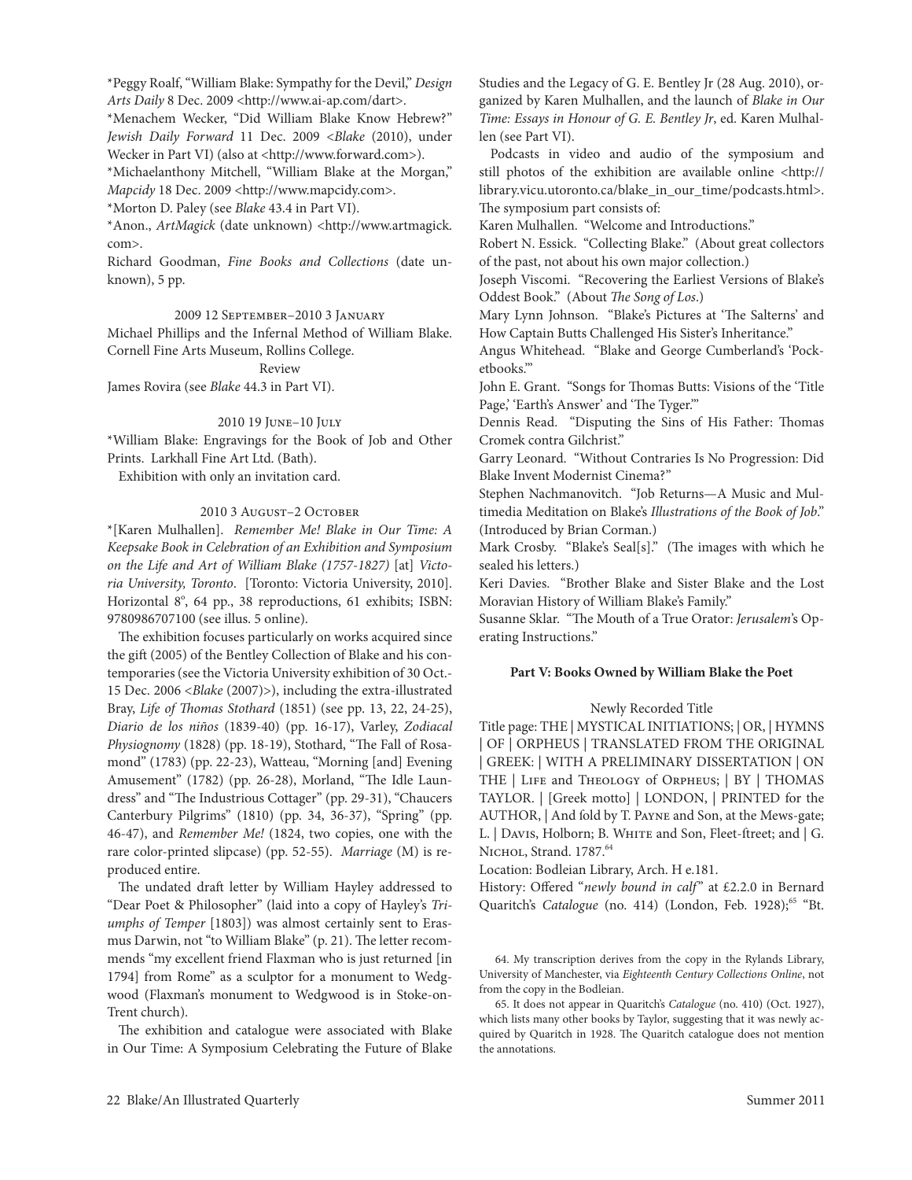*Peggy Roalf, "William Blake: Sympathy for the Devil," *Design Arts Daily* 8 Dec. 2009 <http://www.ai-ap.com/dart>.

*Menachem Wecker, "Did William Blake Know Hebrew?" *Jewish Daily Forward* 11 Dec. 2009 <*Blake* (2010), under Wecker in Part VI) (also at <http://www.forward.com>).

*Michaelanthony Mitchell, "William Blake at the Morgan," *Mapcidy* 18 Dec. 2009 <http://www.mapcidy.com>.

*Morton D. Paley (see *Blake* 43.4 in Part VI).

*Anon., *ArtMagick* (date unknown) <http://www.artmagick.com>.

Richard Goodman, *Fine Books and Collections* (date unknown), 5 pp.

2009 12 September–2010 3 January

Michael Phillips and the Infernal Method of William Blake. Cornell Fine Arts Museum, Rollins College.

Review

James Rovira (see *Blake* 44.3 in Part VI).

2010 19 June–10 July

*William Blake: Engravings for the Book of Job and Other Prints. Larkhall Fine Art Ltd. (Bath).

Exhibition with only an invitation card.

2010 3 August–2 October

*[Karen Mulhallen]. *Remember Me! Blake in Our Time: A Keepsake Book in Celebration of an Exhibition and Symposium on the Life and Art of William Blake (1757-1827)* [at] *Victoria University, Toronto*. [Toronto: Victoria University, 2010]. Horizontal 8°, 64 pp., 38 reproductions, 61 exhibits; ISBN: 9780986707100 (see illus. 5 online).

The exhibition focuses particularly on works acquired since the gift (2005) of the Bentley Collection of Blake and his contemporaries (see the Victoria University exhibition of 30 Oct.-15 Dec. 2006 <*Blake* (2007)>), including the extra-illustrated Bray, *Life of Thomas Stothard* (1851) (see pp. 13, 22, 24-25), *Diario de los niños* (1839-40) (pp. 16-17), Varley, *Zodiacal Physiognomy* (1828) (pp. 18-19), Stothard, "The Fall of Rosamond" (1783) (pp. 22-23), Watteau, "Morning [and] Evening Amusement" (1782) (pp. 26-28), Morland, "The Idle Laundress" and "The Industrious Cottager" (pp. 29-31), "Chaucers Canterbury Pilgrims" (1810) (pp. 34, 36-37), "Spring" (pp. 46-47), and *Remember Me!* (1824, two copies, one with the rare color-printed slipcase) (pp. 52-55). *Marriage* (M) is reproduced entire.

The undated draft letter by William Hayley addressed to "Dear Poet & Philosopher" (laid into a copy of Hayley's *Triumphs of Temper* [1803]) was almost certainly sent to Erasmus Darwin, not "to William Blake" (p. 21). The letter recommends "my excellent friend Flaxman who is just returned [in 1794] from Rome" as a sculptor for a monument to Wedgwood (Flaxman's monument to Wedgwood is in Stoke-on-Trent church).

The exhibition and catalogue were associated with Blake in Our Time: A Symposium Celebrating the Future of Blake Studies and the Legacy of G. E. Bentley Jr (28 Aug. 2010), organized by Karen Mulhallen, and the launch of *Blake in Our Time: Essays in Honour of G. E. Bentley Jr*, ed. Karen Mulhallen (see Part VI).

Podcasts in video and audio of the symposium and still photos of the exhibition are available online <http://library.vicu.utoronto.ca/blake_in_our_time/podcasts.html>. The symposium part consists of:

Karen Mulhallen. "Welcome and Introductions."

Robert N. Essick. "Collecting Blake." (About great collectors of the past, not about his own major collection.)

Joseph Viscomi. "Recovering the Earliest Versions of Blake's Oddest Book." (About *The Song of Los*.)

Mary Lynn Johnson. "Blake's Pictures at 'The Salterns' and How Captain Butts Challenged His Sister's Inheritance."

Angus Whitehead. "Blake and George Cumberland's 'Pocketbooks.'"

John E. Grant. "Songs for Thomas Butts: Visions of the 'Title Page,' 'Earth's Answer' and 'The Tyger.'"

Dennis Read. "Disputing the Sins of His Father: Thomas Cromek contra Gilchrist."

Garry Leonard. "Without Contraries Is No Progression: Did Blake Invent Modernist Cinema?"

Stephen Nachmanovitch. "Job Returns—A Music and Multimedia Meditation on Blake's *Illustrations of the Book of Job*." (Introduced by Brian Corman.)

Mark Crosby. "Blake's Seal[s]." (The images with which he sealed his letters.)

Keri Davies. "Brother Blake and Sister Blake and the Lost Moravian History of William Blake's Family."

Susanne Sklar. "The Mouth of a True Orator: *Jerusalem*'s Operating Instructions."

## Part V: Books Owned by William Blake the Poet

Newly Recorded Title

Title page: THE | MYSTICAL INITIATIONS; | OR, | HYMNS | OF | ORPHEUS | TRANSLATED FROM THE ORIGINAL | GREEK: | WITH A PRELIMINARY DISSERTATION | ON THE | Life and Theology of Orpheus; | BY | THOMAS TAYLOR. | [Greek motto] | LONDON, | PRINTED for the AUTHOR, | And fold by T. Payne and Son, at the Mews-gate; L. | Davis, Holborn; B. White and Son, Fleet-ftreet; and | G. Nichol, Strand. 1787.[64]

Location: Bodleian Library, Arch. H e.181.

History: Offered "*newly bound in calf*" at £2.2.0 in Bernard Quaritch's *Catalogue* (no. 414) (London, Feb. 1928);[65] "Bt.

64. My transcription derives from the copy in the Rylands Library, University of Manchester, via *Eighteenth Century Collections Online*, not from the copy in the Bodleian.

65. It does not appear in Quaritch's *Catalogue* (no. 410) (Oct. 1927), which lists many other books by Taylor, suggesting that it was newly acquired by Quaritch in 1928. The Quaritch catalogue does not mention the annotations.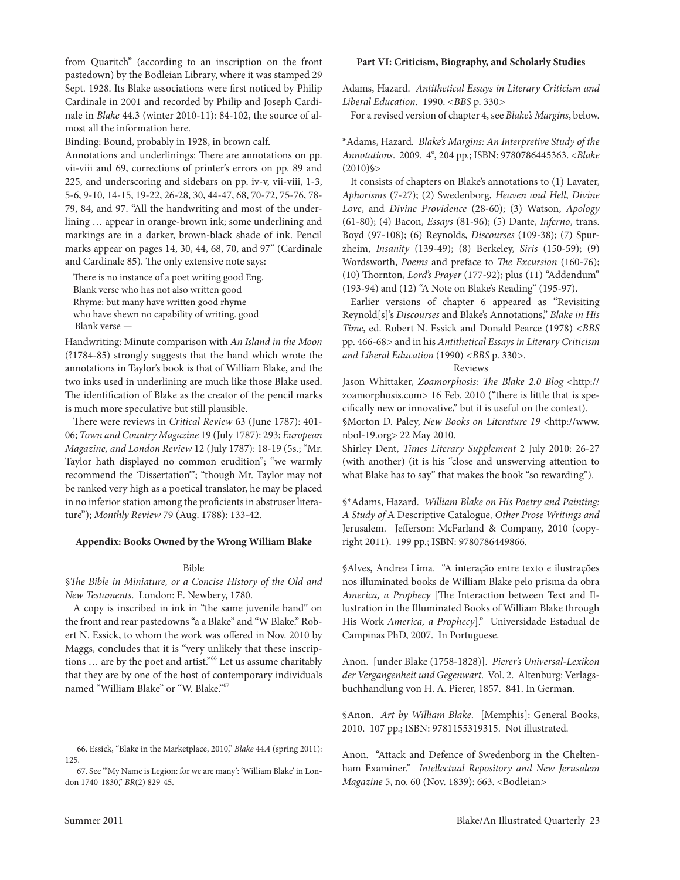from Quaritch" (according to an inscription on the front pastedown) by the Bodleian Library, where it was stamped 29 Sept. 1928. Its Blake associations were first noticed by Philip Cardinale in 2001 and recorded by Philip and Joseph Cardinale in *Blake* 44.3 (winter 2010-11): 84-102, the source of almost all the information here.

Binding: Bound, probably in 1928, in brown calf.

Annotations and underlinings: There are annotations on pp. vii-viii and 69, corrections of printer's errors on pp. 89 and 225, and underscoring and sidebars on pp. iv-v, vii-viii, 1-3, 5-6, 9-10, 14-15, 19-22, 26-28, 30, 44-47, 68, 70-72, 75-76, 78-79, 84, and 97. "All the handwriting and most of the underlining … appear in orange-brown ink; some underlining and markings are in a darker, brown-black shade of ink. Pencil marks appear on pages 14, 30, 44, 68, 70, and 97" (Cardinale and Cardinale 85). The only extensive note says:

> There is no instance of a poet writing good Eng.
> Blank verse who has not also written good
> Rhyme: but many have written good rhyme
> who have shewn no capability of writing. good
> Blank verse —

Handwriting: Minute comparison with *An Island in the Moon* (?1784-85) strongly suggests that the hand which wrote the annotations in Taylor's book is that of William Blake, and the two inks used in underlining are much like those Blake used. The identification of Blake as the creator of the pencil marks is much more speculative but still plausible.

There were reviews in *Critical Review* 63 (June 1787): 401-06; *Town and Country Magazine* 19 (July 1787): 293; *European Magazine, and London Review* 12 (July 1787): 18-19 (5s.; "Mr. Taylor hath displayed no common erudition"; "we warmly recommend the 'Dissertation'"; "though Mr. Taylor may not be ranked very high as a poetical translator, he may be placed in no inferior station among the proficients in abstruser literature"); *Monthly Review* 79 (Aug. 1788): 133-42.

## Appendix: Books Owned by the Wrong William Blake

Bible

§*The Bible in Miniature, or a Concise History of the Old and New Testaments*. London: E. Newbery, 1780.

A copy is inscribed in ink in "the same juvenile hand" on the front and rear pastedowns "a a Blake" and "W Blake." Robert N. Essick, to whom the work was offered in Nov. 2010 by Maggs, concludes that it is "very unlikely that these inscriptions … are by the poet and artist."[66] Let us assume charitably that they are by one of the host of contemporary individuals named "William Blake" or "W. Blake."[67]

66. Essick, "Blake in the Marketplace, 2010," *Blake* 44.4 (spring 2011): 125.

67. See "'My Name is Legion: for we are many': 'William Blake' in London 1740-1830," *BR*(2) 829-45.

## Part VI: Criticism, Biography, and Scholarly Studies

Adams, Hazard. *Antithetical Essays in Literary Criticism and Liberal Education*. 1990. <*BBS* p. 330>

For a revised version of chapter 4, see *Blake's Margins*, below.

*Adams, Hazard. *Blake's Margins: An Interpretive Study of the Annotations*. 2009. 4°, 204 pp.; ISBN: 9780786445363. <*Blake* (2010)§>

It consists of chapters on Blake's annotations to (1) Lavater, *Aphorisms* (7-27); (2) Swedenborg, *Heaven and Hell*, *Divine Love*, and *Divine Providence* (28-60); (3) Watson, *Apology* (61-80); (4) Bacon, *Essays* (81-96); (5) Dante, *Inferno*, trans. Boyd (97-108); (6) Reynolds, *Discourses* (109-38); (7) Spurzheim, *Insanity* (139-49); (8) Berkeley, *Siris* (150-59); (9) Wordsworth, *Poems* and preface to *The Excursion* (160-76); (10) Thornton, *Lord's Prayer* (177-92); plus (11) "Addendum" (193-94) and (12) "A Note on Blake's Reading" (195-97).

Earlier versions of chapter 6 appeared as "Revisiting Reynold[s]'s *Discourses* and Blake's Annotations," *Blake in His Time*, ed. Robert N. Essick and Donald Pearce (1978) <*BBS* pp. 466-68> and in his *Antithetical Essays in Literary Criticism and Liberal Education* (1990) <*BBS* p. 330>.

Reviews

Jason Whittaker, *Zoamorphosis: The Blake 2.0 Blog* <http://zoamorphosis.com> 16 Feb. 2010 ("there is little that is specifically new or innovative," but it is useful on the context).

§Morton D. Paley, *New Books on Literature 19* <http://www.nbol-19.org> 22 May 2010.

Shirley Dent, *Times Literary Supplement* 2 July 2010: 26-27 (with another) (it is his "close and unswerving attention to what Blake has to say" that makes the book "so rewarding").

§*Adams, Hazard. *William Blake on His Poetry and Painting: A Study of* A Descriptive Catalogue*, Other Prose Writings and* Jerusalem. Jefferson: McFarland & Company, 2010 (copyright 2011). 199 pp.; ISBN: 9780786449866.

§Alves, Andrea Lima. "A interação entre texto e ilustrações nos illuminated books de William Blake pelo prisma da obra *America, a Prophecy* [The Interaction between Text and Illustration in the Illuminated Books of William Blake through His Work *America, a Prophecy*]." Universidade Estadual de Campinas PhD, 2007. In Portuguese.

Anon. [under Blake (1758-1828)]. *Pierer's Universal-Lexikon der Vergangenheit und Gegenwart*. Vol. 2. Altenburg: Verlagsbuchhandlung von H. A. Pierer, 1857. 841. In German.

§Anon. *Art by William Blake*. [Memphis]: General Books, 2010. 107 pp.; ISBN: 9781155319315. Not illustrated.

Anon. "Attack and Defence of Swedenborg in the Cheltenham Examiner." *Intellectual Repository and New Jerusalem Magazine* 5, no. 60 (Nov. 1839): 663. <Bodleian>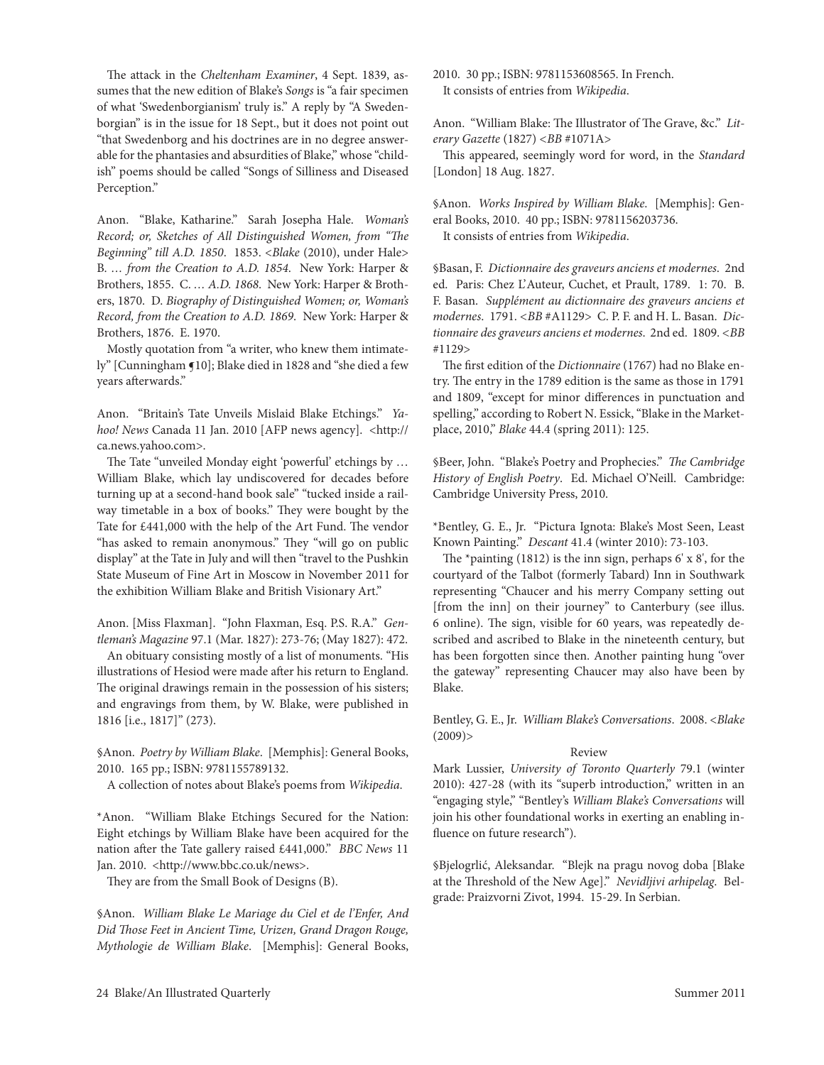The attack in the *Cheltenham Examiner*, 4 Sept. 1839, assumes that the new edition of Blake's *Songs* is "a fair specimen of what 'Swedenborgianism' truly is." A reply by "A Swedenborgian" is in the issue for 18 Sept., but it does not point out "that Swedenborg and his doctrines are in no degree answerable for the phantasies and absurdities of Blake," whose "childish" poems should be called "Songs of Silliness and Diseased Perception."

Anon. "Blake, Katharine." Sarah Josepha Hale. *Woman's Record; or, Sketches of All Distinguished Women, from "The Beginning" till A.D. 1850*. 1853. <*Blake* (2010), under Hale> B. … *from the Creation to A.D. 1854*. New York: Harper & Brothers, 1855. C. … *A.D. 1868*. New York: Harper & Brothers, 1870. D. *Biography of Distinguished Women; or, Woman's Record, from the Creation to A.D. 1869*. New York: Harper & Brothers, 1876. E. 1970.

Mostly quotation from "a writer, who knew them intimately" [Cunningham ¶10]; Blake died in 1828 and "she died a few years afterwards."

Anon. "Britain's Tate Unveils Mislaid Blake Etchings." *Yahoo! News* Canada 11 Jan. 2010 [AFP news agency]. <http://ca.news.yahoo.com>.

The Tate "unveiled Monday eight 'powerful' etchings by … William Blake, which lay undiscovered for decades before turning up at a second-hand book sale" "tucked inside a railway timetable in a box of books." They were bought by the Tate for £441,000 with the help of the Art Fund. The vendor "has asked to remain anonymous." They "will go on public display" at the Tate in July and will then "travel to the Pushkin State Museum of Fine Art in Moscow in November 2011 for the exhibition William Blake and British Visionary Art."

Anon. [Miss Flaxman]. "John Flaxman, Esq. P.S. R.A." *Gentleman's Magazine* 97.1 (Mar. 1827): 273-76; (May 1827): 472.

An obituary consisting mostly of a list of monuments. "His illustrations of Hesiod were made after his return to England. The original drawings remain in the possession of his sisters; and engravings from them, by W. Blake, were published in 1816 [i.e., 1817]" (273).

§Anon. *Poetry by William Blake*. [Memphis]: General Books, 2010. 165 pp.; ISBN: 9781155789132.

A collection of notes about Blake's poems from *Wikipedia*.

*Anon. "William Blake Etchings Secured for the Nation: Eight etchings by William Blake have been acquired for the nation after the Tate gallery raised £441,000." *BBC News* 11 Jan. 2010. <http://www.bbc.co.uk/news>.

They are from the Small Book of Designs (B).

§Anon. *William Blake Le Mariage du Ciel et de l'Enfer, And Did Those Feet in Ancient Time, Urizen, Grand Dragon Rouge, Mythologie de William Blake*. [Memphis]: General Books, 2010. 30 pp.; ISBN: 9781153608565. In French.

It consists of entries from *Wikipedia*.

Anon. "William Blake: The Illustrator of The Grave, &c." *Literary Gazette* (1827) <*BB* #1071A>

This appeared, seemingly word for word, in the *Standard* [London] 18 Aug. 1827.

§Anon. *Works Inspired by William Blake*. [Memphis]: General Books, 2010. 40 pp.; ISBN: 9781156203736.

It consists of entries from *Wikipedia*.

§Basan, F. *Dictionnaire des graveurs anciens et modernes*. 2nd ed. Paris: Chez L'Auteur, Cuchet, et Prault, 1789. 1: 70. B. F. Basan. *Supplément au dictionnaire des graveurs anciens et modernes*. 1791. <*BB* #A1129> C. P. F. and H. L. Basan. *Dictionnaire des graveurs anciens et modernes*. 2nd ed. 1809. <*BB* #1129>

The first edition of the *Dictionnaire* (1767) had no Blake entry. The entry in the 1789 edition is the same as those in 1791 and 1809, "except for minor differences in punctuation and spelling," according to Robert N. Essick, "Blake in the Marketplace, 2010," *Blake* 44.4 (spring 2011): 125.

§Beer, John. "Blake's Poetry and Prophecies." *The Cambridge History of English Poetry*. Ed. Michael O'Neill. Cambridge: Cambridge University Press, 2010.

*Bentley, G. E., Jr. "Pictura Ignota: Blake's Most Seen, Least Known Painting." *Descant* 41.4 (winter 2010): 73-103.

The *painting (1812) is the inn sign, perhaps 6' x 8', for the courtyard of the Talbot (formerly Tabard) Inn in Southwark representing "Chaucer and his merry Company setting out [from the inn] on their journey" to Canterbury (see illus. 6 online). The sign, visible for 60 years, was repeatedly described and ascribed to Blake in the nineteenth century, but has been forgotten since then. Another painting hung "over the gateway" representing Chaucer may also have been by Blake.

Bentley, G. E., Jr. *William Blake's Conversations*. 2008. <*Blake* (2009)>

Review

Mark Lussier, *University of Toronto Quarterly* 79.1 (winter 2010): 427-28 (with its "superb introduction," written in an "engaging style," "Bentley's *William Blake's Conversations* will join his other foundational works in exerting an enabling influence on future research").

§Bjelogrlić, Aleksandar. "Blejk na pragu novog doba [Blake at the Threshold of the New Age]." *Nevidljivi arhipelag*. Belgrade: Praizvorni Zivot, 1994. 15-29. In Serbian.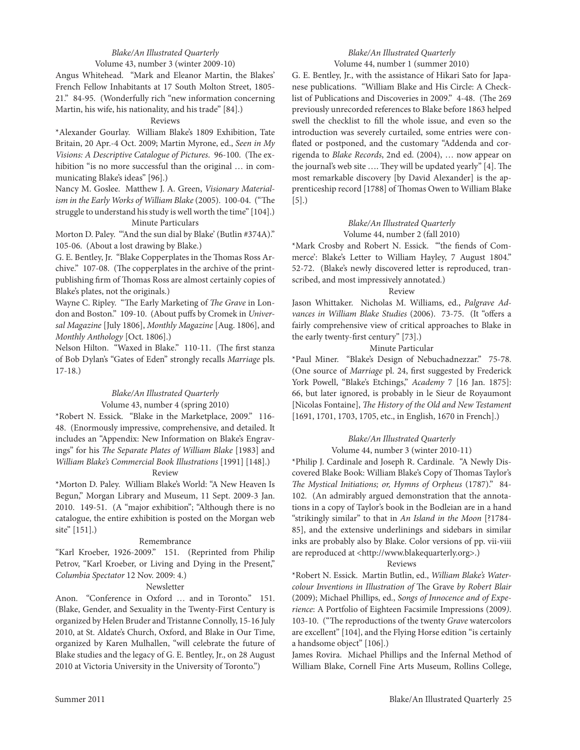*Blake/An Illustrated Quarterly*
Volume 43, number 3 (winter 2009-10)

Angus Whitehead. "Mark and Eleanor Martin, the Blakes' French Fellow Inhabitants at 17 South Molton Street, 1805-21." 84-95. (Wonderfully rich "new information concerning Martin, his wife, his nationality, and his trade" [84].)

Reviews

*Alexander Gourlay. William Blake's 1809 Exhibition, Tate Britain, 20 Apr.-4 Oct. 2009; Martin Myrone, ed., *Seen in My Visions: A Descriptive Catalogue of Pictures*. 96-100. (The exhibition "is no more successful than the original … in communicating Blake's ideas" [96].)

Nancy M. Goslee. Matthew J. A. Green, *Visionary Materialism in the Early Works of William Blake* (2005). 100-04. ("The struggle to understand his study is well worth the time" [104].)

Minute Particulars

Morton D. Paley. "'And the sun dial by Blake' (Butlin #374A)." 105-06. (About a lost drawing by Blake.)

G. E. Bentley, Jr. "Blake Copperplates in the Thomas Ross Archive." 107-08. (The copperplates in the archive of the print-publishing firm of Thomas Ross are almost certainly copies of Blake's plates, not the originals.)

Wayne C. Ripley. "The Early Marketing of *The Grave* in London and Boston." 109-10. (About puffs by Cromek in *Universal Magazine* [July 1806], *Monthly Magazine* [Aug. 1806], and *Monthly Anthology* [Oct. 1806].)

Nelson Hilton. "Waxed in Blake." 110-11. (The first stanza of Bob Dylan's "Gates of Eden" strongly recalls *Marriage* pls. 17-18.)

*Blake/An Illustrated Quarterly*
Volume 43, number 4 (spring 2010)

*Robert N. Essick. "Blake in the Marketplace, 2009." 116-48. (Enormously impressive, comprehensive, and detailed. It includes an "Appendix: New Information on Blake's Engravings" for his *The Separate Plates of William Blake* [1983] and *William Blake's Commercial Book Illustrations* [1991] [148].)

Review

*Morton D. Paley. William Blake's World: "A New Heaven Is Begun," Morgan Library and Museum, 11 Sept. 2009-3 Jan. 2010. 149-51. (A "major exhibition"; "Although there is no catalogue, the entire exhibition is posted on the Morgan web site" [151].)

Remembrance

"Karl Kroeber, 1926-2009." 151. (Reprinted from Philip Petrov, "Karl Kroeber, or Living and Dying in the Present," *Columbia Spectator* 12 Nov. 2009: 4.)

Newsletter

Anon. "Conference in Oxford … and in Toronto." 151. (Blake, Gender, and Sexuality in the Twenty-First Century is organized by Helen Bruder and Tristanne Connolly, 15-16 July 2010, at St. Aldate's Church, Oxford, and Blake in Our Time, organized by Karen Mulhallen, "will celebrate the future of Blake studies and the legacy of G. E. Bentley, Jr., on 28 August 2010 at Victoria University in the University of Toronto.")

*Blake/An Illustrated Quarterly*
Volume 44, number 1 (summer 2010)

G. E. Bentley, Jr., with the assistance of Hikari Sato for Japanese publications. "William Blake and His Circle: A Checklist of Publications and Discoveries in 2009." 4-48. (The 269 previously unrecorded references to Blake before 1863 helped swell the checklist to fill the whole issue, and even so the introduction was severely curtailed, some entries were conflated or postponed, and the customary "Addenda and corrigenda to *Blake Records*, 2nd ed. (2004), … now appear on the journal's web site …. They will be updated yearly" [4]. The most remarkable discovery [by David Alexander] is the apprenticeship record [1788] of Thomas Owen to William Blake [5].)

*Blake/An Illustrated Quarterly*
Volume 44, number 2 (fall 2010)

*Mark Crosby and Robert N. Essick. "'the fiends of Commerce': Blake's Letter to William Hayley, 7 August 1804." 52-72. (Blake's newly discovered letter is reproduced, transcribed, and most impressively annotated.)

Review

Jason Whittaker. Nicholas M. Williams, ed., *Palgrave Advances in William Blake Studies* (2006). 73-75. (It "offers a fairly comprehensive view of critical approaches to Blake in the early twenty-first century" [73].)

Minute Particular

*Paul Miner. "Blake's Design of Nebuchadnezzar." 75-78. (One source of *Marriage* pl. 24, first suggested by Frederick York Powell, "Blake's Etchings," *Academy* 7 [16 Jan. 1875]: 66, but later ignored, is probably in le Sieur de Royaumont [Nicolas Fontaine], *The History of the Old and New Testament* [1691, 1701, 1703, 1705, etc., in English, 1670 in French].)

*Blake/An Illustrated Quarterly*
Volume 44, number 3 (winter 2010-11)

*Philip J. Cardinale and Joseph R. Cardinale. "A Newly Discovered Blake Book: William Blake's Copy of Thomas Taylor's *The Mystical Initiations; or, Hymns of Orpheus* (1787)." 84-102. (An admirably argued demonstration that the annotations in a copy of Taylor's book in the Bodleian are in a hand "strikingly similar" to that in *An Island in the Moon* [?1784-85], and the extensive underlinings and sidebars in similar inks are probably also by Blake. Color versions of pp. vii-viii are reproduced at <http://www.blakequarterly.org>.)

Reviews

*Robert N. Essick. Martin Butlin, ed., *William Blake's Watercolour Inventions in Illustration of* The Grave *by Robert Blair* (2009); Michael Phillips, ed., *Songs of Innocence and of Experience*: A Portfolio of Eighteen Facsimile Impressions (2009). 103-10. ("The reproductions of the twenty *Grave* watercolors are excellent" [104], and the Flying Horse edition "is certainly a handsome object" [106].)

James Rovira. Michael Phillips and the Infernal Method of William Blake, Cornell Fine Arts Museum, Rollins College,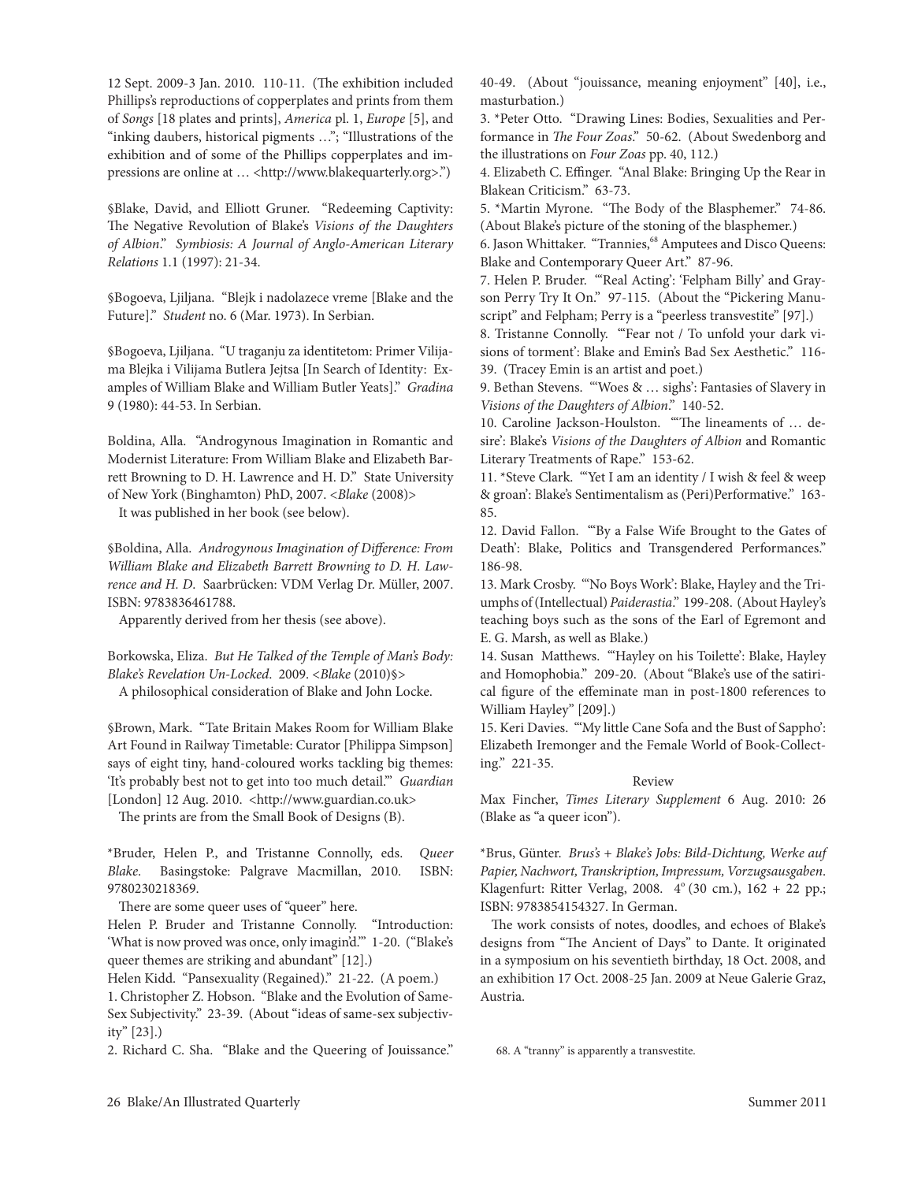12 Sept. 2009-3 Jan. 2010. 110-11. (The exhibition included Phillips's reproductions of copperplates and prints from them of *Songs* [18 plates and prints], *America* pl. 1, *Europe* [5], and "inking daubers, historical pigments …"; "Illustrations of the exhibition and of some of the Phillips copperplates and impressions are online at … <http://www.blakequarterly.org>.")

§Blake, David, and Elliott Gruner. "Redeeming Captivity: The Negative Revolution of Blake's *Visions of the Daughters of Albion*." *Symbiosis: A Journal of Anglo-American Literary Relations* 1.1 (1997): 21-34.

§Bogoeva, Ljiljana. "Blejk i nadolazece vreme [Blake and the Future]." *Student* no. 6 (Mar. 1973). In Serbian.

§Bogoeva, Ljiljana. "U traganju za identitetom: Primer Vilijama Blejka i Vilijama Butlera Jejtsa [In Search of Identity: Examples of William Blake and William Butler Yeats]." *Gradina* 9 (1980): 44-53. In Serbian.

Boldina, Alla. "Androgynous Imagination in Romantic and Modernist Literature: From William Blake and Elizabeth Barrett Browning to D. H. Lawrence and H. D." State University of New York (Binghamton) PhD, 2007. <*Blake* (2008)>

It was published in her book (see below).

§Boldina, Alla. *Androgynous Imagination of Difference: From William Blake and Elizabeth Barrett Browning to D. H. Lawrence and H. D*. Saarbrücken: VDM Verlag Dr. Müller, 2007. ISBN: 9783836461788.

Apparently derived from her thesis (see above).

Borkowska, Eliza. *But He Talked of the Temple of Man's Body: Blake's Revelation Un-Locked*. 2009. <*Blake* (2010)§>

A philosophical consideration of Blake and John Locke.

§Brown, Mark. "Tate Britain Makes Room for William Blake Art Found in Railway Timetable: Curator [Philippa Simpson] says of eight tiny, hand-coloured works tackling big themes: 'It's probably best not to get into too much detail.'" *Guardian* [London] 12 Aug. 2010. <http://www.guardian.co.uk>

The prints are from the Small Book of Designs (B).

*Bruder, Helen P., and Tristanne Connolly, eds. *Queer Blake*. Basingstoke: Palgrave Macmillan, 2010. ISBN: 9780230218369.

There are some queer uses of "queer" here.

Helen P. Bruder and Tristanne Connolly. "Introduction: 'What is now proved was once, only imagin'd.'" 1-20. ("Blake's queer themes are striking and abundant" [12].)

Helen Kidd. "Pansexuality (Regained)." 21-22. (A poem.)

1. Christopher Z. Hobson. "Blake and the Evolution of Same-Sex Subjectivity." 23-39. (About "ideas of same-sex subjectivity" [23].)

2. Richard C. Sha. "Blake and the Queering of Jouissance." 40-49. (About "jouissance, meaning enjoyment" [40], i.e., masturbation.)

3. *Peter Otto. "Drawing Lines: Bodies, Sexualities and Performance in *The Four Zoas*." 50-62. (About Swedenborg and the illustrations on *Four Zoas* pp. 40, 112.)

4. Elizabeth C. Effinger. "Anal Blake: Bringing Up the Rear in Blakean Criticism." 63-73.

5. *Martin Myrone. "The Body of the Blasphemer." 74-86. (About Blake's picture of the stoning of the blasphemer.)

6. Jason Whittaker. "Trannies,[68] Amputees and Disco Queens: Blake and Contemporary Queer Art." 87-96.

7. Helen P. Bruder. "'Real Acting': 'Felpham Billy' and Grayson Perry Try It On." 97-115. (About the "Pickering Manuscript" and Felpham; Perry is a "peerless transvestite" [97].)

8. Tristanne Connolly. "'Fear not / To unfold your dark visions of torment': Blake and Emin's Bad Sex Aesthetic." 116-39. (Tracey Emin is an artist and poet.)

9. Bethan Stevens. "'Woes & … sighs': Fantasies of Slavery in *Visions of the Daughters of Albion*." 140-52.

10. Caroline Jackson-Houlston. "'The lineaments of … desire': Blake's *Visions of the Daughters of Albion* and Romantic Literary Treatments of Rape." 153-62.

11. *Steve Clark. "'Yet I am an identity / I wish & feel & weep & groan': Blake's Sentimentalism as (Peri)Performative." 163-85.

12. David Fallon. "'By a False Wife Brought to the Gates of Death': Blake, Politics and Transgendered Performances." 186-98.

13. Mark Crosby. "'No Boys Work': Blake, Hayley and the Triumphs of (Intellectual) *Paiderastia*." 199-208. (About Hayley's teaching boys such as the sons of the Earl of Egremont and E. G. Marsh, as well as Blake.)

14. Susan Matthews. "'Hayley on his Toilette': Blake, Hayley and Homophobia." 209-20. (About "Blake's use of the satirical figure of the effeminate man in post-1800 references to William Hayley" [209].)

15. Keri Davies. "'My little Cane Sofa and the Bust of Sappho': Elizabeth Iremonger and the Female World of Book-Collecting." 221-35.

Review

Max Fincher, *Times Literary Supplement* 6 Aug. 2010: 26 (Blake as "a queer icon").

*Brus, Günter. *Brus's + Blake's Jobs: Bild-Dichtung, Werke auf Papier, Nachwort, Transkription, Impressum, Vorzugsausgaben*. Klagenfurt: Ritter Verlag, 2008. 4° (30 cm.), 162 + 22 pp.; ISBN: 9783854154327. In German.

The work consists of notes, doodles, and echoes of Blake's designs from "The Ancient of Days" to Dante. It originated in a symposium on his seventieth birthday, 18 Oct. 2008, and an exhibition 17 Oct. 2008-25 Jan. 2009 at Neue Galerie Graz, Austria.

68. A "tranny" is apparently a transvestite.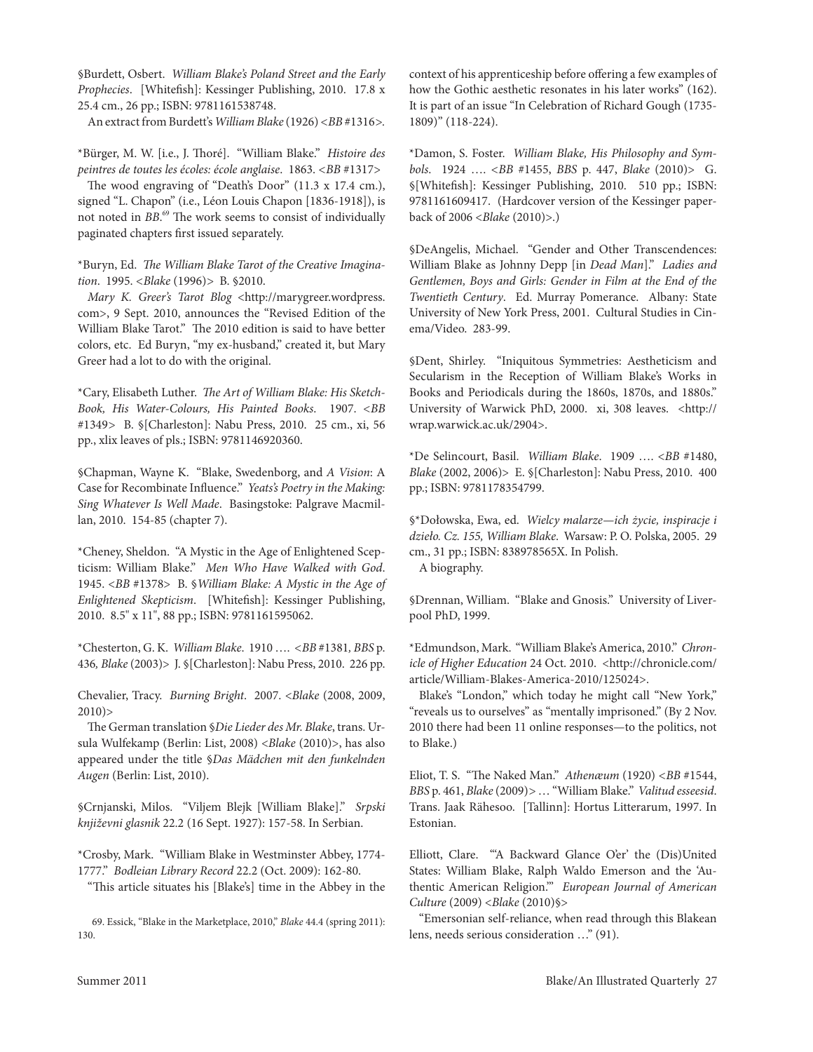§Burdett, Osbert. *William Blake's Poland Street and the Early Prophecies*. [Whitefish]: Kessinger Publishing, 2010. 17.8 x 25.4 cm., 26 pp.; ISBN: 9781161538748.

An extract from Burdett's *William Blake* (1926) <*BB* #1316>.

*Bürger, M. W. [i.e., J. Thoré]. "William Blake." *Histoire des peintres de toutes les écoles: école anglaise*. 1863. <*BB* #1317>

The wood engraving of "Death's Door" (11.3 x 17.4 cm.), signed "L. Chapon" (i.e., Léon Louis Chapon [1836-1918]), is not noted in *BB*.[69] The work seems to consist of individually paginated chapters first issued separately.

*Buryn, Ed. *The William Blake Tarot of the Creative Imagination*. 1995. <*Blake* (1996)> B. §2010.

*Mary K. Greer's Tarot Blog* <http://marygreer.wordpress.com>, 9 Sept. 2010, announces the "Revised Edition of the William Blake Tarot." The 2010 edition is said to have better colors, etc. Ed Buryn, "my ex-husband," created it, but Mary Greer had a lot to do with the original.

*Cary, Elisabeth Luther. *The Art of William Blake: His Sketch-Book, His Water-Colours, His Painted Books*. 1907. <*BB* #1349> B. §[Charleston]: Nabu Press, 2010. 25 cm., xi, 56 pp., xlix leaves of pls.; ISBN: 9781146920360.

§Chapman, Wayne K. "Blake, Swedenborg, and *A Vision*: A Case for Recombinate Influence." *Yeats's Poetry in the Making: Sing Whatever Is Well Made*. Basingstoke: Palgrave Macmillan, 2010. 154-85 (chapter 7).

*Cheney, Sheldon. "A Mystic in the Age of Enlightened Scepticism: William Blake." *Men Who Have Walked with God*. 1945. <*BB* #1378> B. §*William Blake: A Mystic in the Age of Enlightened Skepticism*. [Whitefish]: Kessinger Publishing, 2010. 8.5" x 11", 88 pp.; ISBN: 9781161595062.

*Chesterton, G. K. *William Blake*. 1910 …. <*BB* #1381, *BBS* p. 436, *Blake* (2003)> J. §[Charleston]: Nabu Press, 2010. 226 pp.

Chevalier, Tracy. *Burning Bright*. 2007. <*Blake* (2008, 2009, 2010)>

The German translation §*Die Lieder des Mr. Blake*, trans. Ursula Wulfekamp (Berlin: List, 2008) <*Blake* (2010)>, has also appeared under the title §*Das Mädchen mit den funkelnden Augen* (Berlin: List, 2010).

§Crnjanski, Milos. "Viljem Blejk [William Blake]." *Srpski književni glasnik* 22.2 (16 Sept. 1927): 157-58. In Serbian.

*Crosby, Mark. "William Blake in Westminster Abbey, 1774-1777." *Bodleian Library Record* 22.2 (Oct. 2009): 162-80.

"This article situates his [Blake's] time in the Abbey in the context of his apprenticeship before offering a few examples of how the Gothic aesthetic resonates in his later works" (162). It is part of an issue "In Celebration of Richard Gough (1735-1809)" (118-224).

*Damon, S. Foster. *William Blake, His Philosophy and Symbols*. 1924 …. <*BB* #1455, *BBS* p. 447, *Blake* (2010)> G. §[Whitefish]: Kessinger Publishing, 2010. 510 pp.; ISBN: 9781161609417. (Hardcover version of the Kessinger paperback of 2006 <*Blake* (2010)>.)

§DeAngelis, Michael. "Gender and Other Transcendences: William Blake as Johnny Depp [in *Dead Man*]." *Ladies and Gentlemen, Boys and Girls: Gender in Film at the End of the Twentieth Century*. Ed. Murray Pomerance. Albany: State University of New York Press, 2001. Cultural Studies in Cinema/Video. 283-99.

§Dent, Shirley. "Iniquitous Symmetries: Aestheticism and Secularism in the Reception of William Blake's Works in Books and Periodicals during the 1860s, 1870s, and 1880s." University of Warwick PhD, 2000. xi, 308 leaves. <http://wrap.warwick.ac.uk/2904>.

*De Selincourt, Basil. *William Blake*. 1909 …. <*BB* #1480, *Blake* (2002, 2006)> E. §[Charleston]: Nabu Press, 2010. 400 pp.; ISBN: 9781178354799.

§*Dołowska, Ewa, ed. *Wielcy malarze—ich życie, inspiracje i dzieło. Cz. 155, William Blake*. Warsaw: P. O. Polska, 2005. 29 cm., 31 pp.; ISBN: 838978565X. In Polish.

A biography.

§Drennan, William. "Blake and Gnosis." University of Liverpool PhD, 1999.

*Edmundson, Mark. "William Blake's America, 2010." *Chronicle of Higher Education* 24 Oct. 2010. <http://chronicle.com/article/William-Blakes-America-2010/125024>.

Blake's "London," which today he might call "New York," "reveals us to ourselves" as "mentally imprisoned." (By 2 Nov. 2010 there had been 11 online responses—to the politics, not to Blake.)

Eliot, T. S. "The Naked Man." *Athenæum* (1920) <*BB* #1544, *BBS* p. 461, *Blake* (2009)> … "William Blake." *Valitud esseesid*. Trans. Jaak Rähesoo. [Tallinn]: Hortus Litterarum, 1997. In Estonian.

Elliott, Clare. "'A Backward Glance O'er' the (Dis)United States: William Blake, Ralph Waldo Emerson and the 'Authentic American Religion.'" *European Journal of American Culture* (2009) <*Blake* (2010)§>

"Emersonian self-reliance, when read through this Blakean lens, needs serious consideration …" (91).

69. Essick, "Blake in the Marketplace, 2010," *Blake* 44.4 (spring 2011): 130.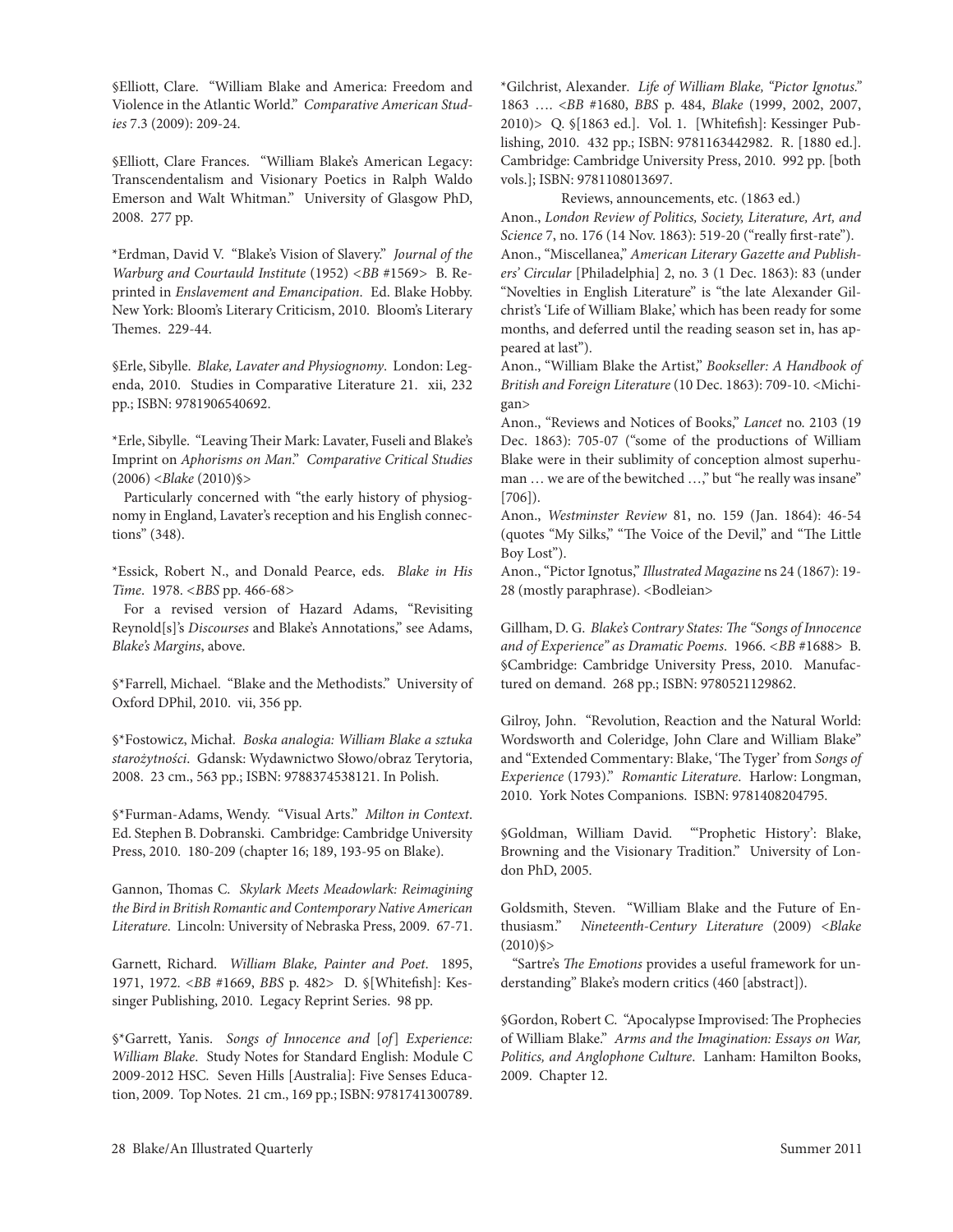§Elliott, Clare. "William Blake and America: Freedom and Violence in the Atlantic World." *Comparative American Studies* 7.3 (2009): 209-24.

§Elliott, Clare Frances. "William Blake's American Legacy: Transcendentalism and Visionary Poetics in Ralph Waldo Emerson and Walt Whitman." University of Glasgow PhD, 2008. 277 pp.

*Erdman, David V. "Blake's Vision of Slavery." *Journal of the Warburg and Courtauld Institute* (1952) <*BB* #1569> B. Reprinted in *Enslavement and Emancipation*. Ed. Blake Hobby. New York: Bloom's Literary Criticism, 2010. Bloom's Literary Themes. 229-44.

§Erle, Sibylle. *Blake, Lavater and Physiognomy*. London: Legenda, 2010. Studies in Comparative Literature 21. xii, 232 pp.; ISBN: 9781906540692.

*Erle, Sibylle. "Leaving Their Mark: Lavater, Fuseli and Blake's Imprint on *Aphorisms on Man*." *Comparative Critical Studies* (2006) <*Blake* (2010)§>

Particularly concerned with "the early history of physiognomy in England, Lavater's reception and his English connections" (348).

*Essick, Robert N., and Donald Pearce, eds. *Blake in His Time*. 1978. <*BBS* pp. 466-68>

For a revised version of Hazard Adams, "Revisiting Reynold[s]'s *Discourses* and Blake's Annotations," see Adams, *Blake's Margins*, above.

§*Farrell, Michael. "Blake and the Methodists." University of Oxford DPhil, 2010. vii, 356 pp.

§*Fostowicz, Michał. *Boska analogia: William Blake a sztuka starożytności*. Gdansk: Wydawnictwo Słowo/obraz Terytoria, 2008. 23 cm., 563 pp.; ISBN: 9788374538121. In Polish.

§*Furman-Adams, Wendy. "Visual Arts." *Milton in Context*. Ed. Stephen B. Dobranski. Cambridge: Cambridge University Press, 2010. 180-209 (chapter 16; 189, 193-95 on Blake).

Gannon, Thomas C. *Skylark Meets Meadowlark: Reimagining the Bird in British Romantic and Contemporary Native American Literature*. Lincoln: University of Nebraska Press, 2009. 67-71.

Garnett, Richard. *William Blake, Painter and Poet*. 1895, 1971, 1972. <*BB* #1669, *BBS* p. 482> D. §[Whitefish]: Kessinger Publishing, 2010. Legacy Reprint Series. 98 pp.

§*Garrett, Yanis. *Songs of Innocence and* [*of*] *Experience: William Blake*. Study Notes for Standard English: Module C 2009-2012 HSC. Seven Hills [Australia]: Five Senses Education, 2009. Top Notes. 21 cm., 169 pp.; ISBN: 9781741300789.

*Gilchrist, Alexander. *Life of William Blake, "Pictor Ignotus."* 1863 …. <*BB* #1680, *BBS* p. 484, *Blake* (1999, 2002, 2007, 2010)> Q. §[1863 ed.]. Vol. 1. [Whitefish]: Kessinger Publishing, 2010. 432 pp.; ISBN: 9781163442982. R. [1880 ed.]. Cambridge: Cambridge University Press, 2010. 992 pp. [both vols.]; ISBN: 9781108013697.

Reviews, announcements, etc. (1863 ed.)

Anon., *London Review of Politics, Society, Literature, Art, and Science* 7, no. 176 (14 Nov. 1863): 519-20 ("really first-rate").

Anon., "Miscellanea," *American Literary Gazette and Publishers' Circular* [Philadelphia] 2, no. 3 (1 Dec. 1863): 83 (under "Novelties in English Literature" is "the late Alexander Gilchrist's 'Life of William Blake,' which has been ready for some months, and deferred until the reading season set in, has appeared at last").

Anon., "William Blake the Artist," *Bookseller: A Handbook of British and Foreign Literature* (10 Dec. 1863): 709-10. <Michigan>

Anon., "Reviews and Notices of Books," *Lancet* no. 2103 (19 Dec. 1863): 705-07 ("some of the productions of William Blake were in their sublimity of conception almost superhuman … we are of the bewitched …," but "he really was insane" [706]).

Anon., *Westminster Review* 81, no. 159 (Jan. 1864): 46-54 (quotes "My Silks," "The Voice of the Devil," and "The Little Boy Lost").

Anon., "Pictor Ignotus," *Illustrated Magazine* ns 24 (1867): 19-28 (mostly paraphrase). <Bodleian>

Gillham, D. G. *Blake's Contrary States: The "Songs of Innocence and of Experience" as Dramatic Poems*. 1966. <*BB* #1688> B. §Cambridge: Cambridge University Press, 2010. Manufactured on demand. 268 pp.; ISBN: 9780521129862.

Gilroy, John. "Revolution, Reaction and the Natural World: Wordsworth and Coleridge, John Clare and William Blake" and "Extended Commentary: Blake, 'The Tyger' from *Songs of Experience* (1793)." *Romantic Literature*. Harlow: Longman, 2010. York Notes Companions. ISBN: 9781408204795.

§Goldman, William David. "'Prophetic History': Blake, Browning and the Visionary Tradition." University of London PhD, 2005.

Goldsmith, Steven. "William Blake and the Future of Enthusiasm." *Nineteenth-Century Literature* (2009) <*Blake* (2010)§>

"Sartre's *The Emotions* provides a useful framework for understanding" Blake's modern critics (460 [abstract]).

§Gordon, Robert C. "Apocalypse Improvised: The Prophecies of William Blake." *Arms and the Imagination: Essays on War, Politics, and Anglophone Culture*. Lanham: Hamilton Books, 2009. Chapter 12.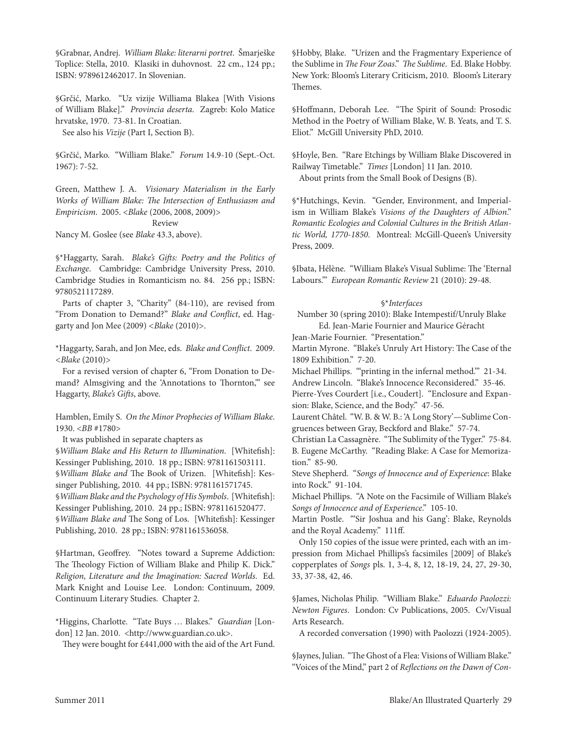§Grabnar, Andrej. *William Blake: literarni portret*. Šmarješke Toplice: Stella, 2010. Klasiki in duhovnost. 22 cm., 124 pp.; ISBN: 9789612462017. In Slovenian.

§Grčić, Marko. "Uz vizije Williama Blakea [With Visions of William Blake]." *Provincia deserta*. Zagreb: Kolo Matice hrvatske, 1970. 73-81. In Croatian.
See also his *Vizije* (Part I, Section B).

§Grčić, Marko. "William Blake." *Forum* 14.9-10 (Sept.-Oct. 1967): 7-52.

Green, Matthew J. A. *Visionary Materialism in the Early Works of William Blake: The Intersection of Enthusiasm and Empiricism*. 2005. <*Blake* (2006, 2008, 2009)>

Review

Nancy M. Goslee (see *Blake* 43.3, above).

§*Haggarty, Sarah. *Blake's Gifts: Poetry and the Politics of Exchange*. Cambridge: Cambridge University Press, 2010. Cambridge Studies in Romanticism no. 84. 256 pp.; ISBN: 9780521117289.
Parts of chapter 3, "Charity" (84-110), are revised from "From Donation to Demand?" *Blake and Conflict*, ed. Haggarty and Jon Mee (2009) <*Blake* (2010)>.

*Haggarty, Sarah, and Jon Mee, eds. *Blake and Conflict*. 2009. <*Blake* (2010)>
For a revised version of chapter 6, "From Donation to Demand? Almsgiving and the 'Annotations to Thornton,'" see Haggarty, *Blake's Gifts*, above.

Hamblen, Emily S. *On the Minor Prophecies of William Blake*. 1930. <*BB* #1780>
It was published in separate chapters as
§*William Blake and His Return to Illumination*. [Whitefish]: Kessinger Publishing, 2010. 18 pp.; ISBN: 9781161503111.
§*William Blake and* The Book of Urizen. [Whitefish]: Kessinger Publishing, 2010. 44 pp.; ISBN: 9781161571745.
§*William Blake and the Psychology of His Symbols*. [Whitefish]: Kessinger Publishing, 2010. 24 pp.; ISBN: 9781161520477.
§*William Blake and* The Song of Los. [Whitefish]: Kessinger Publishing, 2010. 28 pp.; ISBN: 9781161536058.

§Hartman, Geoffrey. "Notes toward a Supreme Addiction: The Theology Fiction of William Blake and Philip K. Dick." *Religion, Literature and the Imagination: Sacred Worlds*. Ed. Mark Knight and Louise Lee. London: Continuum, 2009. Continuum Literary Studies. Chapter 2.

*Higgins, Charlotte. "Tate Buys … Blakes." *Guardian* [London] 12 Jan. 2010. <http://www.guardian.co.uk>.
They were bought for £441,000 with the aid of the Art Fund.

§Hobby, Blake. "Urizen and the Fragmentary Experience of the Sublime in *The Four Zoas*." *The Sublime*. Ed. Blake Hobby. New York: Bloom's Literary Criticism, 2010. Bloom's Literary Themes.

§Hoffmann, Deborah Lee. "The Spirit of Sound: Prosodic Method in the Poetry of William Blake, W. B. Yeats, and T. S. Eliot." McGill University PhD, 2010.

§Hoyle, Ben. "Rare Etchings by William Blake Discovered in Railway Timetable." *Times* [London] 11 Jan. 2010.
About prints from the Small Book of Designs (B).

§*Hutchings, Kevin. "Gender, Environment, and Imperialism in William Blake's *Visions of the Daughters of Albion*." *Romantic Ecologies and Colonial Cultures in the British Atlantic World, 1770-1850*. Montreal: McGill-Queen's University Press, 2009.

§Ibata, Hélène. "William Blake's Visual Sublime: The 'Eternal Labours.'" *European Romantic Review* 21 (2010): 29-48.

§**Interfaces*

Number 30 (spring 2010): Blake Intempestif/Unruly Blake
Ed. Jean-Marie Fournier and Maurice Géracht

Jean-Marie Fournier. "Presentation."
Martin Myrone. "Blake's Unruly Art History: The Case of the 1809 Exhibition." 7-20.
Michael Phillips. "'printing in the infernal method.'" 21-34.
Andrew Lincoln. "Blake's Innocence Reconsidered." 35-46.
Pierre-Yves Courdert [i.e., Coudert]. "Enclosure and Expansion: Blake, Science, and the Body." 47-56.
Laurent Châtel. "W. B. & W. B.: 'A Long Story'—Sublime Congruences between Gray, Beckford and Blake." 57-74.
Christian La Cassagnère. "The Sublimity of the Tyger." 75-84.
B. Eugene McCarthy. "Reading Blake: A Case for Memorization." 85-90.
Steve Shepherd. "*Songs of Innocence and of Experience*: Blake into Rock." 91-104.
Michael Phillips. "A Note on the Facsimile of William Blake's *Songs of Innocence and of Experience*." 105-10.
Martin Postle. "'Sir Joshua and his Gang': Blake, Reynolds and the Royal Academy." 111ff.
Only 150 copies of the issue were printed, each with an impression from Michael Phillips's facsimiles [2009] of Blake's copperplates of *Songs* pls. 1, 3-4, 8, 12, 18-19, 24, 27, 29-30, 33, 37-38, 42, 46.

§James, Nicholas Philip. "William Blake." *Eduardo Paolozzi: Newton Figures*. London: Cv Publications, 2005. Cv/Visual Arts Research.
A recorded conversation (1990) with Paolozzi (1924-2005).

§Jaynes, Julian. "The Ghost of a Flea: Visions of William Blake." "Voices of the Mind," part 2 of *Reflections on the Dawn of Con-*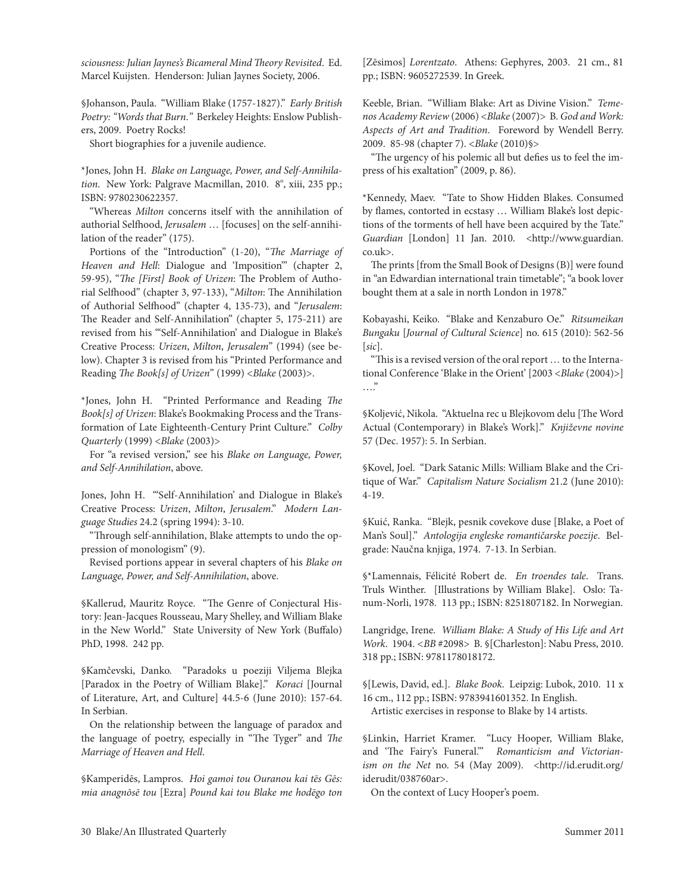*sciousness: Julian Jaynes's Bicameral Mind Theory Revisited*. Ed. Marcel Kuijsten. Henderson: Julian Jaynes Society, 2006.

§Johanson, Paula. "William Blake (1757-1827)." *Early British Poetry: "Words that Burn."* Berkeley Heights: Enslow Publishers, 2009. Poetry Rocks!

Short biographies for a juvenile audience.

*Jones, John H. *Blake on Language, Power, and Self-Annihilation*. New York: Palgrave Macmillan, 2010. 8°, xiii, 235 pp.; ISBN: 9780230622357.

"Whereas *Milton* concerns itself with the annihilation of authorial Selfhood, *Jerusalem* … [focuses] on the self-annihilation of the reader" (175).

Portions of the "Introduction" (1-20), "*The Marriage of Heaven and Hell*: Dialogue and 'Imposition'" (chapter 2, 59-95), "*The [First] Book of Urizen*: The Problem of Authorial Selfhood" (chapter 3, 97-133), "*Milton*: The Annihilation of Authorial Selfhood" (chapter 4, 135-73), and "*Jerusalem*: The Reader and Self-Annihilation" (chapter 5, 175-211) are revised from his "'Self-Annihilation' and Dialogue in Blake's Creative Process: *Urizen*, *Milton*, *Jerusalem*" (1994) (see below). Chapter 3 is revised from his "Printed Performance and Reading *The Book[s] of Urizen*" (1999) <*Blake* (2003)>.

*Jones, John H. "Printed Performance and Reading *The Book[s] of Urizen*: Blake's Bookmaking Process and the Transformation of Late Eighteenth-Century Print Culture." *Colby Quarterly* (1999) <*Blake* (2003)>

For "a revised version," see his *Blake on Language, Power, and Self-Annihilation*, above.

Jones, John H. "'Self-Annihilation' and Dialogue in Blake's Creative Process: *Urizen*, *Milton*, *Jerusalem*." *Modern Language Studies* 24.2 (spring 1994): 3-10.

"Through self-annihilation, Blake attempts to undo the oppression of monologism" (9).

Revised portions appear in several chapters of his *Blake on Language, Power, and Self-Annihilation*, above.

§Kallerud, Mauritz Royce. "The Genre of Conjectural History: Jean-Jacques Rousseau, Mary Shelley, and William Blake in the New World." State University of New York (Buffalo) PhD, 1998. 242 pp.

§Kamčevski, Danko. "Paradoks u poeziji Viljema Blejka [Paradox in the Poetry of William Blake]." *Koraci* [Journal of Literature, Art, and Culture] 44.5-6 (June 2010): 157-64. In Serbian.

On the relationship between the language of paradox and the language of poetry, especially in "The Tyger" and *The Marriage of Heaven and Hell*.

§Kamperidēs, Lampros. *Hoi gamoi tou Ouranou kai tēs Gēs: mia anagnōsē tou* [Ezra] *Pound kai tou Blake me hodēgo ton* [Zēsimos] *Lorentzato*. Athens: Gephyres, 2003. 21 cm., 81 pp.; ISBN: 9605272539. In Greek.

Keeble, Brian. "William Blake: Art as Divine Vision." *Temenos Academy Review* (2006) <*Blake* (2007)> B. *God and Work: Aspects of Art and Tradition*. Foreword by Wendell Berry. 2009. 85-98 (chapter 7). <*Blake* (2010)§>

"The urgency of his polemic all but defies us to feel the impress of his exaltation" (2009, p. 86).

*Kennedy, Maev. "Tate to Show Hidden Blakes. Consumed by flames, contorted in ecstasy … William Blake's lost depictions of the torments of hell have been acquired by the Tate." *Guardian* [London] 11 Jan. 2010. <http://www.guardian.co.uk>.

The prints [from the Small Book of Designs (B)] were found in "an Edwardian international train timetable"; "a book lover bought them at a sale in north London in 1978."

Kobayashi, Keiko. "Blake and Kenzaburo Oe." *Ritsumeikan Bungaku* [*Journal of Cultural Science*] no. 615 (2010): 562-56 [*sic*].

"This is a revised version of the oral report … to the International Conference 'Blake in the Orient' [2003 <*Blake* (2004)>] …."

§Koljević, Nikola. "Aktuelna rec u Blejkovom delu [The Word Actual (Contemporary) in Blake's Work]." *Književne novine* 57 (Dec. 1957): 5. In Serbian.

§Kovel, Joel. "Dark Satanic Mills: William Blake and the Critique of War." *Capitalism Nature Socialism* 21.2 (June 2010): 4-19.

§Kuić, Ranka. "Blejk, pesnik covekove duse [Blake, a Poet of Man's Soul]." *Antologija engleske romantičarske poezije*. Belgrade: Naučna knjiga, 1974. 7-13. In Serbian.

§*Lamennais, Félicité Robert de. *En troendes tale*. Trans. Truls Winther. [Illustrations by William Blake]. Oslo: Tanum-Norli, 1978. 113 pp.; ISBN: 8251807182. In Norwegian.

Langridge, Irene. *William Blake: A Study of His Life and Art Work*. 1904. <*BB* #2098> B. §[Charleston]: Nabu Press, 2010. 318 pp.; ISBN: 9781178018172.

§[Lewis, David, ed.]. *Blake Book*. Leipzig: Lubok, 2010. 11 x 16 cm., 112 pp.; ISBN: 9783941601352. In English.

Artistic exercises in response to Blake by 14 artists.

§Linkin, Harriet Kramer. "Lucy Hooper, William Blake, and 'The Fairy's Funeral.'" *Romanticism and Victorianism on the Net* no. 54 (May 2009). <http://id.erudit.org/iderudit/038760ar>.

On the context of Lucy Hooper's poem.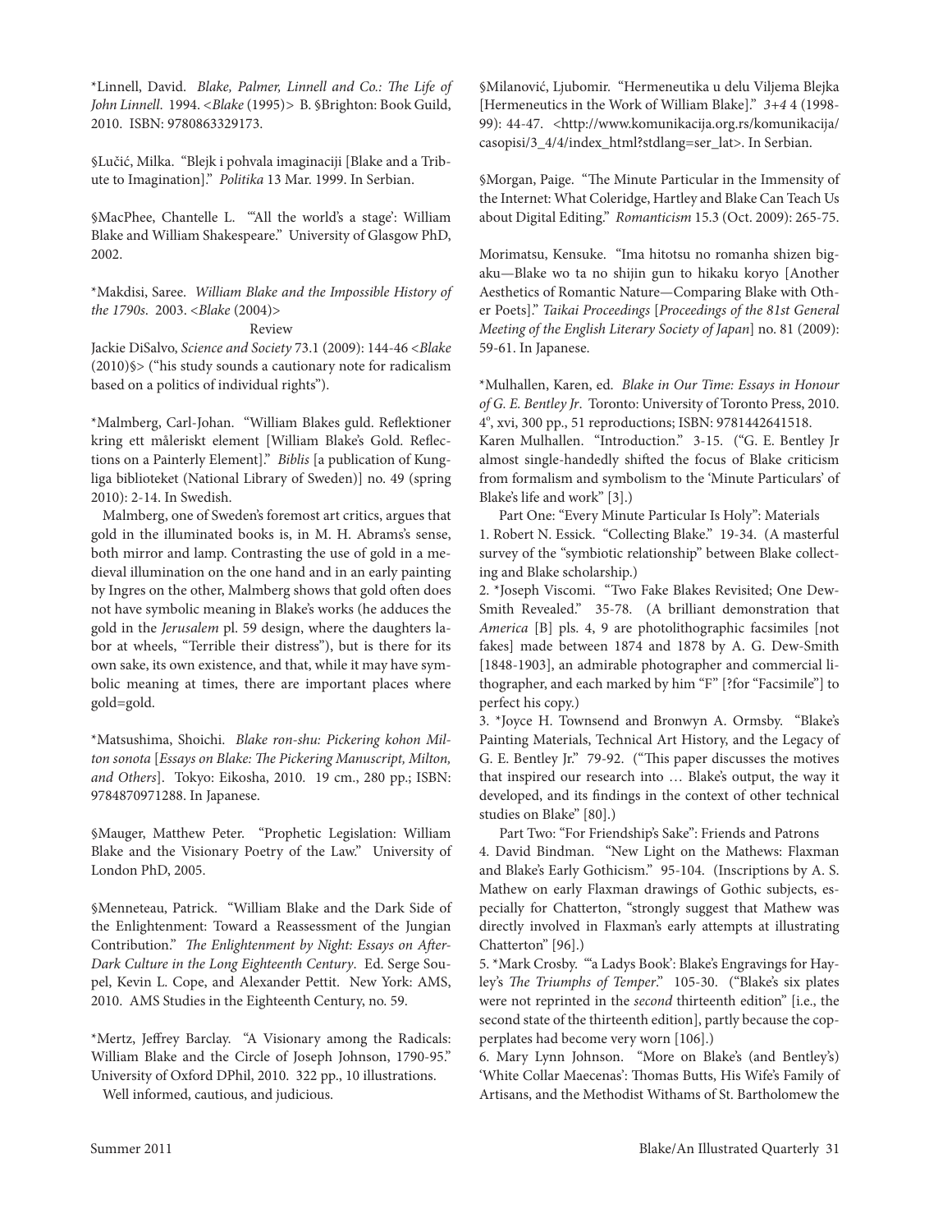*Linnell, David. *Blake, Palmer, Linnell and Co.: The Life of John Linnell*. 1994. <*Blake* (1995)> B. §Brighton: Book Guild, 2010. ISBN: 9780863329173.

§Lučić, Milka. "Blejk i pohvala imaginaciji [Blake and a Tribute to Imagination]." *Politika* 13 Mar. 1999. In Serbian.

§MacPhee, Chantelle L. "'All the world's a stage': William Blake and William Shakespeare." University of Glasgow PhD, 2002.

*Makdisi, Saree. *William Blake and the Impossible History of the 1790s*. 2003. <*Blake* (2004)>

Review

Jackie DiSalvo, *Science and Society* 73.1 (2009): 144-46 <*Blake* (2010)§> ("his study sounds a cautionary note for radicalism based on a politics of individual rights").

*Malmberg, Carl-Johan. "William Blakes guld. Reflektioner kring ett måleriskt element [William Blake's Gold. Reflections on a Painterly Element]." *Biblis* [a publication of Kungliga biblioteket (National Library of Sweden)] no. 49 (spring 2010): 2-14. In Swedish.

Malmberg, one of Sweden's foremost art critics, argues that gold in the illuminated books is, in M. H. Abrams's sense, both mirror and lamp. Contrasting the use of gold in a medieval illumination on the one hand and in an early painting by Ingres on the other, Malmberg shows that gold often does not have symbolic meaning in Blake's works (he adduces the gold in the *Jerusalem* pl. 59 design, where the daughters labor at wheels, "Terrible their distress"), but is there for its own sake, its own existence, and that, while it may have symbolic meaning at times, there are important places where gold=gold.

*Matsushima, Shoichi. *Blake ron-shu: Pickering kohon Milton sonota* [*Essays on Blake: The Pickering Manuscript, Milton, and Others*]. Tokyo: Eikosha, 2010. 19 cm., 280 pp.; ISBN: 9784870971288. In Japanese.

§Mauger, Matthew Peter. "Prophetic Legislation: William Blake and the Visionary Poetry of the Law." University of London PhD, 2005.

§Menneteau, Patrick. "William Blake and the Dark Side of the Enlightenment: Toward a Reassessment of the Jungian Contribution." *The Enlightenment by Night: Essays on After-Dark Culture in the Long Eighteenth Century*. Ed. Serge Soupel, Kevin L. Cope, and Alexander Pettit. New York: AMS, 2010. AMS Studies in the Eighteenth Century, no. 59.

*Mertz, Jeffrey Barclay. "A Visionary among the Radicals: William Blake and the Circle of Joseph Johnson, 1790-95." University of Oxford DPhil, 2010. 322 pp., 10 illustrations.

Well informed, cautious, and judicious.

§Milanović, Ljubomir. "Hermeneutika u delu Viljema Blejka [Hermeneutics in the Work of William Blake]." *3+4* 4 (1998-99): 44-47. <http://www.komunikacija.org.rs/komunikacija/casopisi/3_4/4/index_html?stdlang=ser_lat>. In Serbian.

§Morgan, Paige. "The Minute Particular in the Immensity of the Internet: What Coleridge, Hartley and Blake Can Teach Us about Digital Editing." *Romanticism* 15.3 (Oct. 2009): 265-75.

Morimatsu, Kensuke. "Ima hitotsu no romanha shizen bigaku—Blake wo ta no shijin gun to hikaku koryo [Another Aesthetics of Romantic Nature—Comparing Blake with Other Poets]." *Taikai Proceedings* [*Proceedings of the 81st General Meeting of the English Literary Society of Japan*] no. 81 (2009): 59-61. In Japanese.

*Mulhallen, Karen, ed. *Blake in Our Time: Essays in Honour of G. E. Bentley Jr*. Toronto: University of Toronto Press, 2010. 4°, xvi, 300 pp., 51 reproductions; ISBN: 9781442641518.

Karen Mulhallen. "Introduction." 3-15. ("G. E. Bentley Jr almost single-handedly shifted the focus of Blake criticism from formalism and symbolism to the 'Minute Particulars' of Blake's life and work" [3].)

Part One: "Every Minute Particular Is Holy": Materials

1. Robert N. Essick. "Collecting Blake." 19-34. (A masterful survey of the "symbiotic relationship" between Blake collecting and Blake scholarship.)

2. *Joseph Viscomi. "Two Fake Blakes Revisited; One Dew-Smith Revealed." 35-78. (A brilliant demonstration that *America* [B] pls. 4, 9 are photolithographic facsimiles [not fakes] made between 1874 and 1878 by A. G. Dew-Smith [1848-1903], an admirable photographer and commercial lithographer, and each marked by him "F" [?for "Facsimile"] to perfect his copy.)

3. *Joyce H. Townsend and Bronwyn A. Ormsby. "Blake's Painting Materials, Technical Art History, and the Legacy of G. E. Bentley Jr." 79-92. ("This paper discusses the motives that inspired our research into … Blake's output, the way it developed, and its findings in the context of other technical studies on Blake" [80].)

Part Two: "For Friendship's Sake": Friends and Patrons

4. David Bindman. "New Light on the Mathews: Flaxman and Blake's Early Gothicism." 95-104. (Inscriptions by A. S. Mathew on early Flaxman drawings of Gothic subjects, especially for Chatterton, "strongly suggest that Mathew was directly involved in Flaxman's early attempts at illustrating Chatterton" [96].)

5. *Mark Crosby. "'a Ladys Book': Blake's Engravings for Hayley's *The Triumphs of Temper*." 105-30. ("Blake's six plates were not reprinted in the *second* thirteenth edition" [i.e., the second state of the thirteenth edition], partly because the copperplates had become very worn [106].)

6. Mary Lynn Johnson. "More on Blake's (and Bentley's) 'White Collar Maecenas': Thomas Butts, His Wife's Family of Artisans, and the Methodist Withams of St. Bartholomew the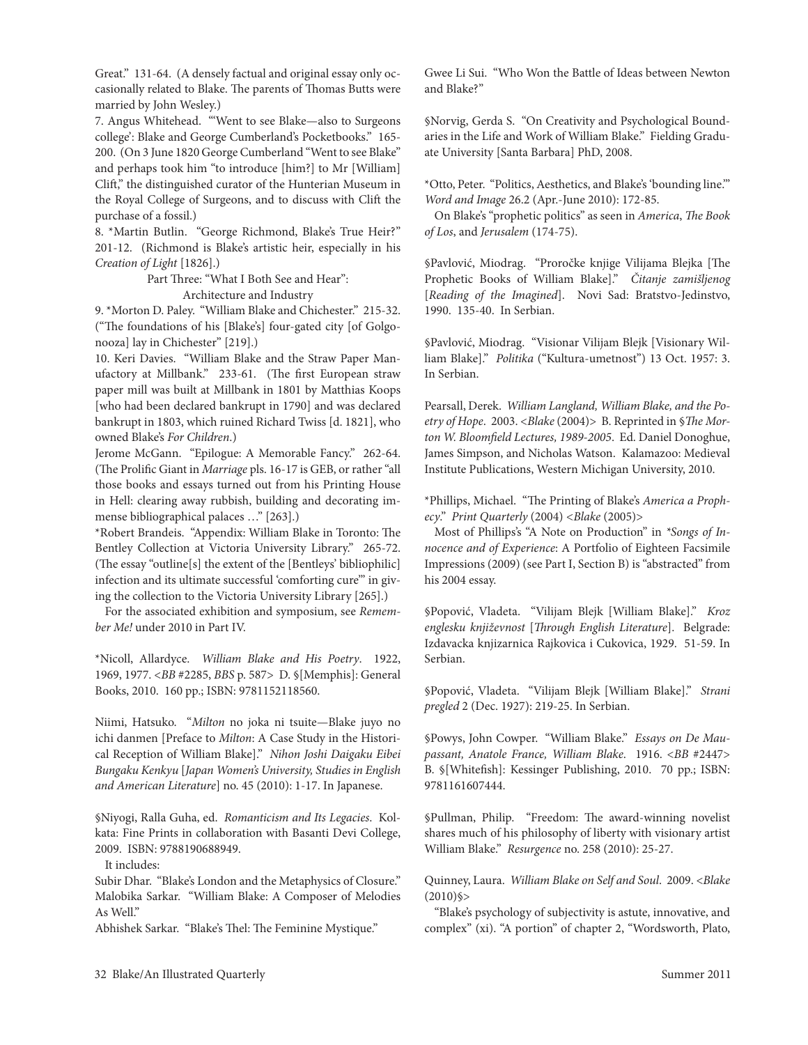Great." 131-64. (A densely factual and original essay only occasionally related to Blake. The parents of Thomas Butts were married by John Wesley.)

7. Angus Whitehead. "'Went to see Blake—also to Surgeons college': Blake and George Cumberland's Pocketbooks." 165-200. (On 3 June 1820 George Cumberland "Went to see Blake" and perhaps took him "to introduce [him?] to Mr [William] Clift," the distinguished curator of the Hunterian Museum in the Royal College of Surgeons, and to discuss with Clift the purchase of a fossil.)

8. *Martin Butlin. "George Richmond, Blake's True Heir?" 201-12. (Richmond is Blake's artistic heir, especially in his *Creation of Light* [1826].)

Part Three: "What I Both See and Hear":
Architecture and Industry

9. *Morton D. Paley. "William Blake and Chichester." 215-32. ("The foundations of his [Blake's] four-gated city [of Golgonooza] lay in Chichester" [219].)

10. Keri Davies. "William Blake and the Straw Paper Manufactory at Millbank." 233-61. (The first European straw paper mill was built at Millbank in 1801 by Matthias Koops [who had been declared bankrupt in 1790] and was declared bankrupt in 1803, which ruined Richard Twiss [d. 1821], who owned Blake's *For Children*.)

Jerome McGann. "Epilogue: A Memorable Fancy." 262-64. (The Prolific Giant in *Marriage* pls. 16-17 is GEB, or rather "all those books and essays turned out from his Printing House in Hell: clearing away rubbish, building and decorating immense bibliographical palaces …" [263].)

*Robert Brandeis. "Appendix: William Blake in Toronto: The Bentley Collection at Victoria University Library." 265-72. (The essay "outline[s] the extent of the [Bentleys' bibliophilic] infection and its ultimate successful 'comforting cure'" in giving the collection to the Victoria University Library [265].)

For the associated exhibition and symposium, see *Remember Me!* under 2010 in Part IV.

*Nicoll, Allardyce. *William Blake and His Poetry*. 1922, 1969, 1977. <*BB* #2285, *BBS* p. 587> D. §[Memphis]: General Books, 2010. 160 pp.; ISBN: 9781152118560.

Niimi, Hatsuko. "*Milton* no joka ni tsuite—Blake juyo no ichi danmen [Preface to *Milton*: A Case Study in the Historical Reception of William Blake]." *Nihon Joshi Daigaku Eibei Bungaku Kenkyu* [*Japan Women's University, Studies in English and American Literature*] no. 45 (2010): 1-17. In Japanese.

§Niyogi, Ralla Guha, ed. *Romanticism and Its Legacies*. Kolkata: Fine Prints in collaboration with Basanti Devi College, 2009. ISBN: 9788190688949.

It includes:

Subir Dhar. "Blake's London and the Metaphysics of Closure."
Malobika Sarkar. "William Blake: A Composer of Melodies As Well."
Abhishek Sarkar. "Blake's Thel: The Feminine Mystique."
Gwee Li Sui. "Who Won the Battle of Ideas between Newton and Blake?"

§Norvig, Gerda S. "On Creativity and Psychological Boundaries in the Life and Work of William Blake." Fielding Graduate University [Santa Barbara] PhD, 2008.

*Otto, Peter. "Politics, Aesthetics, and Blake's 'bounding line.'" *Word and Image* 26.2 (Apr.-June 2010): 172-85.

On Blake's "prophetic politics" as seen in *America*, *The Book of Los*, and *Jerusalem* (174-75).

§Pavlović, Miodrag. "Proročke knjige Vilijama Blejka [The Prophetic Books of William Blake]." *Čitanje zamišljenog* [*Reading of the Imagined*]. Novi Sad: Bratstvo-Jedinstvo, 1990. 135-40. In Serbian.

§Pavlović, Miodrag. "Visionar Vilijam Blejk [Visionary William Blake]." *Politika* ("Kultura-umetnost") 13 Oct. 1957: 3. In Serbian.

Pearsall, Derek. *William Langland, William Blake, and the Poetry of Hope*. 2003. <*Blake* (2004)> B. Reprinted in §*The Morton W. Bloomfield Lectures, 1989-2005*. Ed. Daniel Donoghue, James Simpson, and Nicholas Watson. Kalamazoo: Medieval Institute Publications, Western Michigan University, 2010.

*Phillips, Michael. "The Printing of Blake's *America a Prophecy*." *Print Quarterly* (2004) <*Blake* (2005)>

Most of Phillips's "A Note on Production" in *\*Songs of Innocence and of Experience*: A Portfolio of Eighteen Facsimile Impressions (2009) (see Part I, Section B) is "abstracted" from his 2004 essay.

§Popović, Vladeta. "Vilijam Blejk [William Blake]." *Kroz englesku književnost* [*Through English Literature*]. Belgrade: Izdavacka knjizarnica Rajkovica i Cukovica, 1929. 51-59. In Serbian.

§Popović, Vladeta. "Vilijam Blejk [William Blake]." *Strani pregled* 2 (Dec. 1927): 219-25. In Serbian.

§Powys, John Cowper. "William Blake." *Essays on De Maupassant, Anatole France, William Blake*. 1916. <*BB* #2447> B. §[Whitefish]: Kessinger Publishing, 2010. 70 pp.; ISBN: 9781161607444.

§Pullman, Philip. "Freedom: The award-winning novelist shares much of his philosophy of liberty with visionary artist William Blake." *Resurgence* no. 258 (2010): 25-27.

Quinney, Laura. *William Blake on Self and Soul*. 2009. <*Blake* (2010)§>

"Blake's psychology of subjectivity is astute, innovative, and complex" (xi). "A portion" of chapter 2, "Wordsworth, Plato,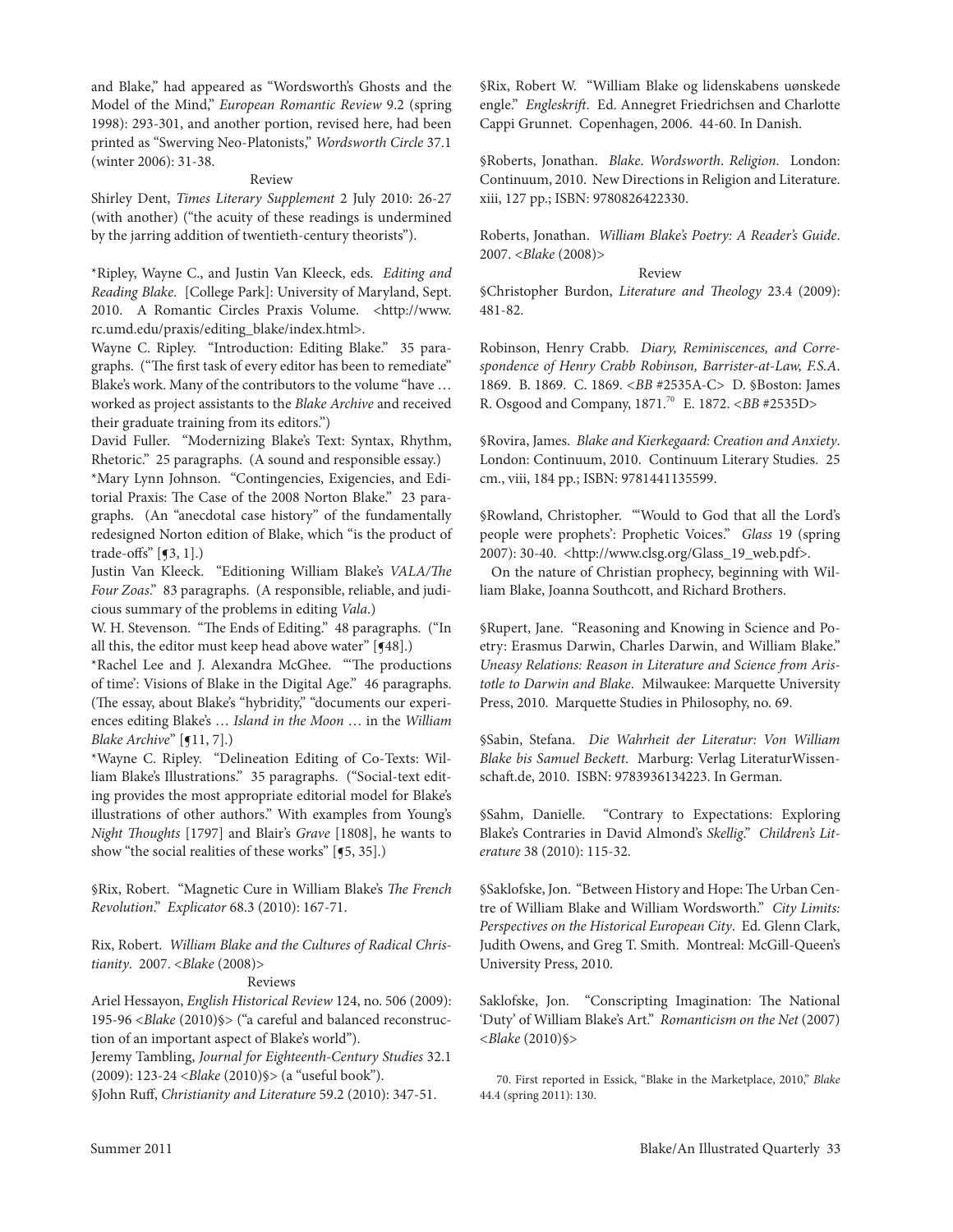and Blake," had appeared as "Wordsworth's Ghosts and the Model of the Mind," *European Romantic Review* 9.2 (spring 1998): 293-301, and another portion, revised here, had been printed as "Swerving Neo-Platonists," *Wordsworth Circle* 37.1 (winter 2006): 31-38.

Review

Shirley Dent, *Times Literary Supplement* 2 July 2010: 26-27 (with another) ("the acuity of these readings is undermined by the jarring addition of twentieth-century theorists").

*Ripley, Wayne C., and Justin Van Kleeck, eds. *Editing and Reading Blake*. [College Park]: University of Maryland, Sept. 2010. A Romantic Circles Praxis Volume. <http://www.rc.umd.edu/praxis/editing_blake/index.html>.

Wayne C. Ripley. "Introduction: Editing Blake." 35 paragraphs. ("The first task of every editor has been to remediate" Blake's work. Many of the contributors to the volume "have … worked as project assistants to the *Blake Archive* and received their graduate training from its editors.")

David Fuller. "Modernizing Blake's Text: Syntax, Rhythm, Rhetoric." 25 paragraphs. (A sound and responsible essay.)

*Mary Lynn Johnson. "Contingencies, Exigencies, and Editorial Praxis: The Case of the 2008 Norton Blake." 23 paragraphs. (An "anecdotal case history" of the fundamentally redesigned Norton edition of Blake, which "is the product of trade-offs" [¶3, 1].)

Justin Van Kleeck. "Editioning William Blake's *VALA/The Four Zoas*." 83 paragraphs. (A responsible, reliable, and judicious summary of the problems in editing *Vala*.)

W. H. Stevenson. "The Ends of Editing." 48 paragraphs. ("In all this, the editor must keep head above water" [¶48].)

*Rachel Lee and J. Alexandra McGhee. "'The productions of time': Visions of Blake in the Digital Age." 46 paragraphs. (The essay, about Blake's "hybridity," "documents our experiences editing Blake's … *Island in the Moon* … in the *William Blake Archive*" [¶11, 7].)

*Wayne C. Ripley. "Delineation Editing of Co-Texts: William Blake's Illustrations." 35 paragraphs. ("Social-text editing provides the most appropriate editorial model for Blake's illustrations of other authors." With examples from Young's *Night Thoughts* [1797] and Blair's *Grave* [1808], he wants to show "the social realities of these works" [¶5, 35].)

§Rix, Robert. "Magnetic Cure in William Blake's *The French Revolution*." *Explicator* 68.3 (2010): 167-71.

Rix, Robert. *William Blake and the Cultures of Radical Christianity*. 2007. <*Blake* (2008)>

Reviews

Ariel Hessayon, *English Historical Review* 124, no. 506 (2009): 195-96 <*Blake* (2010)§> ("a careful and balanced reconstruction of an important aspect of Blake's world").

Jeremy Tambling, *Journal for Eighteenth-Century Studies* 32.1 (2009): 123-24 <*Blake* (2010)§> (a "useful book").

§John Ruff, *Christianity and Literature* 59.2 (2010): 347-51.

§Rix, Robert W. "William Blake og lidenskabens uønskede engle." *Engleskrift*. Ed. Annegret Friedrichsen and Charlotte Cappi Grunnet. Copenhagen, 2006. 44-60. In Danish.

§Roberts, Jonathan. *Blake. Wordsworth. Religion*. London: Continuum, 2010. New Directions in Religion and Literature. xiii, 127 pp.; ISBN: 9780826422330.

Roberts, Jonathan. *William Blake's Poetry: A Reader's Guide*. 2007. <*Blake* (2008)>

Review

§Christopher Burdon, *Literature and Theology* 23.4 (2009): 481-82.

Robinson, Henry Crabb. *Diary, Reminiscences, and Correspondence of Henry Crabb Robinson, Barrister-at-Law, F.S.A*. 1869. B. 1869. C. 1869. <*BB* #2535A-C> D. §Boston: James R. Osgood and Company, 1871.[70] E. 1872. <*BB* #2535D>

§Rovira, James. *Blake and Kierkegaard: Creation and Anxiety*. London: Continuum, 2010. Continuum Literary Studies. 25 cm., viii, 184 pp.; ISBN: 9781441135599.

§Rowland, Christopher. "'Would to God that all the Lord's people were prophets': Prophetic Voices." *Glass* 19 (spring 2007): 30-40. <http://www.clsg.org/Glass_19_web.pdf>.

On the nature of Christian prophecy, beginning with William Blake, Joanna Southcott, and Richard Brothers.

§Rupert, Jane. "Reasoning and Knowing in Science and Poetry: Erasmus Darwin, Charles Darwin, and William Blake." *Uneasy Relations: Reason in Literature and Science from Aristotle to Darwin and Blake*. Milwaukee: Marquette University Press, 2010. Marquette Studies in Philosophy, no. 69.

§Sabin, Stefana. *Die Wahrheit der Literatur: Von William Blake bis Samuel Beckett*. Marburg: Verlag LiteraturWissenschaft.de, 2010. ISBN: 9783936134223. In German.

§Sahm, Danielle. "Contrary to Expectations: Exploring Blake's Contraries in David Almond's *Skellig*." *Children's Literature* 38 (2010): 115-32.

§Saklofske, Jon. "Between History and Hope: The Urban Centre of William Blake and William Wordsworth." *City Limits: Perspectives on the Historical European City*. Ed. Glenn Clark, Judith Owens, and Greg T. Smith. Montreal: McGill-Queen's University Press, 2010.

Saklofske, Jon. "Conscripting Imagination: The National 'Duty' of William Blake's Art." *Romanticism on the Net* (2007) <*Blake* (2010)§>

70. First reported in Essick, "Blake in the Marketplace, 2010," *Blake* 44.4 (spring 2011): 130.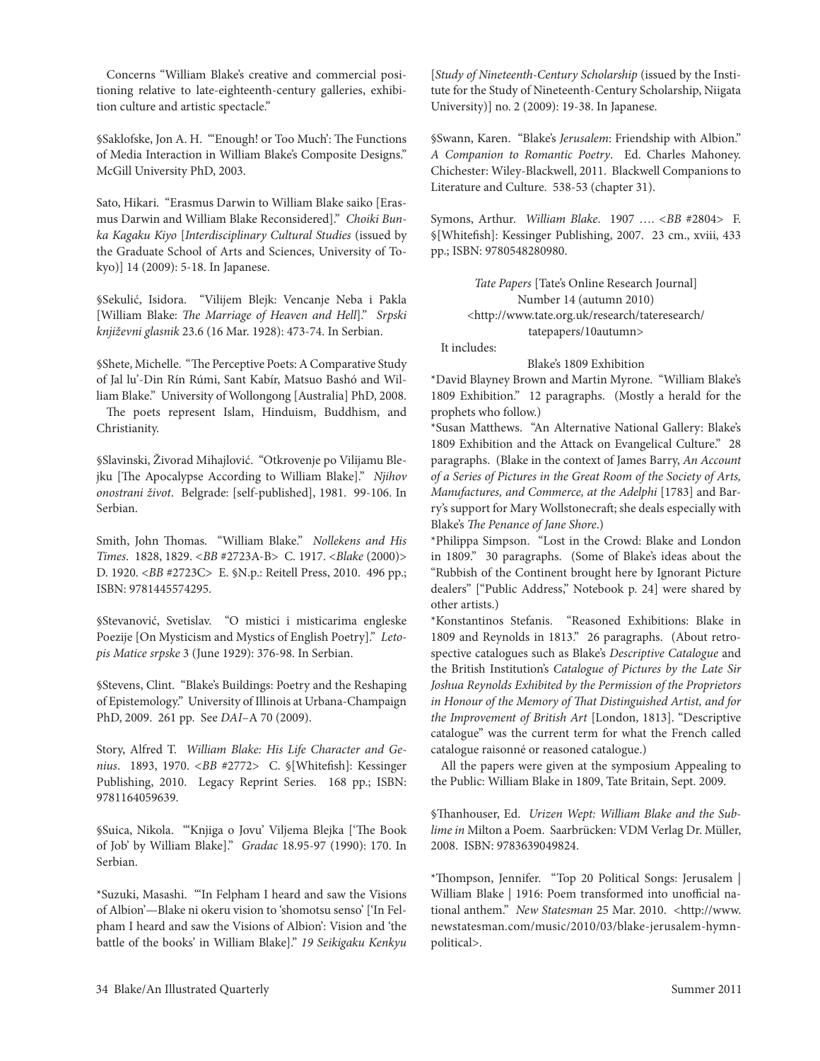Concerns "William Blake's creative and commercial positioning relative to late-eighteenth-century galleries, exhibition culture and artistic spectacle."

§Saklofske, Jon A. H. "'Enough! or Too Much': The Functions of Media Interaction in William Blake's Composite Designs." McGill University PhD, 2003.

Sato, Hikari. "Erasmus Darwin to William Blake saiko [Erasmus Darwin and William Blake Reconsidered]." *Choiki Bunka Kagaku Kiyo* [*Interdisciplinary Cultural Studies* (issued by the Graduate School of Arts and Sciences, University of Tokyo)] 14 (2009): 5-18. In Japanese.

§Sekulić, Isidora. "Vilijem Blejk: Vencanje Neba i Pakla [William Blake: *The Marriage of Heaven and Hell*]." *Srpski književni glasnik* 23.6 (16 Mar. 1928): 473-74. In Serbian.

§Shete, Michelle. "The Perceptive Poets: A Comparative Study of Jal lu'-Din Rín Rúmi, Sant Kabír, Matsuo Bashó and William Blake." University of Wollongong [Australia] PhD, 2008.

The poets represent Islam, Hinduism, Buddhism, and Christianity.

§Slavinski, Živorad Mihajlović. "Otkrovenje po Vilijamu Blejku [The Apocalypse According to William Blake]." *Njihov onostrani život*. Belgrade: [self-published], 1981. 99-106. In Serbian.

Smith, John Thomas. "William Blake." *Nollekens and His Times*. 1828, 1829. <*BB* #2723A-B> C. 1917. <*Blake* (2000)> D. 1920. <*BB* #2723C> E. §N.p.: Reitell Press, 2010. 496 pp.; ISBN: 9781445574295.

§Stevanović, Svetislav. "O mistici i misticarima engleske Poezije [On Mysticism and Mystics of English Poetry]." *Letopis Matice srpske* 3 (June 1929): 376-98. In Serbian.

§Stevens, Clint. "Blake's Buildings: Poetry and the Reshaping of Epistemology." University of Illinois at Urbana-Champaign PhD, 2009. 261 pp. See *DAI*–A 70 (2009).

Story, Alfred T. *William Blake: His Life Character and Genius*. 1893, 1970. <*BB* #2772> C. §[Whitefish]: Kessinger Publishing, 2010. Legacy Reprint Series. 168 pp.; ISBN: 9781164059639.

§Suica, Nikola. "'Knjiga o Jovu' Viljema Blejka ['The Book of Job' by William Blake]." *Gradac* 18.95-97 (1990): 170. In Serbian.

*Suzuki, Masashi. "'In Felpham I heard and saw the Visions of Albion'—Blake ni okeru vision to 'shomotsu senso' ['In Felpham I heard and saw the Visions of Albion': Vision and 'the battle of the books' in William Blake]." *19 Seikigaku Kenkyu* [*Study of Nineteenth-Century Scholarship* (issued by the Institute for the Study of Nineteenth-Century Scholarship, Niigata University)] no. 2 (2009): 19-38. In Japanese.

§Swann, Karen. "Blake's *Jerusalem*: Friendship with Albion." *A Companion to Romantic Poetry*. Ed. Charles Mahoney. Chichester: Wiley-Blackwell, 2011. Blackwell Companions to Literature and Culture. 538-53 (chapter 31).

Symons, Arthur. *William Blake*. 1907 …. <*BB* #2804> F. §[Whitefish]: Kessinger Publishing, 2007. 23 cm., xviii, 433 pp.; ISBN: 9780548280980.

*Tate Papers* [Tate's Online Research Journal]
Number 14 (autumn 2010)
<http://www.tate.org.uk/research/tateresearch/tatepapers/10autumn>

It includes:

Blake's 1809 Exhibition

*David Blayney Brown and Martin Myrone. "William Blake's 1809 Exhibition." 12 paragraphs. (Mostly a herald for the prophets who follow.)

*Susan Matthews. "An Alternative National Gallery: Blake's 1809 Exhibition and the Attack on Evangelical Culture." 28 paragraphs. (Blake in the context of James Barry, *An Account of a Series of Pictures in the Great Room of the Society of Arts, Manufactures, and Commerce, at the Adelphi* [1783] and Barry's support for Mary Wollstonecraft; she deals especially with Blake's *The Penance of Jane Shore*.)

*Philippa Simpson. "Lost in the Crowd: Blake and London in 1809." 30 paragraphs. (Some of Blake's ideas about the "Rubbish of the Continent brought here by Ignorant Picture dealers" ["Public Address," Notebook p. 24] were shared by other artists.)

*Konstantinos Stefanis. "Reasoned Exhibitions: Blake in 1809 and Reynolds in 1813." 26 paragraphs. (About retrospective catalogues such as Blake's *Descriptive Catalogue* and the British Institution's *Catalogue of Pictures by the Late Sir Joshua Reynolds Exhibited by the Permission of the Proprietors in Honour of the Memory of That Distinguished Artist, and for the Improvement of British Art* [London, 1813]. "Descriptive catalogue" was the current term for what the French called catalogue raisonné or reasoned catalogue.)

All the papers were given at the symposium Appealing to the Public: William Blake in 1809, Tate Britain, Sept. 2009.

§Thanhouser, Ed. *Urizen Wept: William Blake and the Sublime in* Milton a Poem. Saarbrücken: VDM Verlag Dr. Müller, 2008. ISBN: 9783639049824.

*Thompson, Jennifer. "Top 20 Political Songs: Jerusalem | William Blake | 1916: Poem transformed into unofficial national anthem." *New Statesman* 25 Mar. 2010. <http://www.newstatesman.com/music/2010/03/blake-jerusalem-hymn-political>.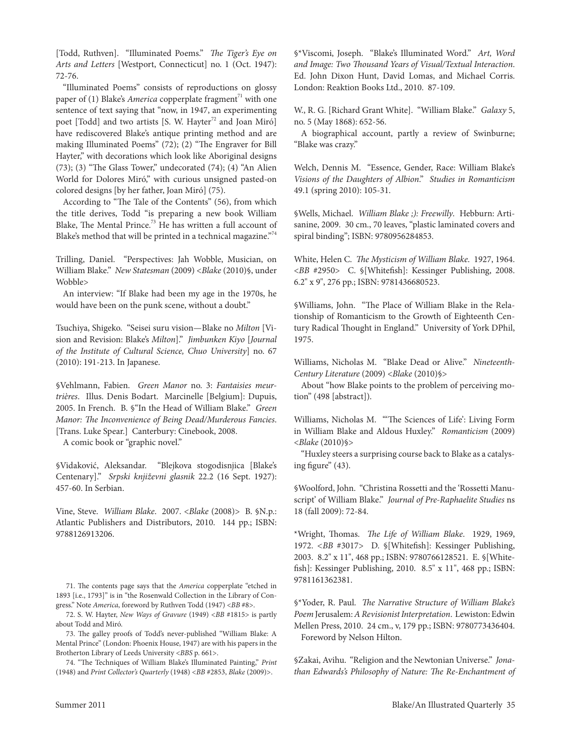[Todd, Ruthven]. "Illuminated Poems." *The Tiger's Eye on Arts and Letters* [Westport, Connecticut] no. 1 (Oct. 1947): 72-76.

"Illuminated Poems" consists of reproductions on glossy paper of (1) Blake's *America* copperplate fragment[71] with one sentence of text saying that "now, in 1947, an experimenting poet [Todd] and two artists [S. W. Hayter[72] and Joan Miró] have rediscovered Blake's antique printing method and are making Illuminated Poems" (72); (2) "The Engraver for Bill Hayter," with decorations which look like Aboriginal designs (73); (3) "The Glass Tower," undecorated (74); (4) "An Alien World for Dolores Miró," with curious unsigned pasted-on colored designs [by her father, Joan Miró] (75).

According to "The Tale of the Contents" (56), from which the title derives, Todd "is preparing a new book William Blake, The Mental Prince.[73] He has written a full account of Blake's method that will be printed in a technical magazine."[74]

Trilling, Daniel. "Perspectives: Jah Wobble, Musician, on William Blake." *New Statesman* (2009) <*Blake* (2010)§, under Wobble>

An interview: "If Blake had been my age in the 1970s, he would have been on the punk scene, without a doubt."

Tsuchiya, Shigeko. "Seisei suru vision—Blake no *Milton* [Vision and Revision: Blake's *Milton*]." *Jimbunken Kiyo* [*Journal of the Institute of Cultural Science, Chuo University*] no. 67 (2010): 191-213. In Japanese.

§Vehlmann, Fabien. *Green Manor* no. 3: *Fantaisies meurtrières*. Illus. Denis Bodart. Marcinelle [Belgium]: Dupuis, 2005. In French. B. §"In the Head of William Blake." *Green Manor: The Inconvenience of Being Dead/Murderous Fancies*. [Trans. Luke Spear.] Canterbury: Cinebook, 2008.

A comic book or "graphic novel."

§Vidaković, Aleksandar. "Blejkova stogodisnjica [Blake's Centenary]." *Srpski književni glasnik* 22.2 (16 Sept. 1927): 457-60. In Serbian.

Vine, Steve. *William Blake*. 2007. <*Blake* (2008)> B. §N.p.: Atlantic Publishers and Distributors, 2010. 144 pp.; ISBN: 9788126913206.

§*Viscomi, Joseph. "Blake's Illuminated Word." *Art, Word and Image: Two Thousand Years of Visual/Textual Interaction*. Ed. John Dixon Hunt, David Lomas, and Michael Corris. London: Reaktion Books Ltd., 2010. 87-109.

W., R. G. [Richard Grant White]. "William Blake." *Galaxy* 5, no. 5 (May 1868): 652-56.

A biographical account, partly a review of Swinburne; "Blake was crazy."

Welch, Dennis M. "Essence, Gender, Race: William Blake's *Visions of the Daughters of Albion*." *Studies in Romanticism* 49.1 (spring 2010): 105-31.

§Wells, Michael. *William Blake ;): Freewilly*. Hebburn: Artisanine, 2009. 30 cm., 70 leaves, "plastic laminated covers and spiral binding"; ISBN: 9780956284853.

White, Helen C. *The Mysticism of William Blake*. 1927, 1964. <*BB* #2950> C. §[Whitefish]: Kessinger Publishing, 2008. 6.2" x 9", 276 pp.; ISBN: 9781436680523.

§Williams, John. "The Place of William Blake in the Relationship of Romanticism to the Growth of Eighteenth Century Radical Thought in England." University of York DPhil, 1975.

Williams, Nicholas M. "Blake Dead or Alive." *Nineteenth-Century Literature* (2009) <*Blake* (2010)§>

About "how Blake points to the problem of perceiving motion" (498 [abstract]).

Williams, Nicholas M. "'The Sciences of Life': Living Form in William Blake and Aldous Huxley." *Romanticism* (2009) <*Blake* (2010)§>

"Huxley steers a surprising course back to Blake as a catalysing figure" (43).

§Woolford, John. "Christina Rossetti and the 'Rossetti Manuscript' of William Blake." *Journal of Pre-Raphaelite Studies* ns 18 (fall 2009): 72-84.

*Wright, Thomas. *The Life of William Blake*. 1929, 1969, 1972. <*BB* #3017> D. §[Whitefish]: Kessinger Publishing, 2003. 8.2" x 11", 468 pp.; ISBN: 9780766128521. E. §[Whitefish]: Kessinger Publishing, 2010. 8.5" x 11", 468 pp.; ISBN: 9781161362381.

§*Yoder, R. Paul. *The Narrative Structure of William Blake's Poem* Jerusalem: *A Revisionist Interpretation*. Lewiston: Edwin Mellen Press, 2010. 24 cm., v, 179 pp.; ISBN: 9780773436404.

Foreword by Nelson Hilton.

§Zakai, Avihu. "Religion and the Newtonian Universe." *Jonathan Edwards's Philosophy of Nature: The Re-Enchantment of*

---

71. The contents page says that the *America* copperplate "etched in 1893 [i.e., 1793]" is in "the Rosenwald Collection in the Library of Congress." Note *America*, foreword by Ruthven Todd (1947) <*BB* #8>.

72. S. W. Hayter, *New Ways of Gravure* (1949) <*BB* #1815> is partly about Todd and Miró.

73. The galley proofs of Todd's never-published "William Blake: A Mental Prince" (London: Phoenix House, 1947) are with his papers in the Brotherton Library of Leeds University <*BBS* p. 661>.

74. "The Techniques of William Blake's Illuminated Painting," *Print* (1948) and *Print Collector's Quarterly* (1948) <*BB* #2853, *Blake* (2009)>.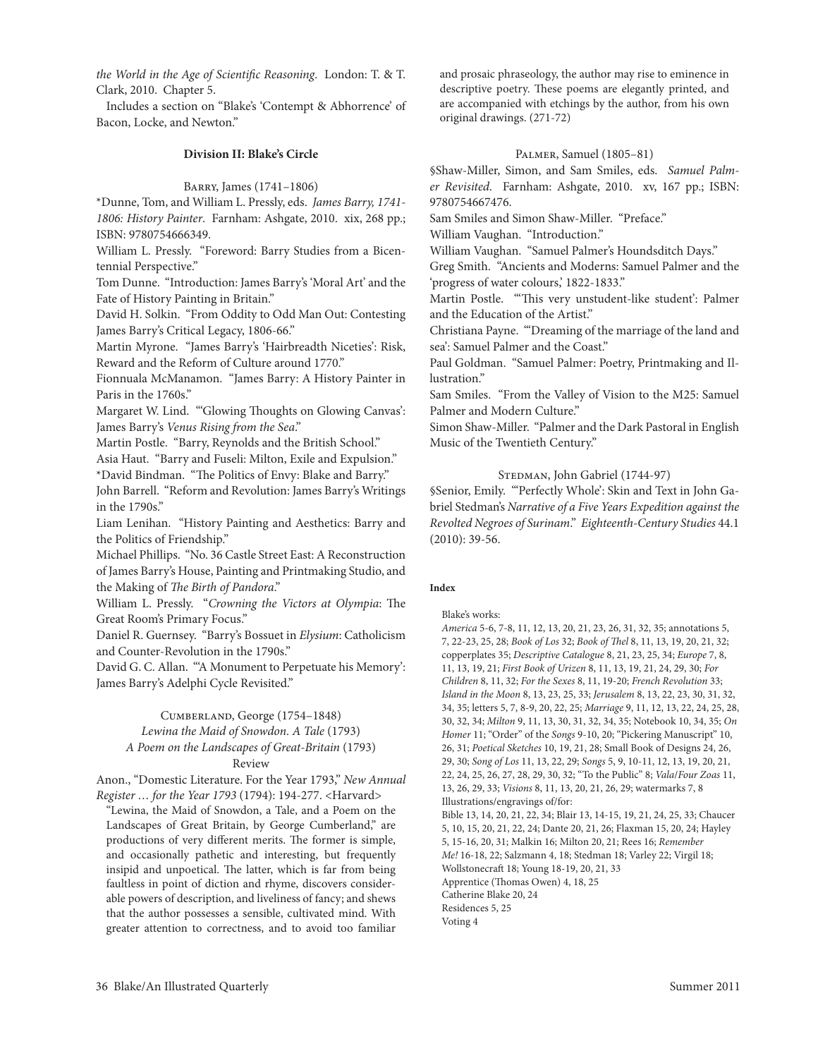*the World in the Age of Scientific Reasoning*. London: T. & T. Clark, 2010. Chapter 5.

Includes a section on "Blake's 'Contempt & Abhorrence' of Bacon, Locke, and Newton."

### Division II: Blake's Circle

Barry, James (1741–1806)

*Dunne, Tom, and William L. Pressly, eds. *James Barry, 1741-1806: History Painter*. Farnham: Ashgate, 2010. xix, 268 pp.; ISBN: 9780754666349.

William L. Pressly. "Foreword: Barry Studies from a Bicentennial Perspective."

Tom Dunne. "Introduction: James Barry's 'Moral Art' and the Fate of History Painting in Britain."

David H. Solkin. "From Oddity to Odd Man Out: Contesting James Barry's Critical Legacy, 1806-66."

Martin Myrone. "James Barry's 'Hairbreadth Niceties': Risk, Reward and the Reform of Culture around 1770."

Fionnuala McManamon. "James Barry: A History Painter in Paris in the 1760s."

Margaret W. Lind. "'Glowing Thoughts on Glowing Canvas': James Barry's *Venus Rising from the Sea*."

Martin Postle. "Barry, Reynolds and the British School."

Asia Haut. "Barry and Fuseli: Milton, Exile and Expulsion."

*David Bindman. "The Politics of Envy: Blake and Barry."

John Barrell. "Reform and Revolution: James Barry's Writings in the 1790s."

Liam Lenihan. "History Painting and Aesthetics: Barry and the Politics of Friendship."

Michael Phillips. "No. 36 Castle Street East: A Reconstruction of James Barry's House, Painting and Printmaking Studio, and the Making of *The Birth of Pandora*."

William L. Pressly. "*Crowning the Victors at Olympia*: The Great Room's Primary Focus."

Daniel R. Guernsey. "Barry's Bossuet in *Elysium*: Catholicism and Counter-Revolution in the 1790s."

David G. C. Allan. "'A Monument to Perpetuate his Memory': James Barry's Adelphi Cycle Revisited."

Cumberland, George (1754–1848)
*Lewina the Maid of Snowdon. A Tale* (1793)
*A Poem on the Landscapes of Great-Britain* (1793)
Review

Anon., "Domestic Literature. For the Year 1793," *New Annual Register … for the Year 1793* (1794): 194-277. <Harvard>

"Lewina, the Maid of Snowdon, a Tale, and a Poem on the Landscapes of Great Britain, by George Cumberland," are productions of very different merits. The former is simple, and occasionally pathetic and interesting, but frequently insipid and unpoetical. The latter, which is far from being faultless in point of diction and rhyme, discovers considerable powers of description, and liveliness of fancy; and shews that the author possesses a sensible, cultivated mind. With greater attention to correctness, and to avoid too familiar and prosaic phraseology, the author may rise to eminence in descriptive poetry. These poems are elegantly printed, and are accompanied with etchings by the author, from his own original drawings. (271-72)

Palmer, Samuel (1805–81)

§Shaw-Miller, Simon, and Sam Smiles, eds. *Samuel Palmer Revisited*. Farnham: Ashgate, 2010. xv, 167 pp.; ISBN: 9780754667476.

Sam Smiles and Simon Shaw-Miller. "Preface."

William Vaughan. "Introduction."

William Vaughan. "Samuel Palmer's Houndsditch Days."

Greg Smith. "Ancients and Moderns: Samuel Palmer and the 'progress of water colours,' 1822-1833."

Martin Postle. "'This very unstudent-like student': Palmer and the Education of the Artist."

Christiana Payne. "'Dreaming of the marriage of the land and sea': Samuel Palmer and the Coast."

Paul Goldman. "Samuel Palmer: Poetry, Printmaking and Illustration."

Sam Smiles. "From the Valley of Vision to the M25: Samuel Palmer and Modern Culture."

Simon Shaw-Miller. "Palmer and the Dark Pastoral in English Music of the Twentieth Century."

Stedman, John Gabriel (1744-97)

§Senior, Emily. "'Perfectly Whole': Skin and Text in John Gabriel Stedman's *Narrative of a Five Years Expedition against the Revolted Negroes of Surinam*." *Eighteenth-Century Studies* 44.1 (2010): 39-56.

#### Index

Blake's works:

*America* 5-6, 7-8, 11, 12, 13, 20, 21, 23, 26, 31, 32, 35; annotations 5, 7, 22-23, 25, 28; *Book of Los* 32; *Book of Thel* 8, 11, 13, 19, 20, 21, 32; copperplates 35; *Descriptive Catalogue* 8, 21, 23, 25, 34; *Europe* 7, 8, 11, 13, 19, 21; *First Book of Urizen* 8, 11, 13, 19, 21, 24, 29, 30; *For Children* 8, 11, 32; *For the Sexes* 8, 11, 19-20; *French Revolution* 33; *Island in the Moon* 8, 13, 23, 25, 33; *Jerusalem* 8, 13, 22, 23, 30, 31, 32, 34, 35; letters 5, 7, 8-9, 20, 22, 25; *Marriage* 9, 11, 12, 13, 22, 24, 25, 28, 30, 32, 34; *Milton* 9, 11, 13, 30, 31, 32, 34, 35; Notebook 10, 34, 35; *On Homer* 11; "Order" of the *Songs* 9-10, 20; "Pickering Manuscript" 10, 26, 31; *Poetical Sketches* 10, 19, 21, 28; Small Book of Designs 24, 26, 29, 30; *Song of Los* 11, 13, 22, 29; *Songs* 5, 9, 10-11, 12, 13, 19, 20, 21, 22, 24, 25, 26, 27, 28, 29, 30, 32; "To the Public" 8; *Vala*/*Four Zoas* 11, 13, 26, 29, 33; *Visions* 8, 11, 13, 20, 21, 26, 29; watermarks 7, 8

Illustrations/engravings of/for:

Bible 13, 14, 20, 21, 22, 34; Blair 13, 14-15, 19, 21, 24, 25, 33; Chaucer 5, 10, 15, 20, 21, 22, 24; Dante 20, 21, 26; Flaxman 15, 20, 24; Hayley 5, 15-16, 20, 31; Malkin 16; Milton 20, 21; Rees 16; *Remember Me!* 16-18, 22; Salzmann 4, 18; Stedman 18; Varley 22; Virgil 18; Wollstonecraft 18; Young 18-19, 20, 21, 33

Apprentice (Thomas Owen) 4, 18, 25

Catherine Blake 20, 24

Residences 5, 25

Voting 4